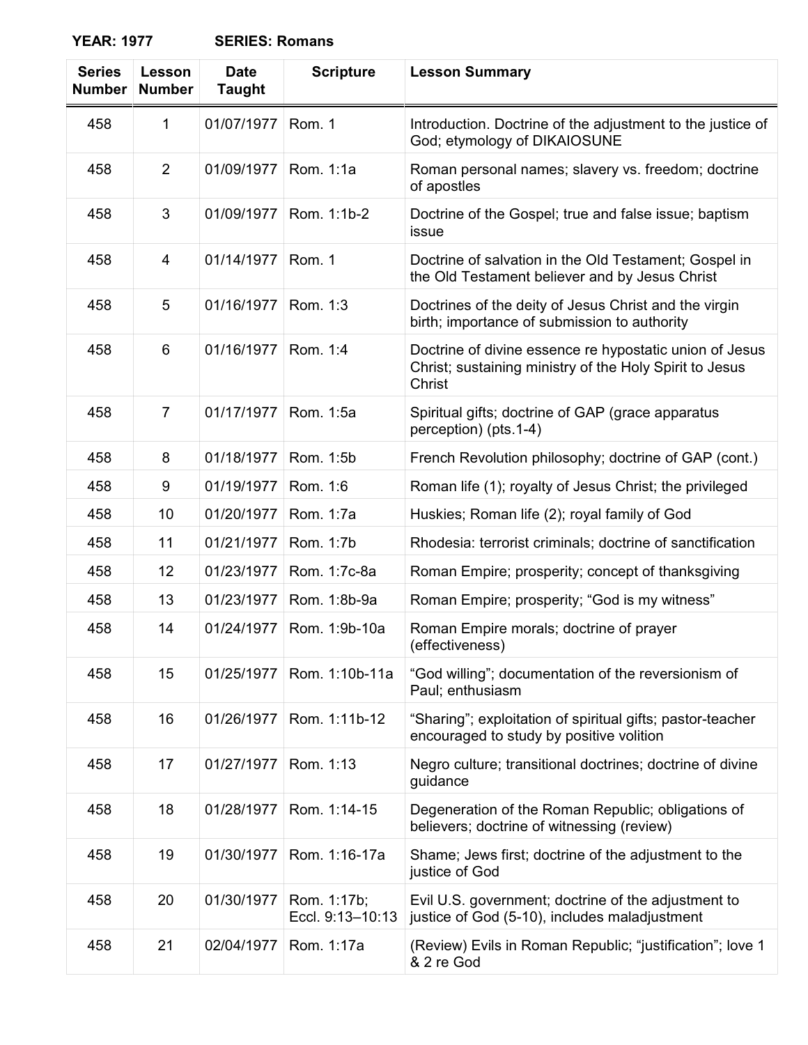**YEAR: 1977** **SERIES: Romans**

| Series Number | Lesson Number | Date Taught | Scripture | Lesson Summary |
|---|---|---|---|---|
| 458 | 1 | 01/07/1977 | Rom. 1 | Introduction. Doctrine of the adjustment to the justice of God; etymology of DIKAIOSUNE |
| 458 | 2 | 01/09/1977 | Rom. 1:1a | Roman personal names; slavery vs. freedom; doctrine of apostles |
| 458 | 3 | 01/09/1977 | Rom. 1:1b-2 | Doctrine of the Gospel; true and false issue; baptism issue |
| 458 | 4 | 01/14/1977 | Rom. 1 | Doctrine of salvation in the Old Testament; Gospel in the Old Testament believer and by Jesus Christ |
| 458 | 5 | 01/16/1977 | Rom. 1:3 | Doctrines of the deity of Jesus Christ and the virgin birth; importance of submission to authority |
| 458 | 6 | 01/16/1977 | Rom. 1:4 | Doctrine of divine essence re hypostatic union of Jesus Christ; sustaining ministry of the Holy Spirit to Jesus Christ |
| 458 | 7 | 01/17/1977 | Rom. 1:5a | Spiritual gifts; doctrine of GAP (grace apparatus perception) (pts.1-4) |
| 458 | 8 | 01/18/1977 | Rom. 1:5b | French Revolution philosophy; doctrine of GAP (cont.) |
| 458 | 9 | 01/19/1977 | Rom. 1:6 | Roman life (1); royalty of Jesus Christ; the privileged |
| 458 | 10 | 01/20/1977 | Rom. 1:7a | Huskies; Roman life (2); royal family of God |
| 458 | 11 | 01/21/1977 | Rom. 1:7b | Rhodesia: terrorist criminals; doctrine of sanctification |
| 458 | 12 | 01/23/1977 | Rom. 1:7c-8a | Roman Empire; prosperity; concept of thanksgiving |
| 458 | 13 | 01/23/1977 | Rom. 1:8b-9a | Roman Empire; prosperity; “God is my witness” |
| 458 | 14 | 01/24/1977 | Rom. 1:9b-10a | Roman Empire morals; doctrine of prayer (effectiveness) |
| 458 | 15 | 01/25/1977 | Rom. 1:10b-11a | “God willing”; documentation of the reversionism of Paul; enthusiasm |
| 458 | 16 | 01/26/1977 | Rom. 1:11b-12 | “Sharing”; exploitation of spiritual gifts; pastor-teacher encouraged to study by positive volition |
| 458 | 17 | 01/27/1977 | Rom. 1:13 | Negro culture; transitional doctrines; doctrine of divine guidance |
| 458 | 18 | 01/28/1977 | Rom. 1:14-15 | Degeneration of the Roman Republic; obligations of believers; doctrine of witnessing (review) |
| 458 | 19 | 01/30/1977 | Rom. 1:16-17a | Shame; Jews first; doctrine of the adjustment to the justice of God |
| 458 | 20 | 01/30/1977 | Rom. 1:17b; Eccl. 9:13–10:13 | Evil U.S. government; doctrine of the adjustment to justice of God (5-10), includes maladjustment |
| 458 | 21 | 02/04/1977 | Rom. 1:17a | (Review) Evils in Roman Republic; “justification”; love 1 & 2 re God |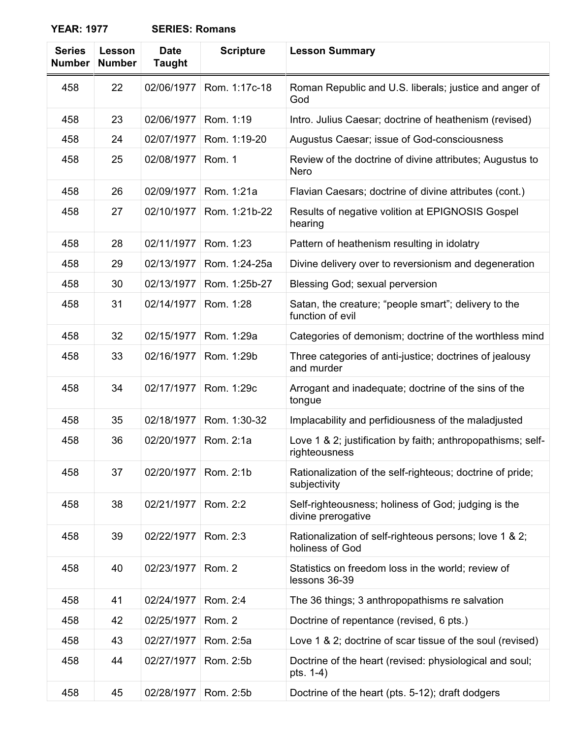**YEAR: 1977 SERIES: Romans**

| Series Number | Lesson Number | Date Taught | Scripture | Lesson Summary |
|---|---|---|---|---|
| 458 | 22 | 02/06/1977 | Rom. 1:17c-18 | Roman Republic and U.S. liberals; justice and anger of God |
| 458 | 23 | 02/06/1977 | Rom. 1:19 | Intro. Julius Caesar; doctrine of heathenism (revised) |
| 458 | 24 | 02/07/1977 | Rom. 1:19-20 | Augustus Caesar; issue of God-consciousness |
| 458 | 25 | 02/08/1977 | Rom. 1 | Review of the doctrine of divine attributes; Augustus to Nero |
| 458 | 26 | 02/09/1977 | Rom. 1:21a | Flavian Caesars; doctrine of divine attributes (cont.) |
| 458 | 27 | 02/10/1977 | Rom. 1:21b-22 | Results of negative volition at EPIGNOSIS Gospel hearing |
| 458 | 28 | 02/11/1977 | Rom. 1:23 | Pattern of heathenism resulting in idolatry |
| 458 | 29 | 02/13/1977 | Rom. 1:24-25a | Divine delivery over to reversionism and degeneration |
| 458 | 30 | 02/13/1977 | Rom. 1:25b-27 | Blessing God; sexual perversion |
| 458 | 31 | 02/14/1977 | Rom. 1:28 | Satan, the creature; "people smart"; delivery to the function of evil |
| 458 | 32 | 02/15/1977 | Rom. 1:29a | Categories of demonism; doctrine of the worthless mind |
| 458 | 33 | 02/16/1977 | Rom. 1:29b | Three categories of anti-justice; doctrines of jealousy and murder |
| 458 | 34 | 02/17/1977 | Rom. 1:29c | Arrogant and inadequate; doctrine of the sins of the tongue |
| 458 | 35 | 02/18/1977 | Rom. 1:30-32 | Implacability and perfidiousness of the maladjusted |
| 458 | 36 | 02/20/1977 | Rom. 2:1a | Love 1 & 2; justification by faith; anthropopathisms; self-righteousness |
| 458 | 37 | 02/20/1977 | Rom. 2:1b | Rationalization of the self-righteous; doctrine of pride; subjectivity |
| 458 | 38 | 02/21/1977 | Rom. 2:2 | Self-righteousness; holiness of God; judging is the divine prerogative |
| 458 | 39 | 02/22/1977 | Rom. 2:3 | Rationalization of self-righteous persons; love 1 & 2; holiness of God |
| 458 | 40 | 02/23/1977 | Rom. 2 | Statistics on freedom loss in the world; review of lessons 36-39 |
| 458 | 41 | 02/24/1977 | Rom. 2:4 | The 36 things; 3 anthropopathisms re salvation |
| 458 | 42 | 02/25/1977 | Rom. 2 | Doctrine of repentance (revised, 6 pts.) |
| 458 | 43 | 02/27/1977 | Rom. 2:5a | Love 1 & 2; doctrine of scar tissue of the soul (revised) |
| 458 | 44 | 02/27/1977 | Rom. 2:5b | Doctrine of the heart (revised: physiological and soul; pts. 1-4) |
| 458 | 45 | 02/28/1977 | Rom. 2:5b | Doctrine of the heart (pts. 5-12); draft dodgers |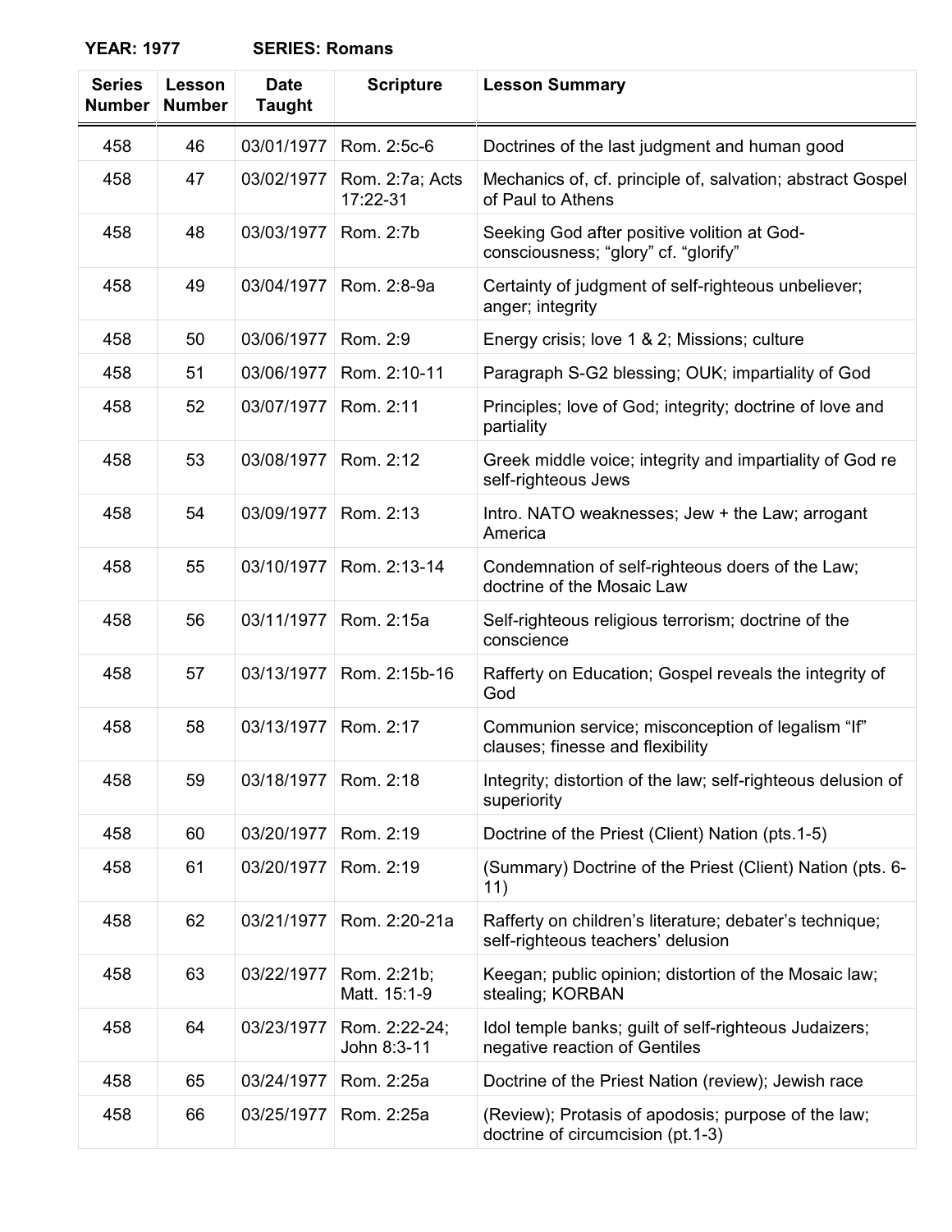**YEAR: 1977 SERIES: Romans**

| Series Number | Lesson Number | Date Taught | Scripture | Lesson Summary |
|---|---|---|---|---|
| 458 | 46 | 03/01/1977 | Rom. 2:5c-6 | Doctrines of the last judgment and human good |
| 458 | 47 | 03/02/1977 | Rom. 2:7a; Acts 17:22-31 | Mechanics of, cf. principle of, salvation; abstract Gospel of Paul to Athens |
| 458 | 48 | 03/03/1977 | Rom. 2:7b | Seeking God after positive volition at God-consciousness; "glory" cf. "glorify" |
| 458 | 49 | 03/04/1977 | Rom. 2:8-9a | Certainty of judgment of self-righteous unbeliever; anger; integrity |
| 458 | 50 | 03/06/1977 | Rom. 2:9 | Energy crisis; love 1 & 2; Missions; culture |
| 458 | 51 | 03/06/1977 | Rom. 2:10-11 | Paragraph S-G2 blessing; OUK; impartiality of God |
| 458 | 52 | 03/07/1977 | Rom. 2:11 | Principles; love of God; integrity; doctrine of love and partiality |
| 458 | 53 | 03/08/1977 | Rom. 2:12 | Greek middle voice; integrity and impartiality of God re self-righteous Jews |
| 458 | 54 | 03/09/1977 | Rom. 2:13 | Intro. NATO weaknesses; Jew + the Law; arrogant America |
| 458 | 55 | 03/10/1977 | Rom. 2:13-14 | Condemnation of self-righteous doers of the Law; doctrine of the Mosaic Law |
| 458 | 56 | 03/11/1977 | Rom. 2:15a | Self-righteous religious terrorism; doctrine of the conscience |
| 458 | 57 | 03/13/1977 | Rom. 2:15b-16 | Rafferty on Education; Gospel reveals the integrity of God |
| 458 | 58 | 03/13/1977 | Rom. 2:17 | Communion service; misconception of legalism "If" clauses; finesse and flexibility |
| 458 | 59 | 03/18/1977 | Rom. 2:18 | Integrity; distortion of the law; self-righteous delusion of superiority |
| 458 | 60 | 03/20/1977 | Rom. 2:19 | Doctrine of the Priest (Client) Nation (pts.1-5) |
| 458 | 61 | 03/20/1977 | Rom. 2:19 | (Summary) Doctrine of the Priest (Client) Nation (pts. 6-11) |
| 458 | 62 | 03/21/1977 | Rom. 2:20-21a | Rafferty on children's literature; debater's technique; self-righteous teachers' delusion |
| 458 | 63 | 03/22/1977 | Rom. 2:21b; Matt. 15:1-9 | Keegan; public opinion; distortion of the Mosaic law; stealing; KORBAN |
| 458 | 64 | 03/23/1977 | Rom. 2:22-24; John 8:3-11 | Idol temple banks; guilt of self-righteous Judaizers; negative reaction of Gentiles |
| 458 | 65 | 03/24/1977 | Rom. 2:25a | Doctrine of the Priest Nation (review); Jewish race |
| 458 | 66 | 03/25/1977 | Rom. 2:25a | (Review); Protasis of apodosis; purpose of the law; doctrine of circumcision (pt.1-3) |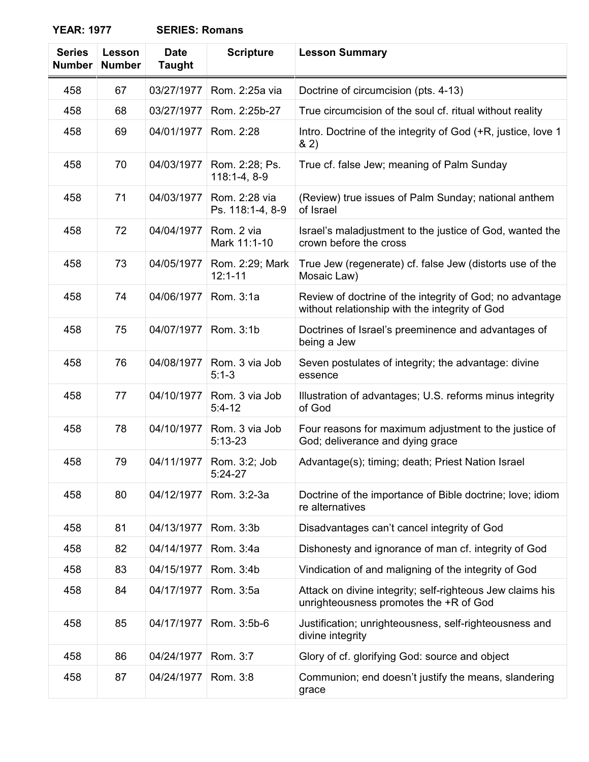**YEAR: 1977 SERIES: Romans**

| Series Number | Lesson Number | Date Taught | Scripture | Lesson Summary |
|---|---|---|---|---|
| 458 | 67 | 03/27/1977 | Rom. 2:25a via | Doctrine of circumcision (pts. 4-13) |
| 458 | 68 | 03/27/1977 | Rom. 2:25b-27 | True circumcision of the soul cf. ritual without reality |
| 458 | 69 | 04/01/1977 | Rom. 2:28 | Intro. Doctrine of the integrity of God (+R, justice, love 1 & 2) |
| 458 | 70 | 04/03/1977 | Rom. 2:28; Ps. 118:1-4, 8-9 | True cf. false Jew; meaning of Palm Sunday |
| 458 | 71 | 04/03/1977 | Rom. 2:28 via Ps. 118:1-4, 8-9 | (Review) true issues of Palm Sunday; national anthem of Israel |
| 458 | 72 | 04/04/1977 | Rom. 2 via Mark 11:1-10 | Israel's maladjustment to the justice of God, wanted the crown before the cross |
| 458 | 73 | 04/05/1977 | Rom. 2:29; Mark 12:1-11 | True Jew (regenerate) cf. false Jew (distorts use of the Mosaic Law) |
| 458 | 74 | 04/06/1977 | Rom. 3:1a | Review of doctrine of the integrity of God; no advantage without relationship with the integrity of God |
| 458 | 75 | 04/07/1977 | Rom. 3:1b | Doctrines of Israel's preeminence and advantages of being a Jew |
| 458 | 76 | 04/08/1977 | Rom. 3 via Job 5:1-3 | Seven postulates of integrity; the advantage: divine essence |
| 458 | 77 | 04/10/1977 | Rom. 3 via Job 5:4-12 | Illustration of advantages; U.S. reforms minus integrity of God |
| 458 | 78 | 04/10/1977 | Rom. 3 via Job 5:13-23 | Four reasons for maximum adjustment to the justice of God; deliverance and dying grace |
| 458 | 79 | 04/11/1977 | Rom. 3:2; Job 5:24-27 | Advantage(s); timing; death; Priest Nation Israel |
| 458 | 80 | 04/12/1977 | Rom. 3:2-3a | Doctrine of the importance of Bible doctrine; love; idiom re alternatives |
| 458 | 81 | 04/13/1977 | Rom. 3:3b | Disadvantages can't cancel integrity of God |
| 458 | 82 | 04/14/1977 | Rom. 3:4a | Dishonesty and ignorance of man cf. integrity of God |
| 458 | 83 | 04/15/1977 | Rom. 3:4b | Vindication of and maligning of the integrity of God |
| 458 | 84 | 04/17/1977 | Rom. 3:5a | Attack on divine integrity; self-righteous Jew claims his unrighteousness promotes the +R of God |
| 458 | 85 | 04/17/1977 | Rom. 3:5b-6 | Justification; unrighteousness, self-righteousness and divine integrity |
| 458 | 86 | 04/24/1977 | Rom. 3:7 | Glory of cf. glorifying God: source and object |
| 458 | 87 | 04/24/1977 | Rom. 3:8 | Communion; end doesn't justify the means, slandering grace |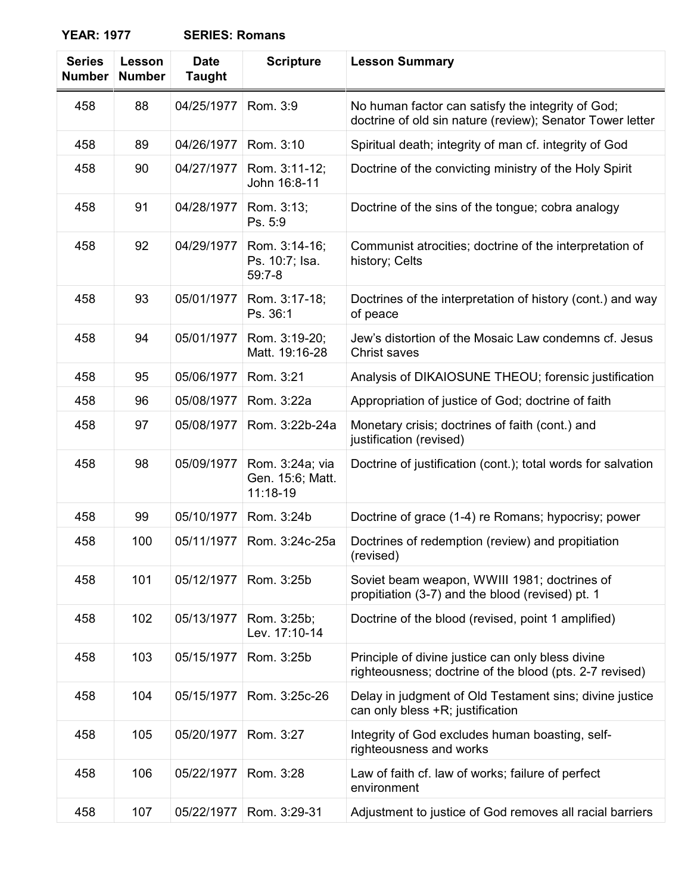**YEAR: 1977 SERIES: Romans**

| Series Number | Lesson Number | Date Taught | Scripture | Lesson Summary |
|---|---|---|---|---|
| 458 | 88 | 04/25/1977 | Rom. 3:9 | No human factor can satisfy the integrity of God; doctrine of old sin nature (review); Senator Tower letter |
| 458 | 89 | 04/26/1977 | Rom. 3:10 | Spiritual death; integrity of man cf. integrity of God |
| 458 | 90 | 04/27/1977 | Rom. 3:11-12; John 16:8-11 | Doctrine of the convicting ministry of the Holy Spirit |
| 458 | 91 | 04/28/1977 | Rom. 3:13; Ps. 5:9 | Doctrine of the sins of the tongue; cobra analogy |
| 458 | 92 | 04/29/1977 | Rom. 3:14-16; Ps. 10:7; Isa. 59:7-8 | Communist atrocities; doctrine of the interpretation of history; Celts |
| 458 | 93 | 05/01/1977 | Rom. 3:17-18; Ps. 36:1 | Doctrines of the interpretation of history (cont.) and way of peace |
| 458 | 94 | 05/01/1977 | Rom. 3:19-20; Matt. 19:16-28 | Jew's distortion of the Mosaic Law condemns cf. Jesus Christ saves |
| 458 | 95 | 05/06/1977 | Rom. 3:21 | Analysis of DIKAIOSUNE THEOU; forensic justification |
| 458 | 96 | 05/08/1977 | Rom. 3:22a | Appropriation of justice of God; doctrine of faith |
| 458 | 97 | 05/08/1977 | Rom. 3:22b-24a | Monetary crisis; doctrines of faith (cont.) and justification (revised) |
| 458 | 98 | 05/09/1977 | Rom. 3:24a; via Gen. 15:6; Matt. 11:18-19 | Doctrine of justification (cont.); total words for salvation |
| 458 | 99 | 05/10/1977 | Rom. 3:24b | Doctrine of grace (1-4) re Romans; hypocrisy; power |
| 458 | 100 | 05/11/1977 | Rom. 3:24c-25a | Doctrines of redemption (review) and propitiation (revised) |
| 458 | 101 | 05/12/1977 | Rom. 3:25b | Soviet beam weapon, WWIII 1981; doctrines of propitiation (3-7) and the blood (revised) pt. 1 |
| 458 | 102 | 05/13/1977 | Rom. 3:25b; Lev. 17:10-14 | Doctrine of the blood (revised, point 1 amplified) |
| 458 | 103 | 05/15/1977 | Rom. 3:25b | Principle of divine justice can only bless divine righteousness; doctrine of the blood (pts. 2-7 revised) |
| 458 | 104 | 05/15/1977 | Rom. 3:25c-26 | Delay in judgment of Old Testament sins; divine justice can only bless +R; justification |
| 458 | 105 | 05/20/1977 | Rom. 3:27 | Integrity of God excludes human boasting, self-righteousness and works |
| 458 | 106 | 05/22/1977 | Rom. 3:28 | Law of faith cf. law of works; failure of perfect environment |
| 458 | 107 | 05/22/1977 | Rom. 3:29-31 | Adjustment to justice of God removes all racial barriers |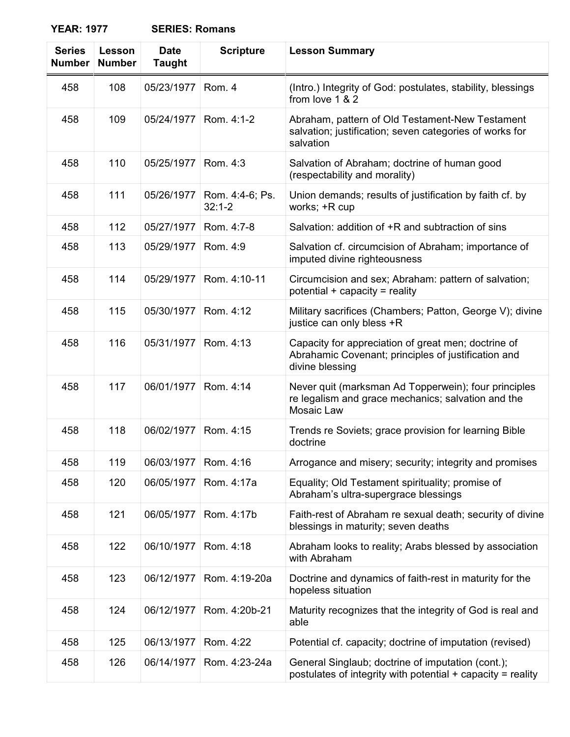**YEAR: 1977 SERIES: Romans**

| Series Number | Lesson Number | Date Taught | Scripture | Lesson Summary |
|---|---|---|---|---|
| 458 | 108 | 05/23/1977 | Rom. 4 | (Intro.) Integrity of God: postulates, stability, blessings from love 1 & 2 |
| 458 | 109 | 05/24/1977 | Rom. 4:1-2 | Abraham, pattern of Old Testament-New Testament salvation; justification; seven categories of works for salvation |
| 458 | 110 | 05/25/1977 | Rom. 4:3 | Salvation of Abraham; doctrine of human good (respectability and morality) |
| 458 | 111 | 05/26/1977 | Rom. 4:4-6; Ps. 32:1-2 | Union demands; results of justification by faith cf. by works; +R cup |
| 458 | 112 | 05/27/1977 | Rom. 4:7-8 | Salvation: addition of +R and subtraction of sins |
| 458 | 113 | 05/29/1977 | Rom. 4:9 | Salvation cf. circumcision of Abraham; importance of imputed divine righteousness |
| 458 | 114 | 05/29/1977 | Rom. 4:10-11 | Circumcision and sex; Abraham: pattern of salvation; potential + capacity = reality |
| 458 | 115 | 05/30/1977 | Rom. 4:12 | Military sacrifices (Chambers; Patton, George V); divine justice can only bless +R |
| 458 | 116 | 05/31/1977 | Rom. 4:13 | Capacity for appreciation of great men; doctrine of Abrahamic Covenant; principles of justification and divine blessing |
| 458 | 117 | 06/01/1977 | Rom. 4:14 | Never quit (marksman Ad Topperwein); four principles re legalism and grace mechanics; salvation and the Mosaic Law |
| 458 | 118 | 06/02/1977 | Rom. 4:15 | Trends re Soviets; grace provision for learning Bible doctrine |
| 458 | 119 | 06/03/1977 | Rom. 4:16 | Arrogance and misery; security; integrity and promises |
| 458 | 120 | 06/05/1977 | Rom. 4:17a | Equality; Old Testament spirituality; promise of Abraham's ultra-supergrace blessings |
| 458 | 121 | 06/05/1977 | Rom. 4:17b | Faith-rest of Abraham re sexual death; security of divine blessings in maturity; seven deaths |
| 458 | 122 | 06/10/1977 | Rom. 4:18 | Abraham looks to reality; Arabs blessed by association with Abraham |
| 458 | 123 | 06/12/1977 | Rom. 4:19-20a | Doctrine and dynamics of faith-rest in maturity for the hopeless situation |
| 458 | 124 | 06/12/1977 | Rom. 4:20b-21 | Maturity recognizes that the integrity of God is real and able |
| 458 | 125 | 06/13/1977 | Rom. 4:22 | Potential cf. capacity; doctrine of imputation (revised) |
| 458 | 126 | 06/14/1977 | Rom. 4:23-24a | General Singlaub; doctrine of imputation (cont.); postulates of integrity with potential + capacity = reality |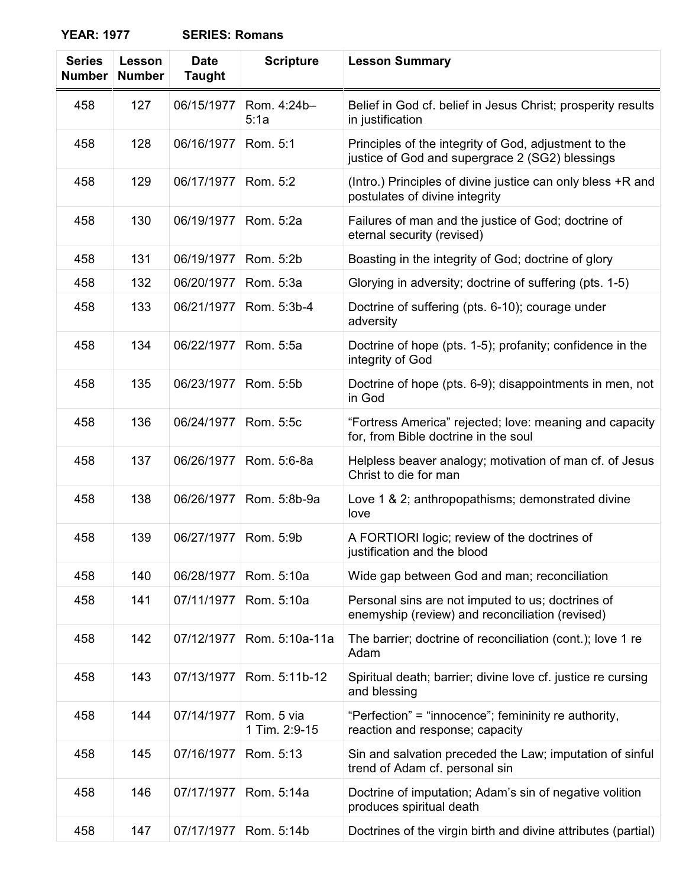**YEAR: 1977 SERIES: Romans**

| Series Number | Lesson Number | Date Taught | Scripture | Lesson Summary |
|---|---|---|---|---|
| 458 | 127 | 06/15/1977 | Rom. 4:24b–5:1a | Belief in God cf. belief in Jesus Christ; prosperity results in justification |
| 458 | 128 | 06/16/1977 | Rom. 5:1 | Principles of the integrity of God, adjustment to the justice of God and supergrace 2 (SG2) blessings |
| 458 | 129 | 06/17/1977 | Rom. 5:2 | (Intro.) Principles of divine justice can only bless +R and postulates of divine integrity |
| 458 | 130 | 06/19/1977 | Rom. 5:2a | Failures of man and the justice of God; doctrine of eternal security (revised) |
| 458 | 131 | 06/19/1977 | Rom. 5:2b | Boasting in the integrity of God; doctrine of glory |
| 458 | 132 | 06/20/1977 | Rom. 5:3a | Glorying in adversity; doctrine of suffering (pts. 1-5) |
| 458 | 133 | 06/21/1977 | Rom. 5:3b-4 | Doctrine of suffering (pts. 6-10); courage under adversity |
| 458 | 134 | 06/22/1977 | Rom. 5:5a | Doctrine of hope (pts. 1-5); profanity; confidence in the integrity of God |
| 458 | 135 | 06/23/1977 | Rom. 5:5b | Doctrine of hope (pts. 6-9); disappointments in men, not in God |
| 458 | 136 | 06/24/1977 | Rom. 5:5c | “Fortress America” rejected; love: meaning and capacity for, from Bible doctrine in the soul |
| 458 | 137 | 06/26/1977 | Rom. 5:6-8a | Helpless beaver analogy; motivation of man cf. of Jesus Christ to die for man |
| 458 | 138 | 06/26/1977 | Rom. 5:8b-9a | Love 1 & 2; anthropopathisms; demonstrated divine love |
| 458 | 139 | 06/27/1977 | Rom. 5:9b | A FORTIORI logic; review of the doctrines of justification and the blood |
| 458 | 140 | 06/28/1977 | Rom. 5:10a | Wide gap between God and man; reconciliation |
| 458 | 141 | 07/11/1977 | Rom. 5:10a | Personal sins are not imputed to us; doctrines of enemyship (review) and reconciliation (revised) |
| 458 | 142 | 07/12/1977 | Rom. 5:10a-11a | The barrier; doctrine of reconciliation (cont.); love 1 re Adam |
| 458 | 143 | 07/13/1977 | Rom. 5:11b-12 | Spiritual death; barrier; divine love cf. justice re cursing and blessing |
| 458 | 144 | 07/14/1977 | Rom. 5 via 1 Tim. 2:9-15 | “Perfection” = “innocence”; femininity re authority, reaction and response; capacity |
| 458 | 145 | 07/16/1977 | Rom. 5:13 | Sin and salvation preceded the Law; imputation of sinful trend of Adam cf. personal sin |
| 458 | 146 | 07/17/1977 | Rom. 5:14a | Doctrine of imputation; Adam’s sin of negative volition produces spiritual death |
| 458 | 147 | 07/17/1977 | Rom. 5:14b | Doctrines of the virgin birth and divine attributes (partial) |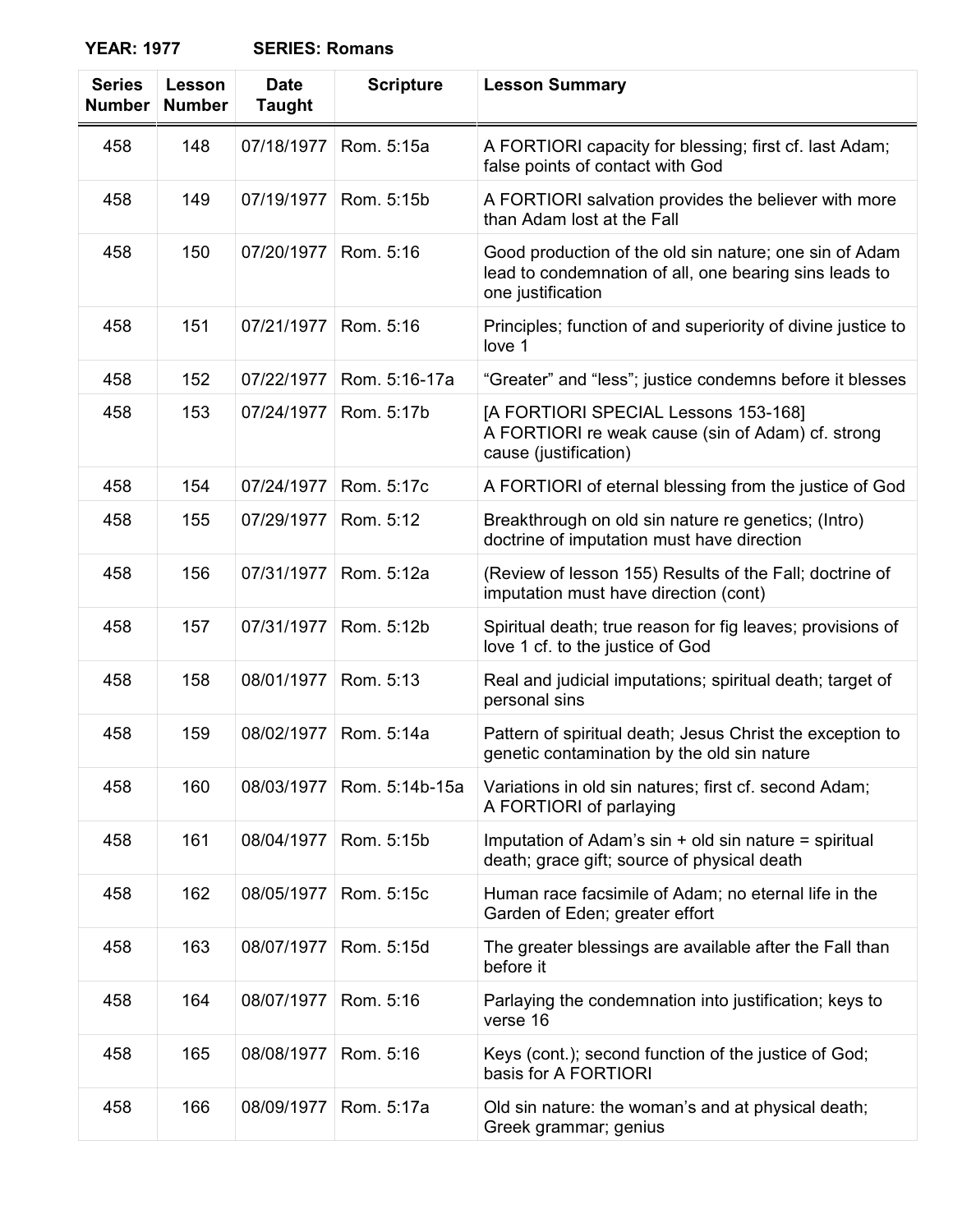**YEAR: 1977** **SERIES: Romans**

| Series Number | Lesson Number | Date Taught | Scripture | Lesson Summary |
|---|---|---|---|---|
| 458 | 148 | 07/18/1977 | Rom. 5:15a | A FORTIORI capacity for blessing; first cf. last Adam; false points of contact with God |
| 458 | 149 | 07/19/1977 | Rom. 5:15b | A FORTIORI salvation provides the believer with more than Adam lost at the Fall |
| 458 | 150 | 07/20/1977 | Rom. 5:16 | Good production of the old sin nature; one sin of Adam lead to condemnation of all, one bearing sins leads to one justification |
| 458 | 151 | 07/21/1977 | Rom. 5:16 | Principles; function of and superiority of divine justice to love 1 |
| 458 | 152 | 07/22/1977 | Rom. 5:16-17a | "Greater" and "less"; justice condemns before it blesses |
| 458 | 153 | 07/24/1977 | Rom. 5:17b | [A FORTIORI SPECIAL Lessons 153-168] A FORTIORI re weak cause (sin of Adam) cf. strong cause (justification) |
| 458 | 154 | 07/24/1977 | Rom. 5:17c | A FORTIORI of eternal blessing from the justice of God |
| 458 | 155 | 07/29/1977 | Rom. 5:12 | Breakthrough on old sin nature re genetics; (Intro) doctrine of imputation must have direction |
| 458 | 156 | 07/31/1977 | Rom. 5:12a | (Review of lesson 155) Results of the Fall; doctrine of imputation must have direction (cont) |
| 458 | 157 | 07/31/1977 | Rom. 5:12b | Spiritual death; true reason for fig leaves; provisions of love 1 cf. to the justice of God |
| 458 | 158 | 08/01/1977 | Rom. 5:13 | Real and judicial imputations; spiritual death; target of personal sins |
| 458 | 159 | 08/02/1977 | Rom. 5:14a | Pattern of spiritual death; Jesus Christ the exception to genetic contamination by the old sin nature |
| 458 | 160 | 08/03/1977 | Rom. 5:14b-15a | Variations in old sin natures; first cf. second Adam; A FORTIORI of parlaying |
| 458 | 161 | 08/04/1977 | Rom. 5:15b | Imputation of Adam's sin + old sin nature = spiritual death; grace gift; source of physical death |
| 458 | 162 | 08/05/1977 | Rom. 5:15c | Human race facsimile of Adam; no eternal life in the Garden of Eden; greater effort |
| 458 | 163 | 08/07/1977 | Rom. 5:15d | The greater blessings are available after the Fall than before it |
| 458 | 164 | 08/07/1977 | Rom. 5:16 | Parlaying the condemnation into justification; keys to verse 16 |
| 458 | 165 | 08/08/1977 | Rom. 5:16 | Keys (cont.); second function of the justice of God; basis for A FORTIORI |
| 458 | 166 | 08/09/1977 | Rom. 5:17a | Old sin nature: the woman's and at physical death; Greek grammar; genius |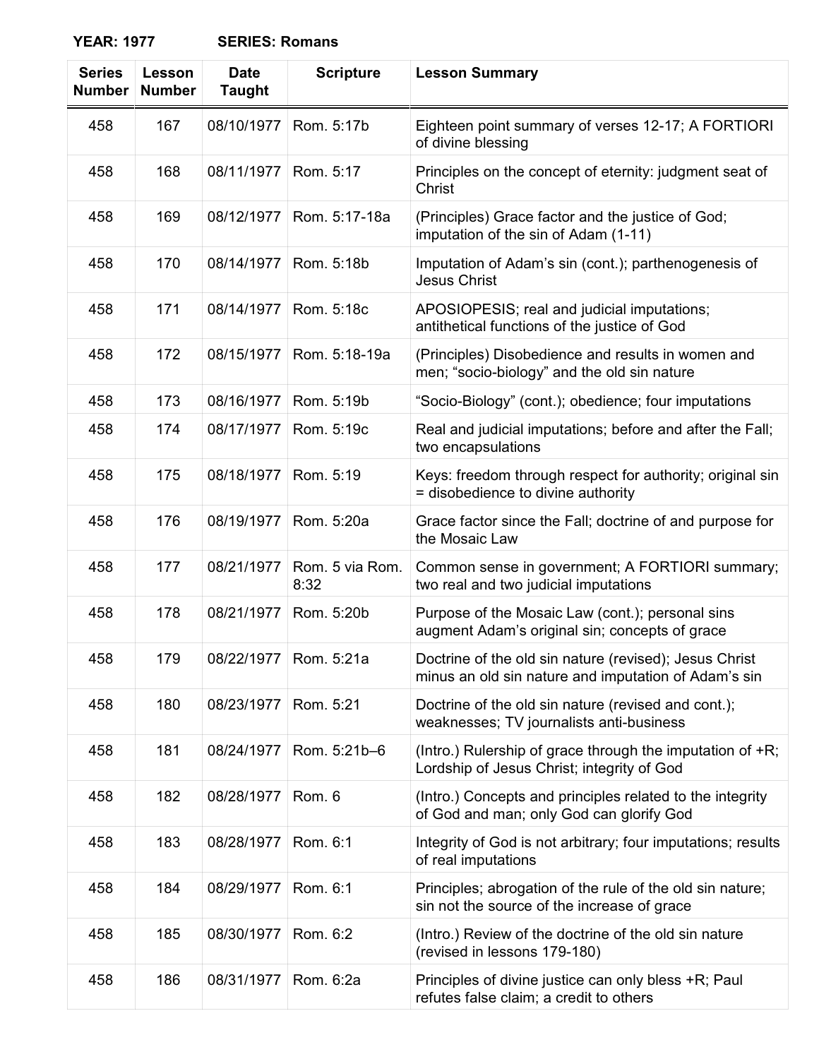**YEAR: 1977 SERIES: Romans**

| Series Number | Lesson Number | Date Taught | Scripture | Lesson Summary |
|---|---|---|---|---|
| 458 | 167 | 08/10/1977 | Rom. 5:17b | Eighteen point summary of verses 12-17; A FORTIORI of divine blessing |
| 458 | 168 | 08/11/1977 | Rom. 5:17 | Principles on the concept of eternity: judgment seat of Christ |
| 458 | 169 | 08/12/1977 | Rom. 5:17-18a | (Principles) Grace factor and the justice of God; imputation of the sin of Adam (1-11) |
| 458 | 170 | 08/14/1977 | Rom. 5:18b | Imputation of Adam's sin (cont.); parthenogenesis of Jesus Christ |
| 458 | 171 | 08/14/1977 | Rom. 5:18c | APOSIOPESIS; real and judicial imputations; antithetical functions of the justice of God |
| 458 | 172 | 08/15/1977 | Rom. 5:18-19a | (Principles) Disobedience and results in women and men; "socio-biology" and the old sin nature |
| 458 | 173 | 08/16/1977 | Rom. 5:19b | "Socio-Biology" (cont.); obedience; four imputations |
| 458 | 174 | 08/17/1977 | Rom. 5:19c | Real and judicial imputations; before and after the Fall; two encapsulations |
| 458 | 175 | 08/18/1977 | Rom. 5:19 | Keys: freedom through respect for authority; original sin = disobedience to divine authority |
| 458 | 176 | 08/19/1977 | Rom. 5:20a | Grace factor since the Fall; doctrine of and purpose for the Mosaic Law |
| 458 | 177 | 08/21/1977 | Rom. 5 via Rom. 8:32 | Common sense in government; A FORTIORI summary; two real and two judicial imputations |
| 458 | 178 | 08/21/1977 | Rom. 5:20b | Purpose of the Mosaic Law (cont.); personal sins augment Adam's original sin; concepts of grace |
| 458 | 179 | 08/22/1977 | Rom. 5:21a | Doctrine of the old sin nature (revised); Jesus Christ minus an old sin nature and imputation of Adam's sin |
| 458 | 180 | 08/23/1977 | Rom. 5:21 | Doctrine of the old sin nature (revised and cont.); weaknesses; TV journalists anti-business |
| 458 | 181 | 08/24/1977 | Rom. 5:21b–6 | (Intro.) Rulership of grace through the imputation of +R; Lordship of Jesus Christ; integrity of God |
| 458 | 182 | 08/28/1977 | Rom. 6 | (Intro.) Concepts and principles related to the integrity of God and man; only God can glorify God |
| 458 | 183 | 08/28/1977 | Rom. 6:1 | Integrity of God is not arbitrary; four imputations; results of real imputations |
| 458 | 184 | 08/29/1977 | Rom. 6:1 | Principles; abrogation of the rule of the old sin nature; sin not the source of the increase of grace |
| 458 | 185 | 08/30/1977 | Rom. 6:2 | (Intro.) Review of the doctrine of the old sin nature (revised in lessons 179-180) |
| 458 | 186 | 08/31/1977 | Rom. 6:2a | Principles of divine justice can only bless +R; Paul refutes false claim; a credit to others |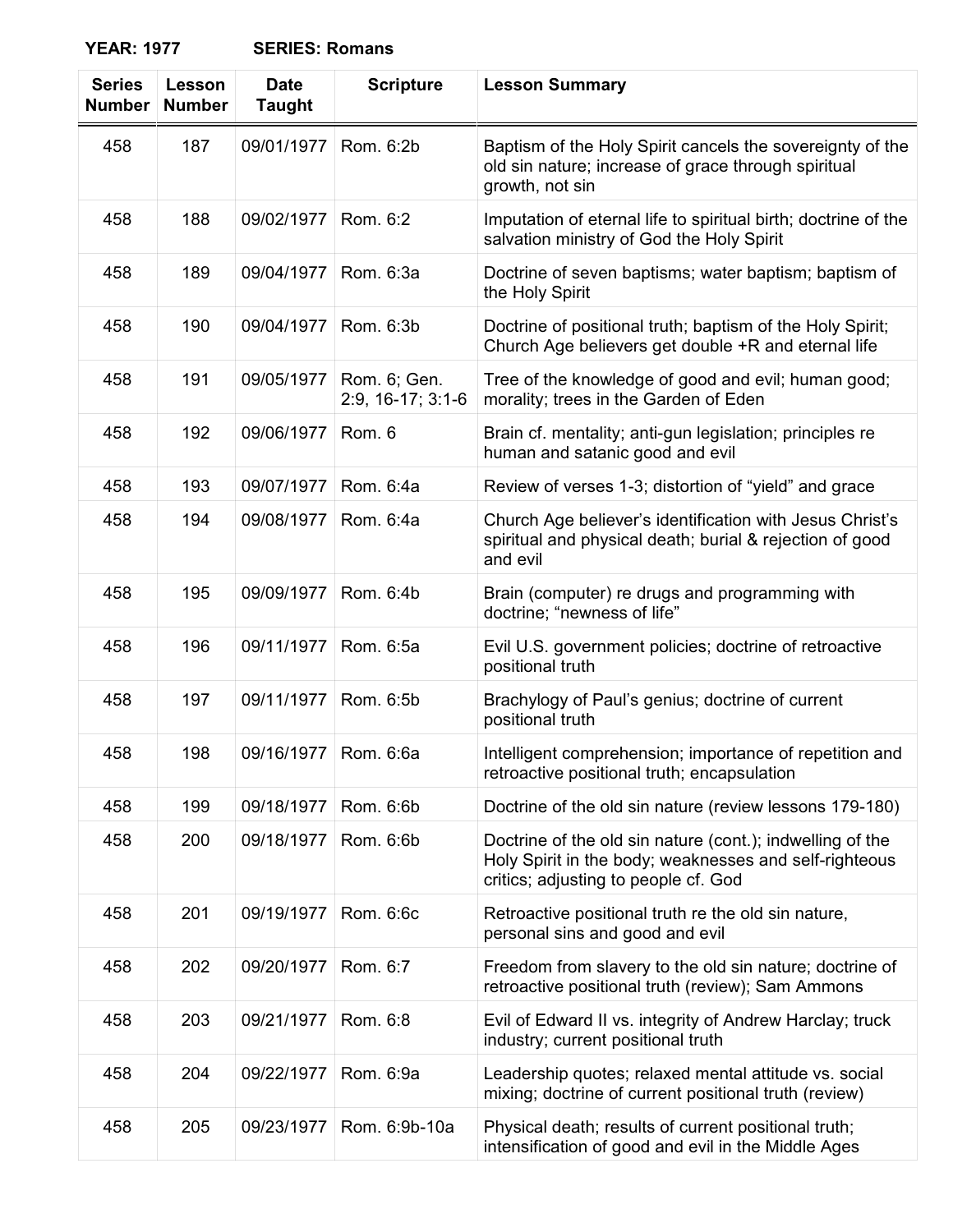**YEAR: 1977 SERIES: Romans**

| Series Number | Lesson Number | Date Taught | Scripture | Lesson Summary |
|---|---|---|---|---|
| 458 | 187 | 09/01/1977 | Rom. 6:2b | Baptism of the Holy Spirit cancels the sovereignty of the old sin nature; increase of grace through spiritual growth, not sin |
| 458 | 188 | 09/02/1977 | Rom. 6:2 | Imputation of eternal life to spiritual birth; doctrine of the salvation ministry of God the Holy Spirit |
| 458 | 189 | 09/04/1977 | Rom. 6:3a | Doctrine of seven baptisms; water baptism; baptism of the Holy Spirit |
| 458 | 190 | 09/04/1977 | Rom. 6:3b | Doctrine of positional truth; baptism of the Holy Spirit; Church Age believers get double +R and eternal life |
| 458 | 191 | 09/05/1977 | Rom. 6; Gen. 2:9, 16-17; 3:1-6 | Tree of the knowledge of good and evil; human good; morality; trees in the Garden of Eden |
| 458 | 192 | 09/06/1977 | Rom. 6 | Brain cf. mentality; anti-gun legislation; principles re human and satanic good and evil |
| 458 | 193 | 09/07/1977 | Rom. 6:4a | Review of verses 1-3; distortion of “yield” and grace |
| 458 | 194 | 09/08/1977 | Rom. 6:4a | Church Age believer’s identification with Jesus Christ’s spiritual and physical death; burial & rejection of good and evil |
| 458 | 195 | 09/09/1977 | Rom. 6:4b | Brain (computer) re drugs and programming with doctrine; “newness of life” |
| 458 | 196 | 09/11/1977 | Rom. 6:5a | Evil U.S. government policies; doctrine of retroactive positional truth |
| 458 | 197 | 09/11/1977 | Rom. 6:5b | Brachylogy of Paul’s genius; doctrine of current positional truth |
| 458 | 198 | 09/16/1977 | Rom. 6:6a | Intelligent comprehension; importance of repetition and retroactive positional truth; encapsulation |
| 458 | 199 | 09/18/1977 | Rom. 6:6b | Doctrine of the old sin nature (review lessons 179-180) |
| 458 | 200 | 09/18/1977 | Rom. 6:6b | Doctrine of the old sin nature (cont.); indwelling of the Holy Spirit in the body; weaknesses and self-righteous critics; adjusting to people cf. God |
| 458 | 201 | 09/19/1977 | Rom. 6:6c | Retroactive positional truth re the old sin nature, personal sins and good and evil |
| 458 | 202 | 09/20/1977 | Rom. 6:7 | Freedom from slavery to the old sin nature; doctrine of retroactive positional truth (review); Sam Ammons |
| 458 | 203 | 09/21/1977 | Rom. 6:8 | Evil of Edward II vs. integrity of Andrew Harclay; truck industry; current positional truth |
| 458 | 204 | 09/22/1977 | Rom. 6:9a | Leadership quotes; relaxed mental attitude vs. social mixing; doctrine of current positional truth (review) |
| 458 | 205 | 09/23/1977 | Rom. 6:9b-10a | Physical death; results of current positional truth; intensification of good and evil in the Middle Ages |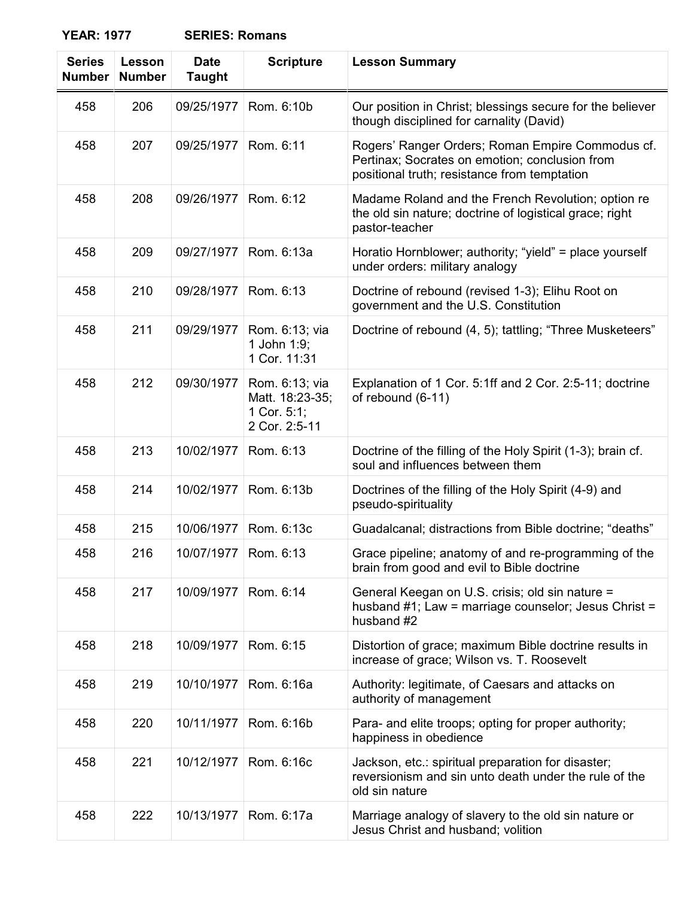**YEAR: 1977 SERIES: Romans**

| Series Number | Lesson Number | Date Taught | Scripture | Lesson Summary |
|---|---|---|---|---|
| 458 | 206 | 09/25/1977 | Rom. 6:10b | Our position in Christ; blessings secure for the believer though disciplined for carnality (David) |
| 458 | 207 | 09/25/1977 | Rom. 6:11 | Rogers' Ranger Orders; Roman Empire Commodus cf. Pertinax; Socrates on emotion; conclusion from positional truth; resistance from temptation |
| 458 | 208 | 09/26/1977 | Rom. 6:12 | Madame Roland and the French Revolution; option re the old sin nature; doctrine of logistical grace; right pastor-teacher |
| 458 | 209 | 09/27/1977 | Rom. 6:13a | Horatio Hornblower; authority; "yield" = place yourself under orders: military analogy |
| 458 | 210 | 09/28/1977 | Rom. 6:13 | Doctrine of rebound (revised 1-3); Elihu Root on government and the U.S. Constitution |
| 458 | 211 | 09/29/1977 | Rom. 6:13; via 1 John 1:9; 1 Cor. 11:31 | Doctrine of rebound (4, 5); tattling; "Three Musketeers" |
| 458 | 212 | 09/30/1977 | Rom. 6:13; via Matt. 18:23-35; 1 Cor. 5:1; 2 Cor. 2:5-11 | Explanation of 1 Cor. 5:1ff and 2 Cor. 2:5-11; doctrine of rebound (6-11) |
| 458 | 213 | 10/02/1977 | Rom. 6:13 | Doctrine of the filling of the Holy Spirit (1-3); brain cf. soul and influences between them |
| 458 | 214 | 10/02/1977 | Rom. 6:13b | Doctrines of the filling of the Holy Spirit (4-9) and pseudo-spirituality |
| 458 | 215 | 10/06/1977 | Rom. 6:13c | Guadalcanal; distractions from Bible doctrine; "deaths" |
| 458 | 216 | 10/07/1977 | Rom. 6:13 | Grace pipeline; anatomy of and re-programming of the brain from good and evil to Bible doctrine |
| 458 | 217 | 10/09/1977 | Rom. 6:14 | General Keegan on U.S. crisis; old sin nature = husband #1; Law = marriage counselor; Jesus Christ = husband #2 |
| 458 | 218 | 10/09/1977 | Rom. 6:15 | Distortion of grace; maximum Bible doctrine results in increase of grace; Wilson vs. T. Roosevelt |
| 458 | 219 | 10/10/1977 | Rom. 6:16a | Authority: legitimate, of Caesars and attacks on authority of management |
| 458 | 220 | 10/11/1977 | Rom. 6:16b | Para- and elite troops; opting for proper authority; happiness in obedience |
| 458 | 221 | 10/12/1977 | Rom. 6:16c | Jackson, etc.: spiritual preparation for disaster; reversionism and sin unto death under the rule of the old sin nature |
| 458 | 222 | 10/13/1977 | Rom. 6:17a | Marriage analogy of slavery to the old sin nature or Jesus Christ and husband; volition |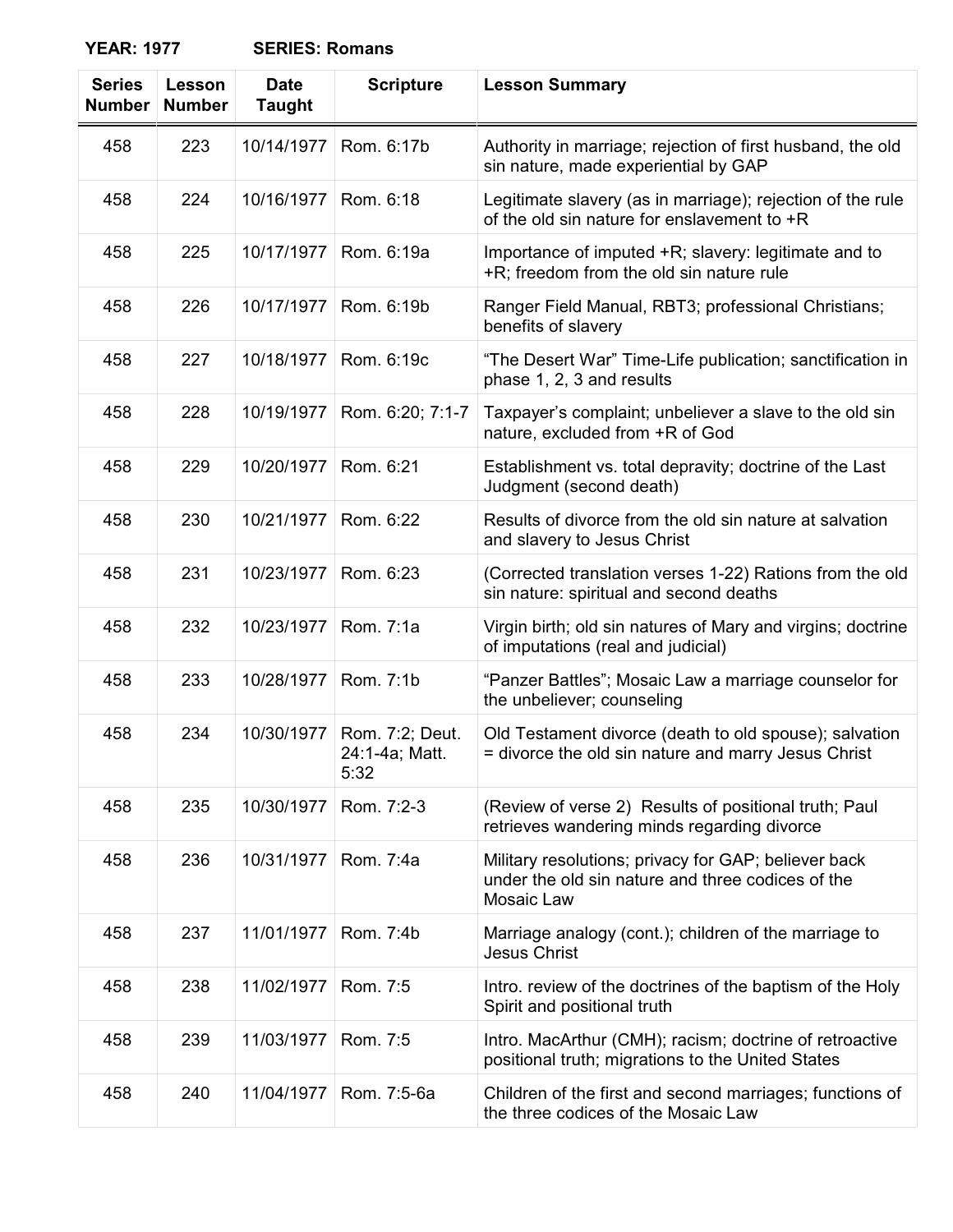**YEAR: 1977 SERIES: Romans**

| Series Number | Lesson Number | Date Taught | Scripture | Lesson Summary |
|---|---|---|---|---|
| 458 | 223 | 10/14/1977 | Rom. 6:17b | Authority in marriage; rejection of first husband, the old sin nature, made experiential by GAP |
| 458 | 224 | 10/16/1977 | Rom. 6:18 | Legitimate slavery (as in marriage); rejection of the rule of the old sin nature for enslavement to +R |
| 458 | 225 | 10/17/1977 | Rom. 6:19a | Importance of imputed +R; slavery: legitimate and to +R; freedom from the old sin nature rule |
| 458 | 226 | 10/17/1977 | Rom. 6:19b | Ranger Field Manual, RBT3; professional Christians; benefits of slavery |
| 458 | 227 | 10/18/1977 | Rom. 6:19c | “The Desert War” Time-Life publication; sanctification in phase 1, 2, 3 and results |
| 458 | 228 | 10/19/1977 | Rom. 6:20; 7:1-7 | Taxpayer’s complaint; unbeliever a slave to the old sin nature, excluded from +R of God |
| 458 | 229 | 10/20/1977 | Rom. 6:21 | Establishment vs. total depravity; doctrine of the Last Judgment (second death) |
| 458 | 230 | 10/21/1977 | Rom. 6:22 | Results of divorce from the old sin nature at salvation and slavery to Jesus Christ |
| 458 | 231 | 10/23/1977 | Rom. 6:23 | (Corrected translation verses 1-22) Rations from the old sin nature: spiritual and second deaths |
| 458 | 232 | 10/23/1977 | Rom. 7:1a | Virgin birth; old sin natures of Mary and virgins; doctrine of imputations (real and judicial) |
| 458 | 233 | 10/28/1977 | Rom. 7:1b | “Panzer Battles”; Mosaic Law a marriage counselor for the unbeliever; counseling |
| 458 | 234 | 10/30/1977 | Rom. 7:2; Deut. 24:1-4a; Matt. 5:32 | Old Testament divorce (death to old spouse); salvation = divorce the old sin nature and marry Jesus Christ |
| 458 | 235 | 10/30/1977 | Rom. 7:2-3 | (Review of verse 2) Results of positional truth; Paul retrieves wandering minds regarding divorce |
| 458 | 236 | 10/31/1977 | Rom. 7:4a | Military resolutions; privacy for GAP; believer back under the old sin nature and three codices of the Mosaic Law |
| 458 | 237 | 11/01/1977 | Rom. 7:4b | Marriage analogy (cont.); children of the marriage to Jesus Christ |
| 458 | 238 | 11/02/1977 | Rom. 7:5 | Intro. review of the doctrines of the baptism of the Holy Spirit and positional truth |
| 458 | 239 | 11/03/1977 | Rom. 7:5 | Intro. MacArthur (CMH); racism; doctrine of retroactive positional truth; migrations to the United States |
| 458 | 240 | 11/04/1977 | Rom. 7:5-6a | Children of the first and second marriages; functions of the three codices of the Mosaic Law |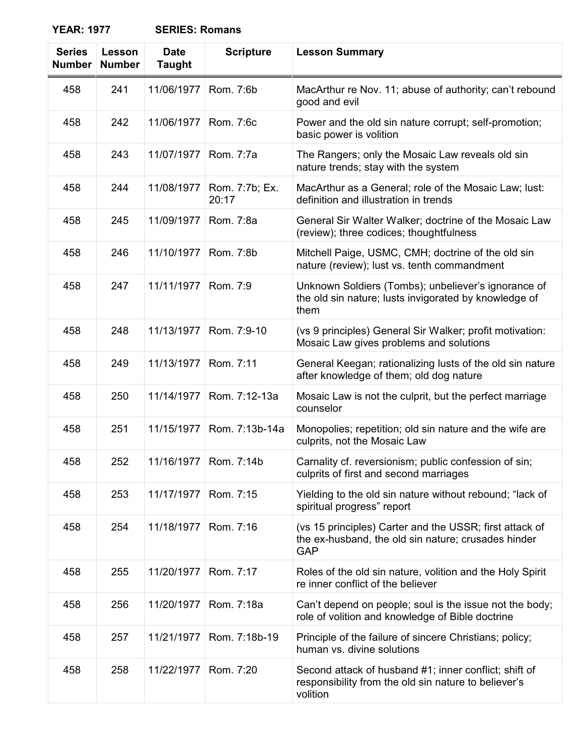**YEAR: 1977 SERIES: Romans**

| Series Number | Lesson Number | Date Taught | Scripture | Lesson Summary |
|---|---|---|---|---|
| 458 | 241 | 11/06/1977 | Rom. 7:6b | MacArthur re Nov. 11; abuse of authority; can't rebound good and evil |
| 458 | 242 | 11/06/1977 | Rom. 7:6c | Power and the old sin nature corrupt; self-promotion; basic power is volition |
| 458 | 243 | 11/07/1977 | Rom. 7:7a | The Rangers; only the Mosaic Law reveals old sin nature trends; stay with the system |
| 458 | 244 | 11/08/1977 | Rom. 7:7b; Ex. 20:17 | MacArthur as a General; role of the Mosaic Law; lust: definition and illustration in trends |
| 458 | 245 | 11/09/1977 | Rom. 7:8a | General Sir Walter Walker; doctrine of the Mosaic Law (review); three codices; thoughtfulness |
| 458 | 246 | 11/10/1977 | Rom. 7:8b | Mitchell Paige, USMC, CMH; doctrine of the old sin nature (review); lust vs. tenth commandment |
| 458 | 247 | 11/11/1977 | Rom. 7:9 | Unknown Soldiers (Tombs); unbeliever's ignorance of the old sin nature; lusts invigorated by knowledge of them |
| 458 | 248 | 11/13/1977 | Rom. 7:9-10 | (vs 9 principles) General Sir Walker; profit motivation: Mosaic Law gives problems and solutions |
| 458 | 249 | 11/13/1977 | Rom. 7:11 | General Keegan; rationalizing lusts of the old sin nature after knowledge of them; old dog nature |
| 458 | 250 | 11/14/1977 | Rom. 7:12-13a | Mosaic Law is not the culprit, but the perfect marriage counselor |
| 458 | 251 | 11/15/1977 | Rom. 7:13b-14a | Monopolies; repetition; old sin nature and the wife are culprits, not the Mosaic Law |
| 458 | 252 | 11/16/1977 | Rom. 7:14b | Carnality cf. reversionism; public confession of sin; culprits of first and second marriages |
| 458 | 253 | 11/17/1977 | Rom. 7:15 | Yielding to the old sin nature without rebound; "lack of spiritual progress" report |
| 458 | 254 | 11/18/1977 | Rom. 7:16 | (vs 15 principles) Carter and the USSR; first attack of the ex-husband, the old sin nature; crusades hinder GAP |
| 458 | 255 | 11/20/1977 | Rom. 7:17 | Roles of the old sin nature, volition and the Holy Spirit re inner conflict of the believer |
| 458 | 256 | 11/20/1977 | Rom. 7:18a | Can't depend on people; soul is the issue not the body; role of volition and knowledge of Bible doctrine |
| 458 | 257 | 11/21/1977 | Rom. 7:18b-19 | Principle of the failure of sincere Christians; policy; human vs. divine solutions |
| 458 | 258 | 11/22/1977 | Rom. 7:20 | Second attack of husband #1; inner conflict; shift of responsibility from the old sin nature to believer's volition |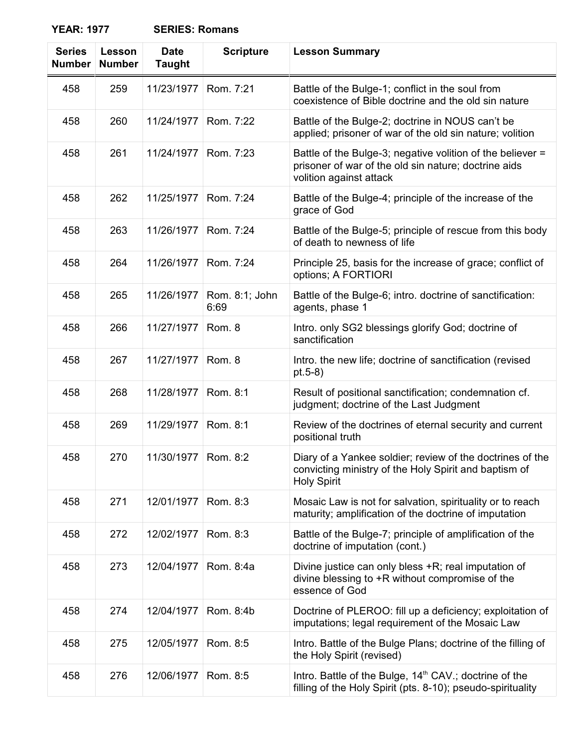**YEAR: 1977 SERIES: Romans**

| Series Number | Lesson Number | Date Taught | Scripture | Lesson Summary |
|---|---|---|---|---|
| 458 | 259 | 11/23/1977 | Rom. 7:21 | Battle of the Bulge-1; conflict in the soul from coexistence of Bible doctrine and the old sin nature |
| 458 | 260 | 11/24/1977 | Rom. 7:22 | Battle of the Bulge-2; doctrine in NOUS can't be applied; prisoner of war of the old sin nature; volition |
| 458 | 261 | 11/24/1977 | Rom. 7:23 | Battle of the Bulge-3; negative volition of the believer = prisoner of war of the old sin nature; doctrine aids volition against attack |
| 458 | 262 | 11/25/1977 | Rom. 7:24 | Battle of the Bulge-4; principle of the increase of the grace of God |
| 458 | 263 | 11/26/1977 | Rom. 7:24 | Battle of the Bulge-5; principle of rescue from this body of death to newness of life |
| 458 | 264 | 11/26/1977 | Rom. 7:24 | Principle 25, basis for the increase of grace; conflict of options; A FORTIORI |
| 458 | 265 | 11/26/1977 | Rom. 8:1; John 6:69 | Battle of the Bulge-6; intro. doctrine of sanctification: agents, phase 1 |
| 458 | 266 | 11/27/1977 | Rom. 8 | Intro. only SG2 blessings glorify God; doctrine of sanctification |
| 458 | 267 | 11/27/1977 | Rom. 8 | Intro. the new life; doctrine of sanctification (revised pt.5-8) |
| 458 | 268 | 11/28/1977 | Rom. 8:1 | Result of positional sanctification; condemnation cf. judgment; doctrine of the Last Judgment |
| 458 | 269 | 11/29/1977 | Rom. 8:1 | Review of the doctrines of eternal security and current positional truth |
| 458 | 270 | 11/30/1977 | Rom. 8:2 | Diary of a Yankee soldier; review of the doctrines of the convicting ministry of the Holy Spirit and baptism of Holy Spirit |
| 458 | 271 | 12/01/1977 | Rom. 8:3 | Mosaic Law is not for salvation, spirituality or to reach maturity; amplification of the doctrine of imputation |
| 458 | 272 | 12/02/1977 | Rom. 8:3 | Battle of the Bulge-7; principle of amplification of the doctrine of imputation (cont.) |
| 458 | 273 | 12/04/1977 | Rom. 8:4a | Divine justice can only bless +R; real imputation of divine blessing to +R without compromise of the essence of God |
| 458 | 274 | 12/04/1977 | Rom. 8:4b | Doctrine of PLEROO: fill up a deficiency; exploitation of imputations; legal requirement of the Mosaic Law |
| 458 | 275 | 12/05/1977 | Rom. 8:5 | Intro. Battle of the Bulge Plans; doctrine of the filling of the Holy Spirit (revised) |
| 458 | 276 | 12/06/1977 | Rom. 8:5 | Intro. Battle of the Bulge, 14th CAV.; doctrine of the filling of the Holy Spirit (pts. 8-10); pseudo-spirituality |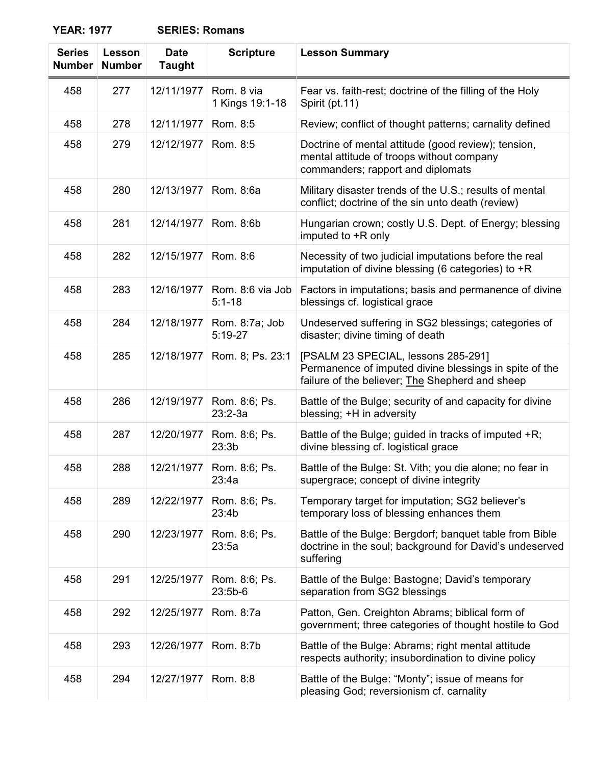**YEAR: 1977 SERIES: Romans**

| Series Number | Lesson Number | Date Taught | Scripture | Lesson Summary |
|---|---|---|---|---|
| 458 | 277 | 12/11/1977 | Rom. 8 via 1 Kings 19:1-18 | Fear vs. faith-rest; doctrine of the filling of the Holy Spirit (pt.11) |
| 458 | 278 | 12/11/1977 | Rom. 8:5 | Review; conflict of thought patterns; carnality defined |
| 458 | 279 | 12/12/1977 | Rom. 8:5 | Doctrine of mental attitude (good review); tension, mental attitude of troops without company commanders; rapport and diplomats |
| 458 | 280 | 12/13/1977 | Rom. 8:6a | Military disaster trends of the U.S.; results of mental conflict; doctrine of the sin unto death (review) |
| 458 | 281 | 12/14/1977 | Rom. 8:6b | Hungarian crown; costly U.S. Dept. of Energy; blessing imputed to +R only |
| 458 | 282 | 12/15/1977 | Rom. 8:6 | Necessity of two judicial imputations before the real imputation of divine blessing (6 categories) to +R |
| 458 | 283 | 12/16/1977 | Rom. 8:6 via Job 5:1-18 | Factors in imputations; basis and permanence of divine blessings cf. logistical grace |
| 458 | 284 | 12/18/1977 | Rom. 8:7a; Job 5:19-27 | Undeserved suffering in SG2 blessings; categories of disaster; divine timing of death |
| 458 | 285 | 12/18/1977 | Rom. 8; Ps. 23:1 | [PSALM 23 SPECIAL, lessons 285-291] Permanence of imputed divine blessings in spite of the failure of the believer; The Shepherd and sheep |
| 458 | 286 | 12/19/1977 | Rom. 8:6; Ps. 23:2-3a | Battle of the Bulge; security of and capacity for divine blessing; +H in adversity |
| 458 | 287 | 12/20/1977 | Rom. 8:6; Ps. 23:3b | Battle of the Bulge; guided in tracks of imputed +R; divine blessing cf. logistical grace |
| 458 | 288 | 12/21/1977 | Rom. 8:6; Ps. 23:4a | Battle of the Bulge: St. Vith; you die alone; no fear in supergrace; concept of divine integrity |
| 458 | 289 | 12/22/1977 | Rom. 8:6; Ps. 23:4b | Temporary target for imputation; SG2 believer's temporary loss of blessing enhances them |
| 458 | 290 | 12/23/1977 | Rom. 8:6; Ps. 23:5a | Battle of the Bulge: Bergdorf; banquet table from Bible doctrine in the soul; background for David's undeserved suffering |
| 458 | 291 | 12/25/1977 | Rom. 8:6; Ps. 23:5b-6 | Battle of the Bulge: Bastogne; David's temporary separation from SG2 blessings |
| 458 | 292 | 12/25/1977 | Rom. 8:7a | Patton, Gen. Creighton Abrams; biblical form of government; three categories of thought hostile to God |
| 458 | 293 | 12/26/1977 | Rom. 8:7b | Battle of the Bulge: Abrams; right mental attitude respects authority; insubordination to divine policy |
| 458 | 294 | 12/27/1977 | Rom. 8:8 | Battle of the Bulge: "Monty"; issue of means for pleasing God; reversionism cf. carnality |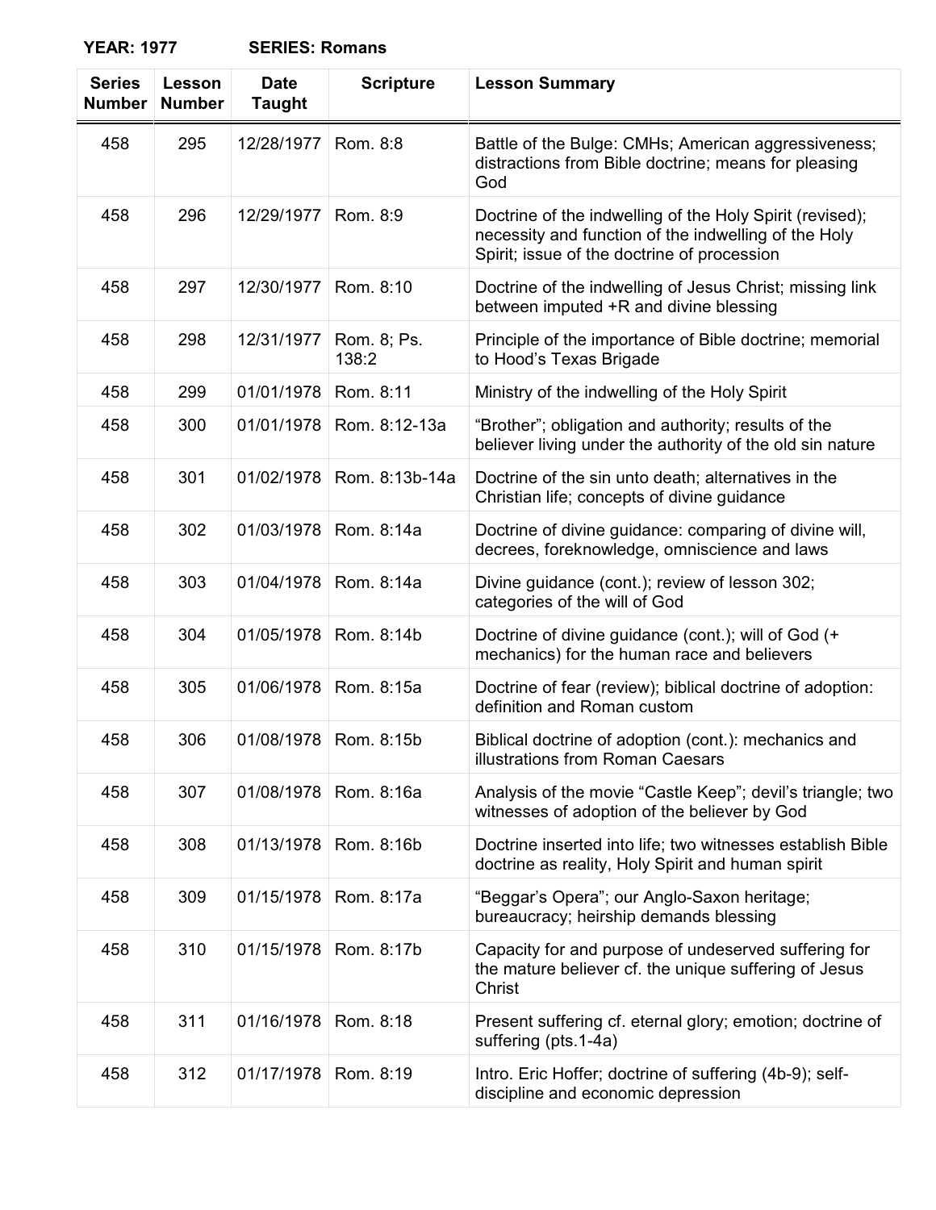**YEAR: 1977** **SERIES: Romans**

| Series Number | Lesson Number | Date Taught | Scripture | Lesson Summary |
|---|---|---|---|---|
| 458 | 295 | 12/28/1977 | Rom. 8:8 | Battle of the Bulge: CMHs; American aggressiveness; distractions from Bible doctrine; means for pleasing God |
| 458 | 296 | 12/29/1977 | Rom. 8:9 | Doctrine of the indwelling of the Holy Spirit (revised); necessity and function of the indwelling of the Holy Spirit; issue of the doctrine of procession |
| 458 | 297 | 12/30/1977 | Rom. 8:10 | Doctrine of the indwelling of Jesus Christ; missing link between imputed +R and divine blessing |
| 458 | 298 | 12/31/1977 | Rom. 8; Ps. 138:2 | Principle of the importance of Bible doctrine; memorial to Hood's Texas Brigade |
| 458 | 299 | 01/01/1978 | Rom. 8:11 | Ministry of the indwelling of the Holy Spirit |
| 458 | 300 | 01/01/1978 | Rom. 8:12-13a | "Brother"; obligation and authority; results of the believer living under the authority of the old sin nature |
| 458 | 301 | 01/02/1978 | Rom. 8:13b-14a | Doctrine of the sin unto death; alternatives in the Christian life; concepts of divine guidance |
| 458 | 302 | 01/03/1978 | Rom. 8:14a | Doctrine of divine guidance: comparing of divine will, decrees, foreknowledge, omniscience and laws |
| 458 | 303 | 01/04/1978 | Rom. 8:14a | Divine guidance (cont.); review of lesson 302; categories of the will of God |
| 458 | 304 | 01/05/1978 | Rom. 8:14b | Doctrine of divine guidance (cont.); will of God (+ mechanics) for the human race and believers |
| 458 | 305 | 01/06/1978 | Rom. 8:15a | Doctrine of fear (review); biblical doctrine of adoption: definition and Roman custom |
| 458 | 306 | 01/08/1978 | Rom. 8:15b | Biblical doctrine of adoption (cont.): mechanics and illustrations from Roman Caesars |
| 458 | 307 | 01/08/1978 | Rom. 8:16a | Analysis of the movie "Castle Keep"; devil's triangle; two witnesses of adoption of the believer by God |
| 458 | 308 | 01/13/1978 | Rom. 8:16b | Doctrine inserted into life; two witnesses establish Bible doctrine as reality, Holy Spirit and human spirit |
| 458 | 309 | 01/15/1978 | Rom. 8:17a | "Beggar's Opera"; our Anglo-Saxon heritage; bureaucracy; heirship demands blessing |
| 458 | 310 | 01/15/1978 | Rom. 8:17b | Capacity for and purpose of undeserved suffering for the mature believer cf. the unique suffering of Jesus Christ |
| 458 | 311 | 01/16/1978 | Rom. 8:18 | Present suffering cf. eternal glory; emotion; doctrine of suffering (pts.1-4a) |
| 458 | 312 | 01/17/1978 | Rom. 8:19 | Intro. Eric Hoffer; doctrine of suffering (4b-9); self-discipline and economic depression |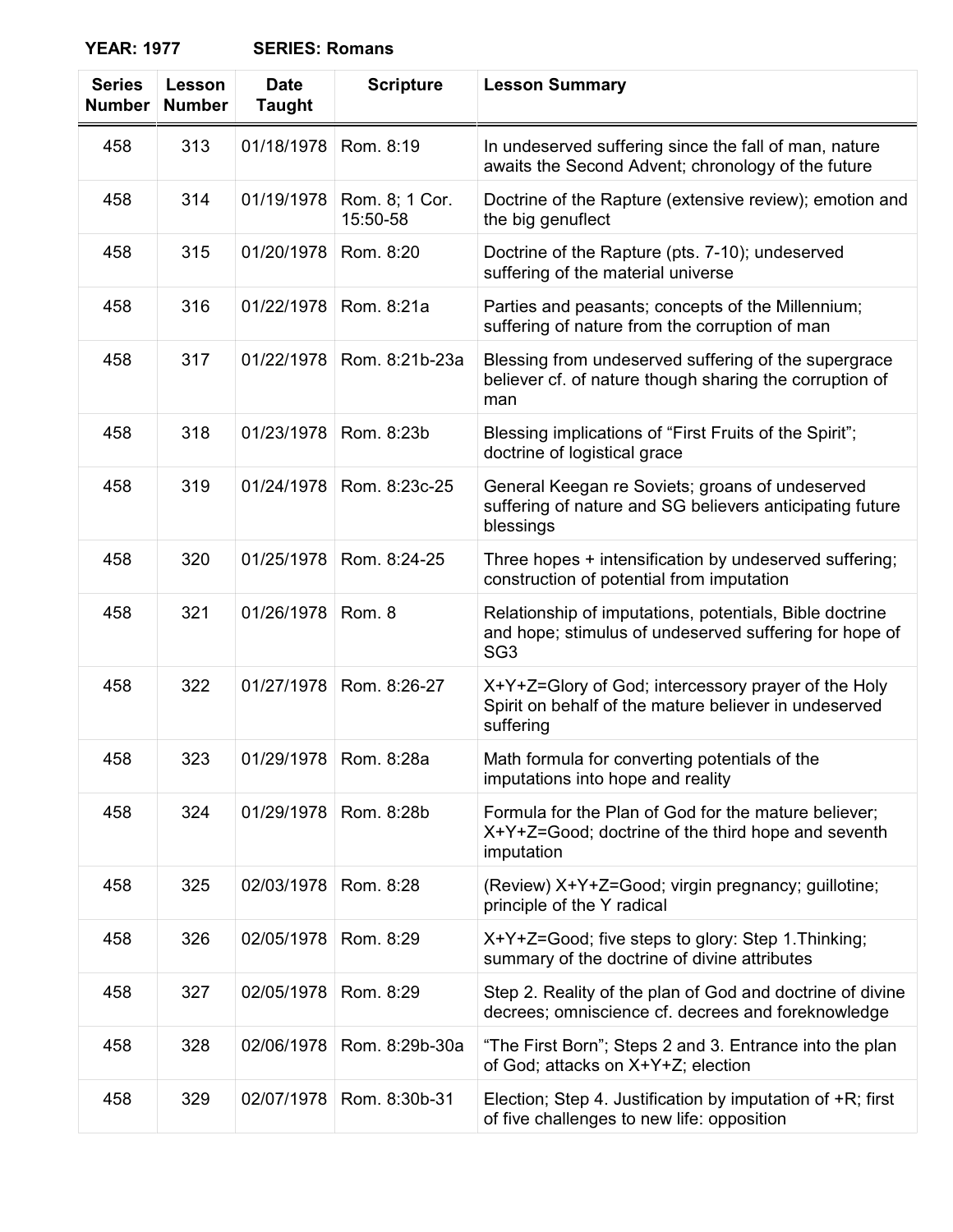**YEAR: 1977 SERIES: Romans**

| Series Number | Lesson Number | Date Taught | Scripture | Lesson Summary |
|---|---|---|---|---|
| 458 | 313 | 01/18/1978 | Rom. 8:19 | In undeserved suffering since the fall of man, nature awaits the Second Advent; chronology of the future |
| 458 | 314 | 01/19/1978 | Rom. 8; 1 Cor. 15:50-58 | Doctrine of the Rapture (extensive review); emotion and the big genuflect |
| 458 | 315 | 01/20/1978 | Rom. 8:20 | Doctrine of the Rapture (pts. 7-10); undeserved suffering of the material universe |
| 458 | 316 | 01/22/1978 | Rom. 8:21a | Parties and peasants; concepts of the Millennium; suffering of nature from the corruption of man |
| 458 | 317 | 01/22/1978 | Rom. 8:21b-23a | Blessing from undeserved suffering of the supergrace believer cf. of nature though sharing the corruption of man |
| 458 | 318 | 01/23/1978 | Rom. 8:23b | Blessing implications of “First Fruits of the Spirit”; doctrine of logistical grace |
| 458 | 319 | 01/24/1978 | Rom. 8:23c-25 | General Keegan re Soviets; groans of undeserved suffering of nature and SG believers anticipating future blessings |
| 458 | 320 | 01/25/1978 | Rom. 8:24-25 | Three hopes + intensification by undeserved suffering; construction of potential from imputation |
| 458 | 321 | 01/26/1978 | Rom. 8 | Relationship of imputations, potentials, Bible doctrine and hope; stimulus of undeserved suffering for hope of SG3 |
| 458 | 322 | 01/27/1978 | Rom. 8:26-27 | X+Y+Z=Glory of God; intercessory prayer of the Holy Spirit on behalf of the mature believer in undeserved suffering |
| 458 | 323 | 01/29/1978 | Rom. 8:28a | Math formula for converting potentials of the imputations into hope and reality |
| 458 | 324 | 01/29/1978 | Rom. 8:28b | Formula for the Plan of God for the mature believer; X+Y+Z=Good; doctrine of the third hope and seventh imputation |
| 458 | 325 | 02/03/1978 | Rom. 8:28 | (Review) X+Y+Z=Good; virgin pregnancy; guillotine; principle of the Y radical |
| 458 | 326 | 02/05/1978 | Rom. 8:29 | X+Y+Z=Good; five steps to glory: Step 1.Thinking; summary of the doctrine of divine attributes |
| 458 | 327 | 02/05/1978 | Rom. 8:29 | Step 2. Reality of the plan of God and doctrine of divine decrees; omniscience cf. decrees and foreknowledge |
| 458 | 328 | 02/06/1978 | Rom. 8:29b-30a | “The First Born”; Steps 2 and 3. Entrance into the plan of God; attacks on X+Y+Z; election |
| 458 | 329 | 02/07/1978 | Rom. 8:30b-31 | Election; Step 4. Justification by imputation of +R; first of five challenges to new life: opposition |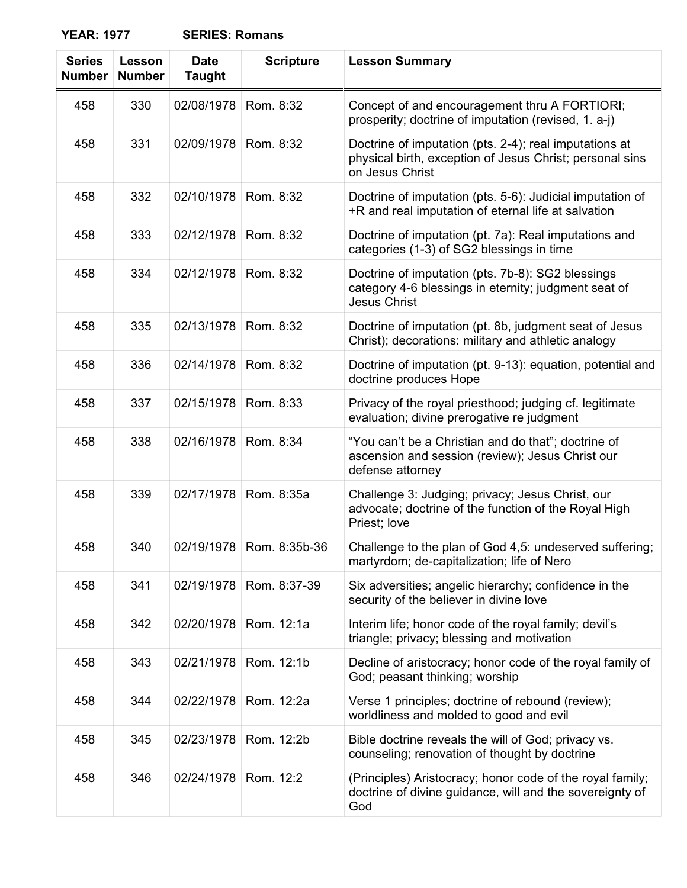**YEAR: 1977 SERIES: Romans**

| Series Number | Lesson Number | Date Taught | Scripture | Lesson Summary |
|---|---|---|---|---|
| 458 | 330 | 02/08/1978 | Rom. 8:32 | Concept of and encouragement thru A FORTIORI; prosperity; doctrine of imputation (revised, 1. a-j) |
| 458 | 331 | 02/09/1978 | Rom. 8:32 | Doctrine of imputation (pts. 2-4); real imputations at physical birth, exception of Jesus Christ; personal sins on Jesus Christ |
| 458 | 332 | 02/10/1978 | Rom. 8:32 | Doctrine of imputation (pts. 5-6): Judicial imputation of +R and real imputation of eternal life at salvation |
| 458 | 333 | 02/12/1978 | Rom. 8:32 | Doctrine of imputation (pt. 7a): Real imputations and categories (1-3) of SG2 blessings in time |
| 458 | 334 | 02/12/1978 | Rom. 8:32 | Doctrine of imputation (pts. 7b-8): SG2 blessings category 4-6 blessings in eternity; judgment seat of Jesus Christ |
| 458 | 335 | 02/13/1978 | Rom. 8:32 | Doctrine of imputation (pt. 8b, judgment seat of Jesus Christ); decorations: military and athletic analogy |
| 458 | 336 | 02/14/1978 | Rom. 8:32 | Doctrine of imputation (pt. 9-13): equation, potential and doctrine produces Hope |
| 458 | 337 | 02/15/1978 | Rom. 8:33 | Privacy of the royal priesthood; judging cf. legitimate evaluation; divine prerogative re judgment |
| 458 | 338 | 02/16/1978 | Rom. 8:34 | "You can't be a Christian and do that"; doctrine of ascension and session (review); Jesus Christ our defense attorney |
| 458 | 339 | 02/17/1978 | Rom. 8:35a | Challenge 3: Judging; privacy; Jesus Christ, our advocate; doctrine of the function of the Royal High Priest; love |
| 458 | 340 | 02/19/1978 | Rom. 8:35b-36 | Challenge to the plan of God 4,5: undeserved suffering; martyrdom; de-capitalization; life of Nero |
| 458 | 341 | 02/19/1978 | Rom. 8:37-39 | Six adversities; angelic hierarchy; confidence in the security of the believer in divine love |
| 458 | 342 | 02/20/1978 | Rom. 12:1a | Interim life; honor code of the royal family; devil's triangle; privacy; blessing and motivation |
| 458 | 343 | 02/21/1978 | Rom. 12:1b | Decline of aristocracy; honor code of the royal family of God; peasant thinking; worship |
| 458 | 344 | 02/22/1978 | Rom. 12:2a | Verse 1 principles; doctrine of rebound (review); worldliness and molded to good and evil |
| 458 | 345 | 02/23/1978 | Rom. 12:2b | Bible doctrine reveals the will of God; privacy vs. counseling; renovation of thought by doctrine |
| 458 | 346 | 02/24/1978 | Rom. 12:2 | (Principles) Aristocracy; honor code of the royal family; doctrine of divine guidance, will and the sovereignty of God |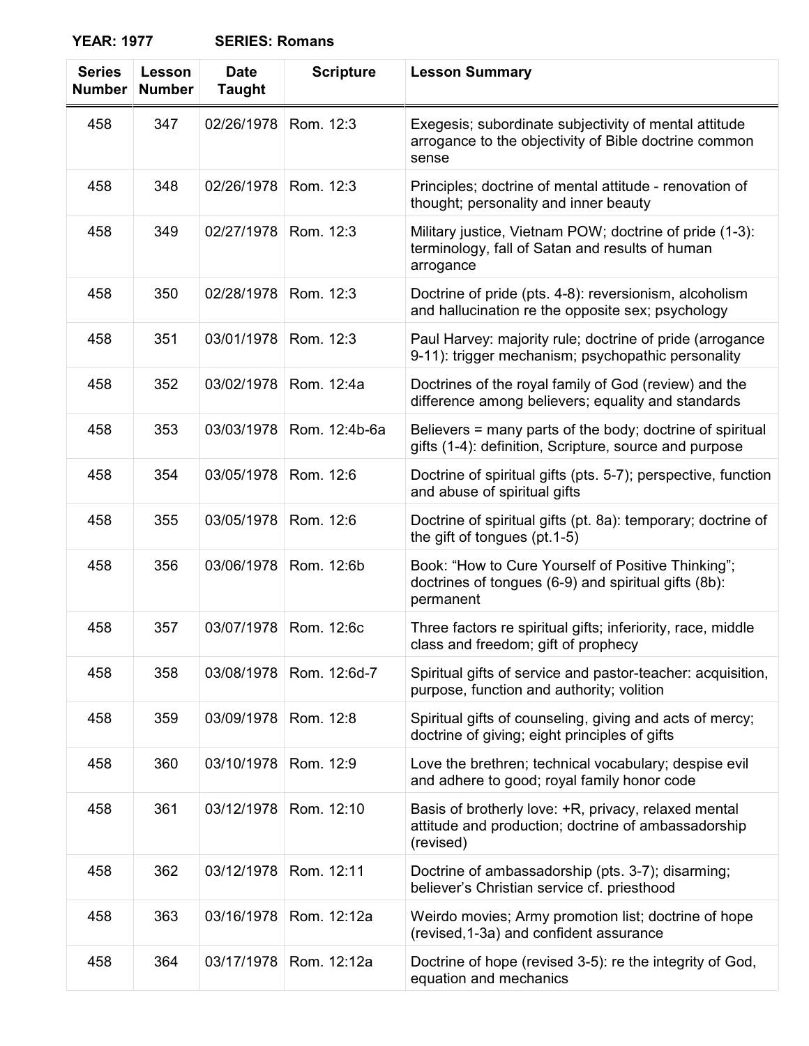**YEAR: 1977 SERIES: Romans**

| Series Number | Lesson Number | Date Taught | Scripture | Lesson Summary |
|---|---|---|---|---|
| 458 | 347 | 02/26/1978 | Rom. 12:3 | Exegesis; subordinate subjectivity of mental attitude arrogance to the objectivity of Bible doctrine common sense |
| 458 | 348 | 02/26/1978 | Rom. 12:3 | Principles; doctrine of mental attitude - renovation of thought; personality and inner beauty |
| 458 | 349 | 02/27/1978 | Rom. 12:3 | Military justice, Vietnam POW; doctrine of pride (1-3): terminology, fall of Satan and results of human arrogance |
| 458 | 350 | 02/28/1978 | Rom. 12:3 | Doctrine of pride (pts. 4-8): reversionism, alcoholism and hallucination re the opposite sex; psychology |
| 458 | 351 | 03/01/1978 | Rom. 12:3 | Paul Harvey: majority rule; doctrine of pride (arrogance 9-11): trigger mechanism; psychopathic personality |
| 458 | 352 | 03/02/1978 | Rom. 12:4a | Doctrines of the royal family of God (review) and the difference among believers; equality and standards |
| 458 | 353 | 03/03/1978 | Rom. 12:4b-6a | Believers = many parts of the body; doctrine of spiritual gifts (1-4): definition, Scripture, source and purpose |
| 458 | 354 | 03/05/1978 | Rom. 12:6 | Doctrine of spiritual gifts (pts. 5-7); perspective, function and abuse of spiritual gifts |
| 458 | 355 | 03/05/1978 | Rom. 12:6 | Doctrine of spiritual gifts (pt. 8a): temporary; doctrine of the gift of tongues (pt.1-5) |
| 458 | 356 | 03/06/1978 | Rom. 12:6b | Book: "How to Cure Yourself of Positive Thinking"; doctrines of tongues (6-9) and spiritual gifts (8b): permanent |
| 458 | 357 | 03/07/1978 | Rom. 12:6c | Three factors re spiritual gifts; inferiority, race, middle class and freedom; gift of prophecy |
| 458 | 358 | 03/08/1978 | Rom. 12:6d-7 | Spiritual gifts of service and pastor-teacher: acquisition, purpose, function and authority; volition |
| 458 | 359 | 03/09/1978 | Rom. 12:8 | Spiritual gifts of counseling, giving and acts of mercy; doctrine of giving; eight principles of gifts |
| 458 | 360 | 03/10/1978 | Rom. 12:9 | Love the brethren; technical vocabulary; despise evil and adhere to good; royal family honor code |
| 458 | 361 | 03/12/1978 | Rom. 12:10 | Basis of brotherly love: +R, privacy, relaxed mental attitude and production; doctrine of ambassadorship (revised) |
| 458 | 362 | 03/12/1978 | Rom. 12:11 | Doctrine of ambassadorship (pts. 3-7); disarming; believer's Christian service cf. priesthood |
| 458 | 363 | 03/16/1978 | Rom. 12:12a | Weirdo movies; Army promotion list; doctrine of hope (revised,1-3a) and confident assurance |
| 458 | 364 | 03/17/1978 | Rom. 12:12a | Doctrine of hope (revised 3-5): re the integrity of God, equation and mechanics |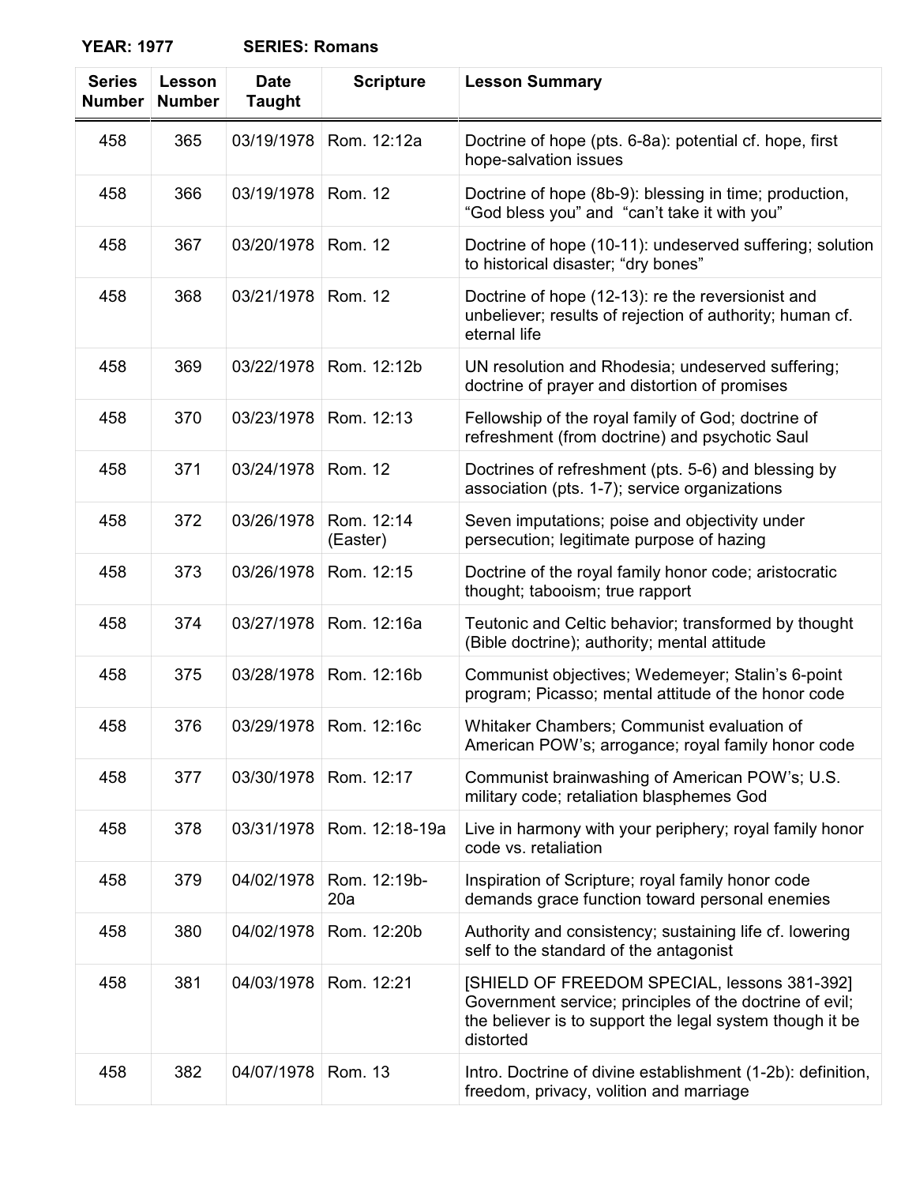**YEAR: 1977 SERIES: Romans**

| Series Number | Lesson Number | Date Taught | Scripture | Lesson Summary |
|---|---|---|---|---|
| 458 | 365 | 03/19/1978 | Rom. 12:12a | Doctrine of hope (pts. 6-8a): potential cf. hope, first hope-salvation issues |
| 458 | 366 | 03/19/1978 | Rom. 12 | Doctrine of hope (8b-9): blessing in time; production, “God bless you” and “can’t take it with you” |
| 458 | 367 | 03/20/1978 | Rom. 12 | Doctrine of hope (10-11): undeserved suffering; solution to historical disaster; “dry bones” |
| 458 | 368 | 03/21/1978 | Rom. 12 | Doctrine of hope (12-13): re the reversionist and unbeliever; results of rejection of authority; human cf. eternal life |
| 458 | 369 | 03/22/1978 | Rom. 12:12b | UN resolution and Rhodesia; undeserved suffering; doctrine of prayer and distortion of promises |
| 458 | 370 | 03/23/1978 | Rom. 12:13 | Fellowship of the royal family of God; doctrine of refreshment (from doctrine) and psychotic Saul |
| 458 | 371 | 03/24/1978 | Rom. 12 | Doctrines of refreshment (pts. 5-6) and blessing by association (pts. 1-7); service organizations |
| 458 | 372 | 03/26/1978 | Rom. 12:14 (Easter) | Seven imputations; poise and objectivity under persecution; legitimate purpose of hazing |
| 458 | 373 | 03/26/1978 | Rom. 12:15 | Doctrine of the royal family honor code; aristocratic thought; tabooism; true rapport |
| 458 | 374 | 03/27/1978 | Rom. 12:16a | Teutonic and Celtic behavior; transformed by thought (Bible doctrine); authority; mental attitude |
| 458 | 375 | 03/28/1978 | Rom. 12:16b | Communist objectives; Wedemeyer; Stalin’s 6-point program; Picasso; mental attitude of the honor code |
| 458 | 376 | 03/29/1978 | Rom. 12:16c | Whitaker Chambers; Communist evaluation of American POW’s; arrogance; royal family honor code |
| 458 | 377 | 03/30/1978 | Rom. 12:17 | Communist brainwashing of American POW’s; U.S. military code; retaliation blasphemes God |
| 458 | 378 | 03/31/1978 | Rom. 12:18-19a | Live in harmony with your periphery; royal family honor code vs. retaliation |
| 458 | 379 | 04/02/1978 | Rom. 12:19b-20a | Inspiration of Scripture; royal family honor code demands grace function toward personal enemies |
| 458 | 380 | 04/02/1978 | Rom. 12:20b | Authority and consistency; sustaining life cf. lowering self to the standard of the antagonist |
| 458 | 381 | 04/03/1978 | Rom. 12:21 | [SHIELD OF FREEDOM SPECIAL, lessons 381-392] Government service; principles of the doctrine of evil; the believer is to support the legal system though it be distorted |
| 458 | 382 | 04/07/1978 | Rom. 13 | Intro. Doctrine of divine establishment (1-2b): definition, freedom, privacy, volition and marriage |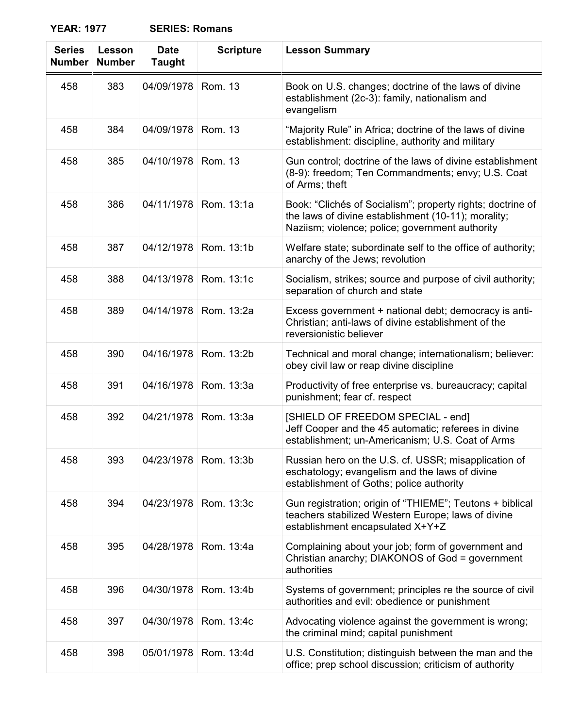**YEAR: 1977 SERIES: Romans**

| Series Number | Lesson Number | Date Taught | Scripture | Lesson Summary |
|---|---|---|---|---|
| 458 | 383 | 04/09/1978 | Rom. 13 | Book on U.S. changes; doctrine of the laws of divine establishment (2c-3): family, nationalism and evangelism |
| 458 | 384 | 04/09/1978 | Rom. 13 | “Majority Rule” in Africa; doctrine of the laws of divine establishment: discipline, authority and military |
| 458 | 385 | 04/10/1978 | Rom. 13 | Gun control; doctrine of the laws of divine establishment (8-9): freedom; Ten Commandments; envy; U.S. Coat of Arms; theft |
| 458 | 386 | 04/11/1978 | Rom. 13:1a | Book: “Clichés of Socialism”; property rights; doctrine of the laws of divine establishment (10-11); morality; Naziism; violence; police; government authority |
| 458 | 387 | 04/12/1978 | Rom. 13:1b | Welfare state; subordinate self to the office of authority; anarchy of the Jews; revolution |
| 458 | 388 | 04/13/1978 | Rom. 13:1c | Socialism, strikes; source and purpose of civil authority; separation of church and state |
| 458 | 389 | 04/14/1978 | Rom. 13:2a | Excess government + national debt; democracy is anti-Christian; anti-laws of divine establishment of the reversionistic believer |
| 458 | 390 | 04/16/1978 | Rom. 13:2b | Technical and moral change; internationalism; believer: obey civil law or reap divine discipline |
| 458 | 391 | 04/16/1978 | Rom. 13:3a | Productivity of free enterprise vs. bureaucracy; capital punishment; fear cf. respect |
| 458 | 392 | 04/21/1978 | Rom. 13:3a | [SHIELD OF FREEDOM SPECIAL - end] Jeff Cooper and the 45 automatic; referees in divine establishment; un-Americanism; U.S. Coat of Arms |
| 458 | 393 | 04/23/1978 | Rom. 13:3b | Russian hero on the U.S. cf. USSR; misapplication of eschatology; evangelism and the laws of divine establishment of Goths; police authority |
| 458 | 394 | 04/23/1978 | Rom. 13:3c | Gun registration; origin of “THIEME”; Teutons + biblical teachers stabilized Western Europe; laws of divine establishment encapsulated X+Y+Z |
| 458 | 395 | 04/28/1978 | Rom. 13:4a | Complaining about your job; form of government and Christian anarchy; DIAKONOS of God = government authorities |
| 458 | 396 | 04/30/1978 | Rom. 13:4b | Systems of government; principles re the source of civil authorities and evil: obedience or punishment |
| 458 | 397 | 04/30/1978 | Rom. 13:4c | Advocating violence against the government is wrong; the criminal mind; capital punishment |
| 458 | 398 | 05/01/1978 | Rom. 13:4d | U.S. Constitution; distinguish between the man and the office; prep school discussion; criticism of authority |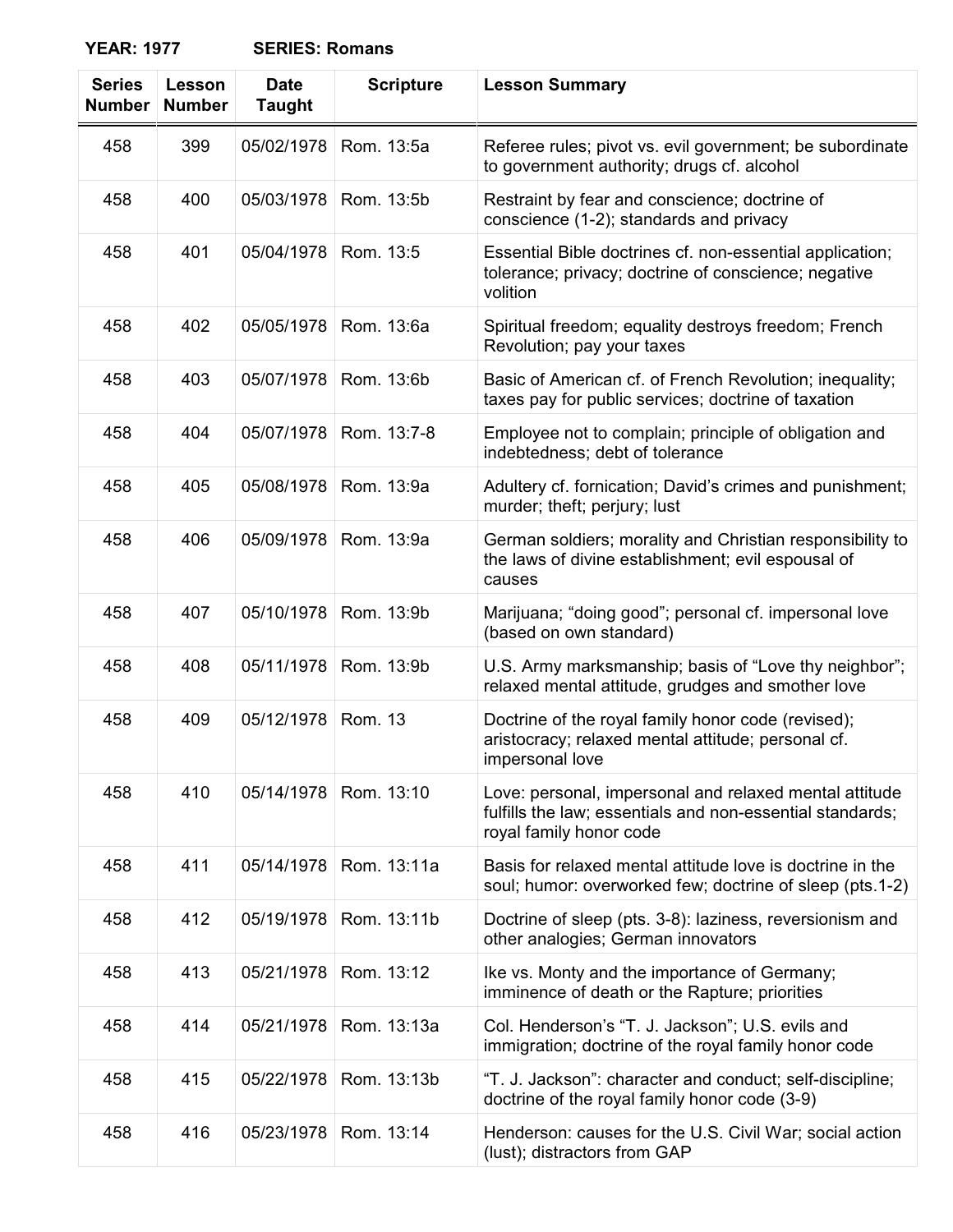**YEAR: 1977 SERIES: Romans**

| Series Number | Lesson Number | Date Taught | Scripture | Lesson Summary |
|---|---|---|---|---|
| 458 | 399 | 05/02/1978 | Rom. 13:5a | Referee rules; pivot vs. evil government; be subordinate to government authority; drugs cf. alcohol |
| 458 | 400 | 05/03/1978 | Rom. 13:5b | Restraint by fear and conscience; doctrine of conscience (1-2); standards and privacy |
| 458 | 401 | 05/04/1978 | Rom. 13:5 | Essential Bible doctrines cf. non-essential application; tolerance; privacy; doctrine of conscience; negative volition |
| 458 | 402 | 05/05/1978 | Rom. 13:6a | Spiritual freedom; equality destroys freedom; French Revolution; pay your taxes |
| 458 | 403 | 05/07/1978 | Rom. 13:6b | Basic of American cf. of French Revolution; inequality; taxes pay for public services; doctrine of taxation |
| 458 | 404 | 05/07/1978 | Rom. 13:7-8 | Employee not to complain; principle of obligation and indebtedness; debt of tolerance |
| 458 | 405 | 05/08/1978 | Rom. 13:9a | Adultery cf. fornication; David's crimes and punishment; murder; theft; perjury; lust |
| 458 | 406 | 05/09/1978 | Rom. 13:9a | German soldiers; morality and Christian responsibility to the laws of divine establishment; evil espousal of causes |
| 458 | 407 | 05/10/1978 | Rom. 13:9b | Marijuana; "doing good"; personal cf. impersonal love (based on own standard) |
| 458 | 408 | 05/11/1978 | Rom. 13:9b | U.S. Army marksmanship; basis of "Love thy neighbor"; relaxed mental attitude, grudges and smother love |
| 458 | 409 | 05/12/1978 | Rom. 13 | Doctrine of the royal family honor code (revised); aristocracy; relaxed mental attitude; personal cf. impersonal love |
| 458 | 410 | 05/14/1978 | Rom. 13:10 | Love: personal, impersonal and relaxed mental attitude fulfills the law; essentials and non-essential standards; royal family honor code |
| 458 | 411 | 05/14/1978 | Rom. 13:11a | Basis for relaxed mental attitude love is doctrine in the soul; humor: overworked few; doctrine of sleep (pts.1-2) |
| 458 | 412 | 05/19/1978 | Rom. 13:11b | Doctrine of sleep (pts. 3-8): laziness, reversionism and other analogies; German innovators |
| 458 | 413 | 05/21/1978 | Rom. 13:12 | Ike vs. Monty and the importance of Germany; imminence of death or the Rapture; priorities |
| 458 | 414 | 05/21/1978 | Rom. 13:13a | Col. Henderson's "T. J. Jackson"; U.S. evils and immigration; doctrine of the royal family honor code |
| 458 | 415 | 05/22/1978 | Rom. 13:13b | "T. J. Jackson": character and conduct; self-discipline; doctrine of the royal family honor code (3-9) |
| 458 | 416 | 05/23/1978 | Rom. 13:14 | Henderson: causes for the U.S. Civil War; social action (lust); distractors from GAP |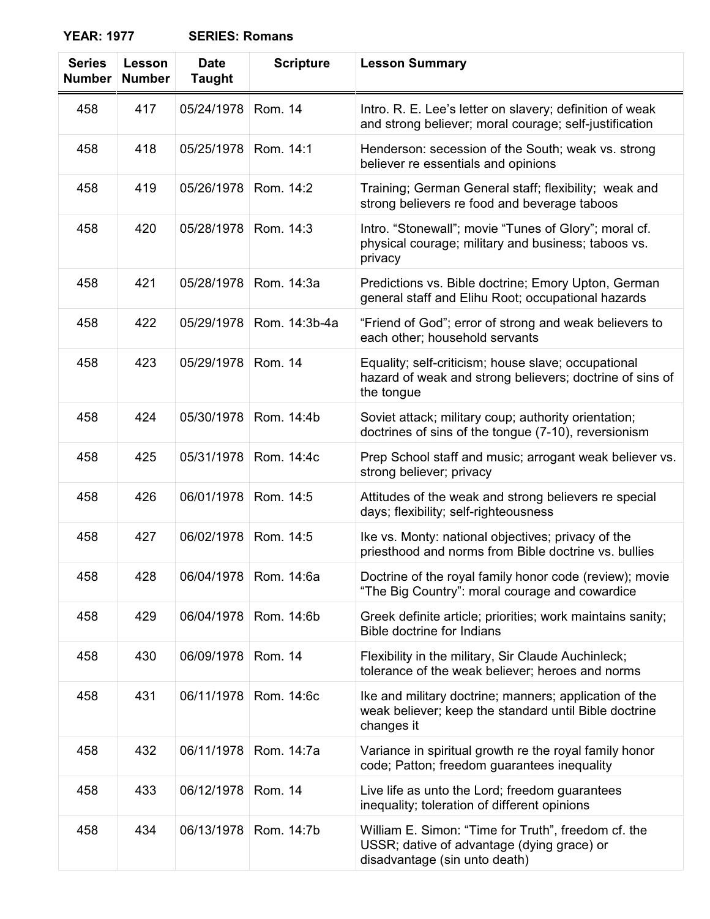**YEAR: 1977 SERIES: Romans**

| Series Number | Lesson Number | Date Taught | Scripture | Lesson Summary |
|---|---|---|---|---|
| 458 | 417 | 05/24/1978 | Rom. 14 | Intro. R. E. Lee's letter on slavery; definition of weak and strong believer; moral courage; self-justification |
| 458 | 418 | 05/25/1978 | Rom. 14:1 | Henderson: secession of the South; weak vs. strong believer re essentials and opinions |
| 458 | 419 | 05/26/1978 | Rom. 14:2 | Training; German General staff; flexibility; weak and strong believers re food and beverage taboos |
| 458 | 420 | 05/28/1978 | Rom. 14:3 | Intro. "Stonewall"; movie "Tunes of Glory"; moral cf. physical courage; military and business; taboos vs. privacy |
| 458 | 421 | 05/28/1978 | Rom. 14:3a | Predictions vs. Bible doctrine; Emory Upton, German general staff and Elihu Root; occupational hazards |
| 458 | 422 | 05/29/1978 | Rom. 14:3b-4a | "Friend of God"; error of strong and weak believers to each other; household servants |
| 458 | 423 | 05/29/1978 | Rom. 14 | Equality; self-criticism; house slave; occupational hazard of weak and strong believers; doctrine of sins of the tongue |
| 458 | 424 | 05/30/1978 | Rom. 14:4b | Soviet attack; military coup; authority orientation; doctrines of sins of the tongue (7-10), reversionism |
| 458 | 425 | 05/31/1978 | Rom. 14:4c | Prep School staff and music; arrogant weak believer vs. strong believer; privacy |
| 458 | 426 | 06/01/1978 | Rom. 14:5 | Attitudes of the weak and strong believers re special days; flexibility; self-righteousness |
| 458 | 427 | 06/02/1978 | Rom. 14:5 | Ike vs. Monty: national objectives; privacy of the priesthood and norms from Bible doctrine vs. bullies |
| 458 | 428 | 06/04/1978 | Rom. 14:6a | Doctrine of the royal family honor code (review); movie "The Big Country": moral courage and cowardice |
| 458 | 429 | 06/04/1978 | Rom. 14:6b | Greek definite article; priorities; work maintains sanity; Bible doctrine for Indians |
| 458 | 430 | 06/09/1978 | Rom. 14 | Flexibility in the military, Sir Claude Auchinleck; tolerance of the weak believer; heroes and norms |
| 458 | 431 | 06/11/1978 | Rom. 14:6c | Ike and military doctrine; manners; application of the weak believer; keep the standard until Bible doctrine changes it |
| 458 | 432 | 06/11/1978 | Rom. 14:7a | Variance in spiritual growth re the royal family honor code; Patton; freedom guarantees inequality |
| 458 | 433 | 06/12/1978 | Rom. 14 | Live life as unto the Lord; freedom guarantees inequality; toleration of different opinions |
| 458 | 434 | 06/13/1978 | Rom. 14:7b | William E. Simon: "Time for Truth", freedom cf. the USSR; dative of advantage (dying grace) or disadvantage (sin unto death) |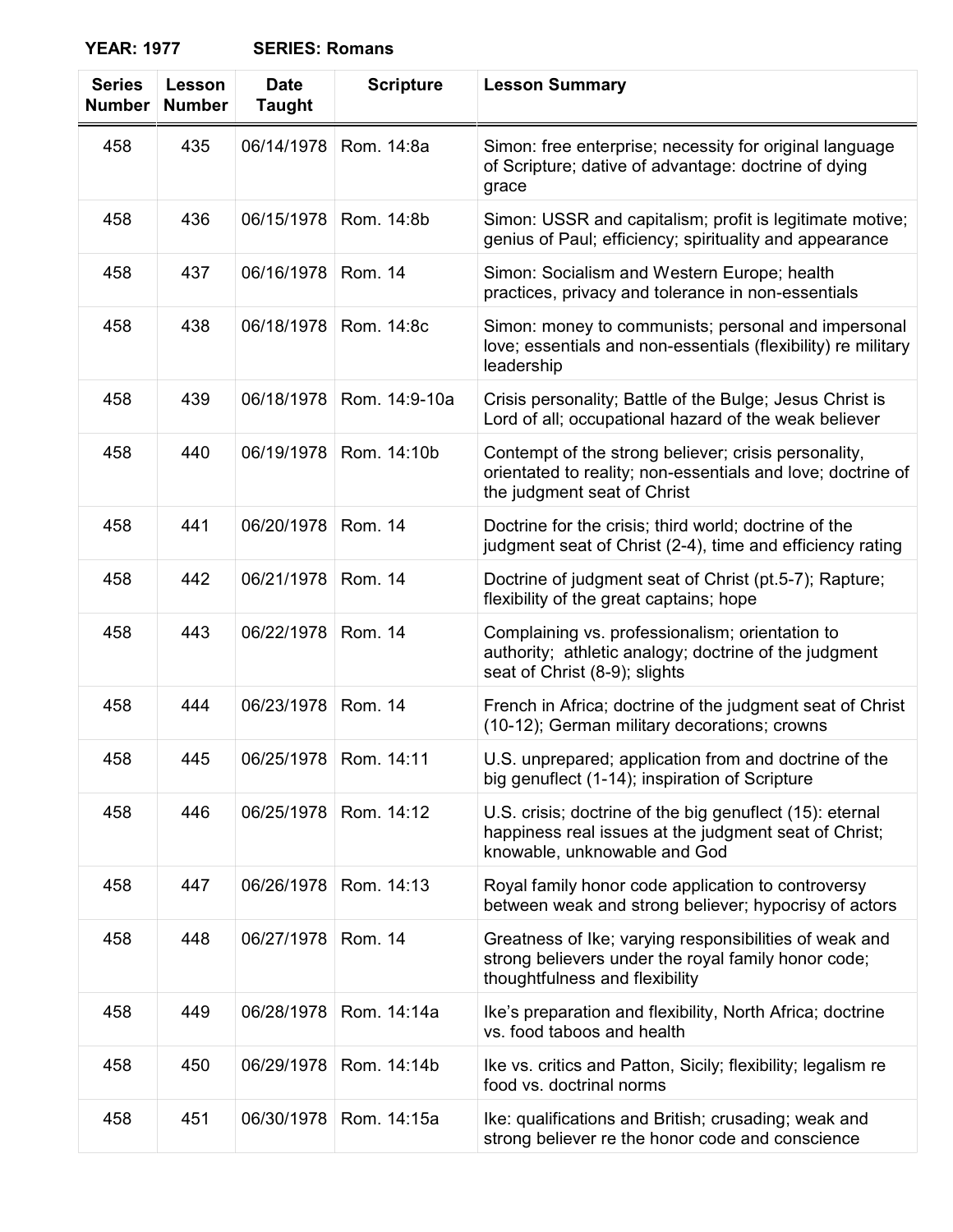**YEAR: 1977 SERIES: Romans**

| Series Number | Lesson Number | Date Taught | Scripture | Lesson Summary |
|---|---|---|---|---|
| 458 | 435 | 06/14/1978 | Rom. 14:8a | Simon: free enterprise; necessity for original language of Scripture; dative of advantage: doctrine of dying grace |
| 458 | 436 | 06/15/1978 | Rom. 14:8b | Simon: USSR and capitalism; profit is legitimate motive; genius of Paul; efficiency; spirituality and appearance |
| 458 | 437 | 06/16/1978 | Rom. 14 | Simon: Socialism and Western Europe; health practices, privacy and tolerance in non-essentials |
| 458 | 438 | 06/18/1978 | Rom. 14:8c | Simon: money to communists; personal and impersonal love; essentials and non-essentials (flexibility) re military leadership |
| 458 | 439 | 06/18/1978 | Rom. 14:9-10a | Crisis personality; Battle of the Bulge; Jesus Christ is Lord of all; occupational hazard of the weak believer |
| 458 | 440 | 06/19/1978 | Rom. 14:10b | Contempt of the strong believer; crisis personality, orientated to reality; non-essentials and love; doctrine of the judgment seat of Christ |
| 458 | 441 | 06/20/1978 | Rom. 14 | Doctrine for the crisis; third world; doctrine of the judgment seat of Christ (2-4), time and efficiency rating |
| 458 | 442 | 06/21/1978 | Rom. 14 | Doctrine of judgment seat of Christ (pt.5-7); Rapture; flexibility of the great captains; hope |
| 458 | 443 | 06/22/1978 | Rom. 14 | Complaining vs. professionalism; orientation to authority; athletic analogy; doctrine of the judgment seat of Christ (8-9); slights |
| 458 | 444 | 06/23/1978 | Rom. 14 | French in Africa; doctrine of the judgment seat of Christ (10-12); German military decorations; crowns |
| 458 | 445 | 06/25/1978 | Rom. 14:11 | U.S. unprepared; application from and doctrine of the big genuflect (1-14); inspiration of Scripture |
| 458 | 446 | 06/25/1978 | Rom. 14:12 | U.S. crisis; doctrine of the big genuflect (15): eternal happiness real issues at the judgment seat of Christ; knowable, unknowable and God |
| 458 | 447 | 06/26/1978 | Rom. 14:13 | Royal family honor code application to controversy between weak and strong believer; hypocrisy of actors |
| 458 | 448 | 06/27/1978 | Rom. 14 | Greatness of Ike; varying responsibilities of weak and strong believers under the royal family honor code; thoughtfulness and flexibility |
| 458 | 449 | 06/28/1978 | Rom. 14:14a | Ike's preparation and flexibility, North Africa; doctrine vs. food taboos and health |
| 458 | 450 | 06/29/1978 | Rom. 14:14b | Ike vs. critics and Patton, Sicily; flexibility; legalism re food vs. doctrinal norms |
| 458 | 451 | 06/30/1978 | Rom. 14:15a | Ike: qualifications and British; crusading; weak and strong believer re the honor code and conscience |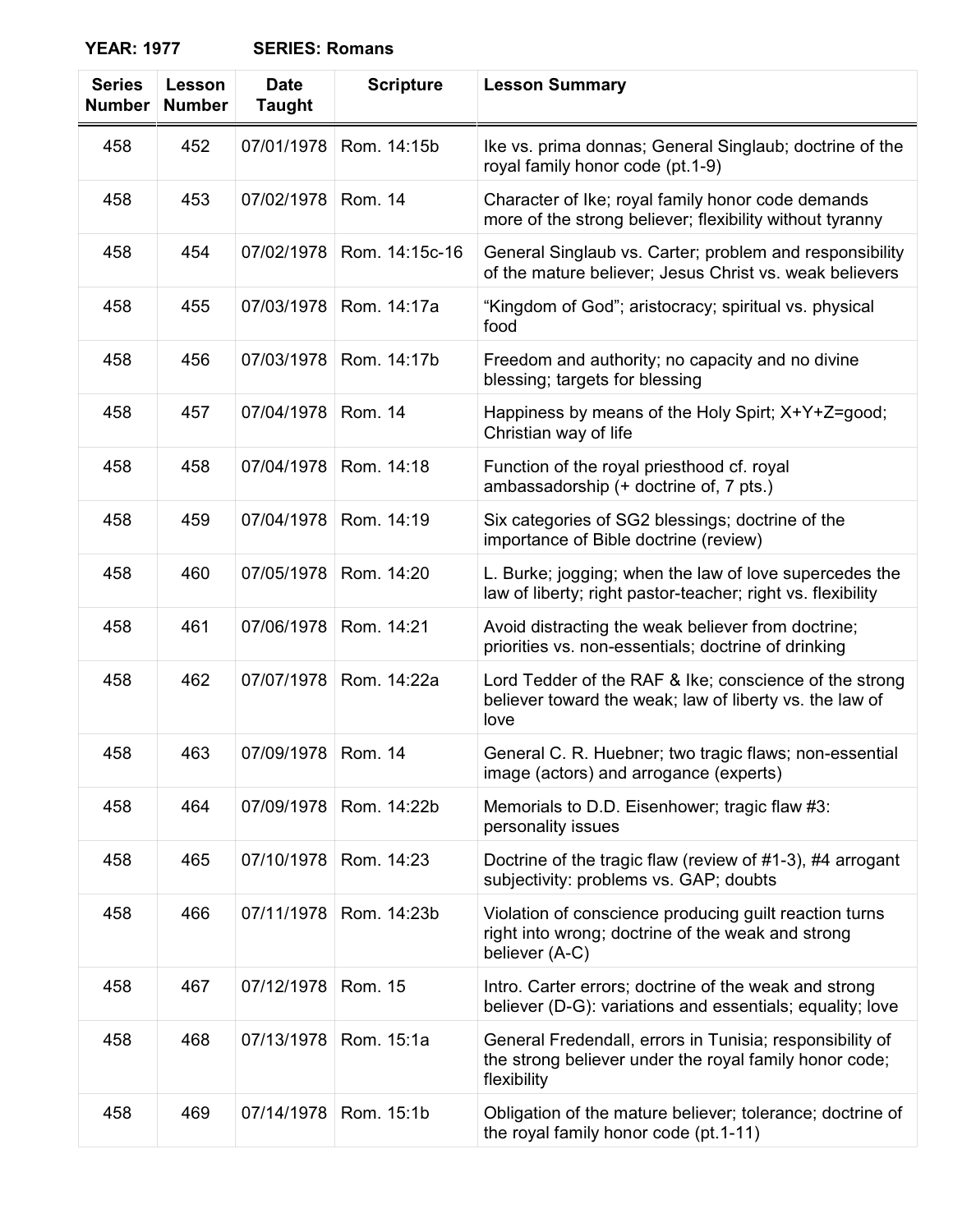**YEAR: 1977 SERIES: Romans**

| Series Number | Lesson Number | Date Taught | Scripture | Lesson Summary |
|---|---|---|---|---|
| 458 | 452 | 07/01/1978 | Rom. 14:15b | Ike vs. prima donnas; General Singlaub; doctrine of the royal family honor code (pt.1-9) |
| 458 | 453 | 07/02/1978 | Rom. 14 | Character of Ike; royal family honor code demands more of the strong believer; flexibility without tyranny |
| 458 | 454 | 07/02/1978 | Rom. 14:15c-16 | General Singlaub vs. Carter; problem and responsibility of the mature believer; Jesus Christ vs. weak believers |
| 458 | 455 | 07/03/1978 | Rom. 14:17a | “Kingdom of God”; aristocracy; spiritual vs. physical food |
| 458 | 456 | 07/03/1978 | Rom. 14:17b | Freedom and authority; no capacity and no divine blessing; targets for blessing |
| 458 | 457 | 07/04/1978 | Rom. 14 | Happiness by means of the Holy Spirt; X+Y+Z=good; Christian way of life |
| 458 | 458 | 07/04/1978 | Rom. 14:18 | Function of the royal priesthood cf. royal ambassadorship (+ doctrine of, 7 pts.) |
| 458 | 459 | 07/04/1978 | Rom. 14:19 | Six categories of SG2 blessings; doctrine of the importance of Bible doctrine (review) |
| 458 | 460 | 07/05/1978 | Rom. 14:20 | L. Burke; jogging; when the law of love supercedes the law of liberty; right pastor-teacher; right vs. flexibility |
| 458 | 461 | 07/06/1978 | Rom. 14:21 | Avoid distracting the weak believer from doctrine; priorities vs. non-essentials; doctrine of drinking |
| 458 | 462 | 07/07/1978 | Rom. 14:22a | Lord Tedder of the RAF & Ike; conscience of the strong believer toward the weak; law of liberty vs. the law of love |
| 458 | 463 | 07/09/1978 | Rom. 14 | General C. R. Huebner; two tragic flaws; non-essential image (actors) and arrogance (experts) |
| 458 | 464 | 07/09/1978 | Rom. 14:22b | Memorials to D.D. Eisenhower; tragic flaw #3: personality issues |
| 458 | 465 | 07/10/1978 | Rom. 14:23 | Doctrine of the tragic flaw (review of #1-3), #4 arrogant subjectivity: problems vs. GAP; doubts |
| 458 | 466 | 07/11/1978 | Rom. 14:23b | Violation of conscience producing guilt reaction turns right into wrong; doctrine of the weak and strong believer (A-C) |
| 458 | 467 | 07/12/1978 | Rom. 15 | Intro. Carter errors; doctrine of the weak and strong believer (D-G): variations and essentials; equality; love |
| 458 | 468 | 07/13/1978 | Rom. 15:1a | General Fredendall, errors in Tunisia; responsibility of the strong believer under the royal family honor code; flexibility |
| 458 | 469 | 07/14/1978 | Rom. 15:1b | Obligation of the mature believer; tolerance; doctrine of the royal family honor code (pt.1-11) |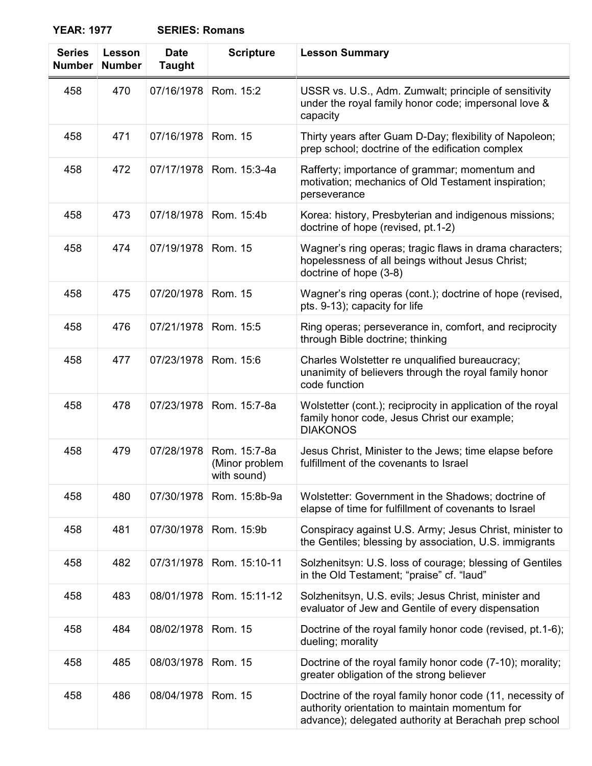**YEAR: 1977 SERIES: Romans**

| Series Number | Lesson Number | Date Taught | Scripture | Lesson Summary |
|---|---|---|---|---|
| 458 | 470 | 07/16/1978 | Rom. 15:2 | USSR vs. U.S., Adm. Zumwalt; principle of sensitivity under the royal family honor code; impersonal love & capacity |
| 458 | 471 | 07/16/1978 | Rom. 15 | Thirty years after Guam D-Day; flexibility of Napoleon; prep school; doctrine of the edification complex |
| 458 | 472 | 07/17/1978 | Rom. 15:3-4a | Rafferty; importance of grammar; momentum and motivation; mechanics of Old Testament inspiration; perseverance |
| 458 | 473 | 07/18/1978 | Rom. 15:4b | Korea: history, Presbyterian and indigenous missions; doctrine of hope (revised, pt.1-2) |
| 458 | 474 | 07/19/1978 | Rom. 15 | Wagner's ring operas; tragic flaws in drama characters; hopelessness of all beings without Jesus Christ; doctrine of hope (3-8) |
| 458 | 475 | 07/20/1978 | Rom. 15 | Wagner's ring operas (cont.); doctrine of hope (revised, pts. 9-13); capacity for life |
| 458 | 476 | 07/21/1978 | Rom. 15:5 | Ring operas; perseverance in, comfort, and reciprocity through Bible doctrine; thinking |
| 458 | 477 | 07/23/1978 | Rom. 15:6 | Charles Wolstetter re unqualified bureaucracy; unanimity of believers through the royal family honor code function |
| 458 | 478 | 07/23/1978 | Rom. 15:7-8a | Wolstetter (cont.); reciprocity in application of the royal family honor code, Jesus Christ our example; DIAKONOS |
| 458 | 479 | 07/28/1978 | Rom. 15:7-8a (Minor problem with sound) | Jesus Christ, Minister to the Jews; time elapse before fulfillment of the covenants to Israel |
| 458 | 480 | 07/30/1978 | Rom. 15:8b-9a | Wolstetter: Government in the Shadows; doctrine of elapse of time for fulfillment of covenants to Israel |
| 458 | 481 | 07/30/1978 | Rom. 15:9b | Conspiracy against U.S. Army; Jesus Christ, minister to the Gentiles; blessing by association, U.S. immigrants |
| 458 | 482 | 07/31/1978 | Rom. 15:10-11 | Solzhenitsyn: U.S. loss of courage; blessing of Gentiles in the Old Testament; "praise" cf. "laud" |
| 458 | 483 | 08/01/1978 | Rom. 15:11-12 | Solzhenitsyn, U.S. evils; Jesus Christ, minister and evaluator of Jew and Gentile of every dispensation |
| 458 | 484 | 08/02/1978 | Rom. 15 | Doctrine of the royal family honor code (revised, pt.1-6); dueling; morality |
| 458 | 485 | 08/03/1978 | Rom. 15 | Doctrine of the royal family honor code (7-10); morality; greater obligation of the strong believer |
| 458 | 486 | 08/04/1978 | Rom. 15 | Doctrine of the royal family honor code (11, necessity of authority orientation to maintain momentum for advance); delegated authority at Berachah prep school |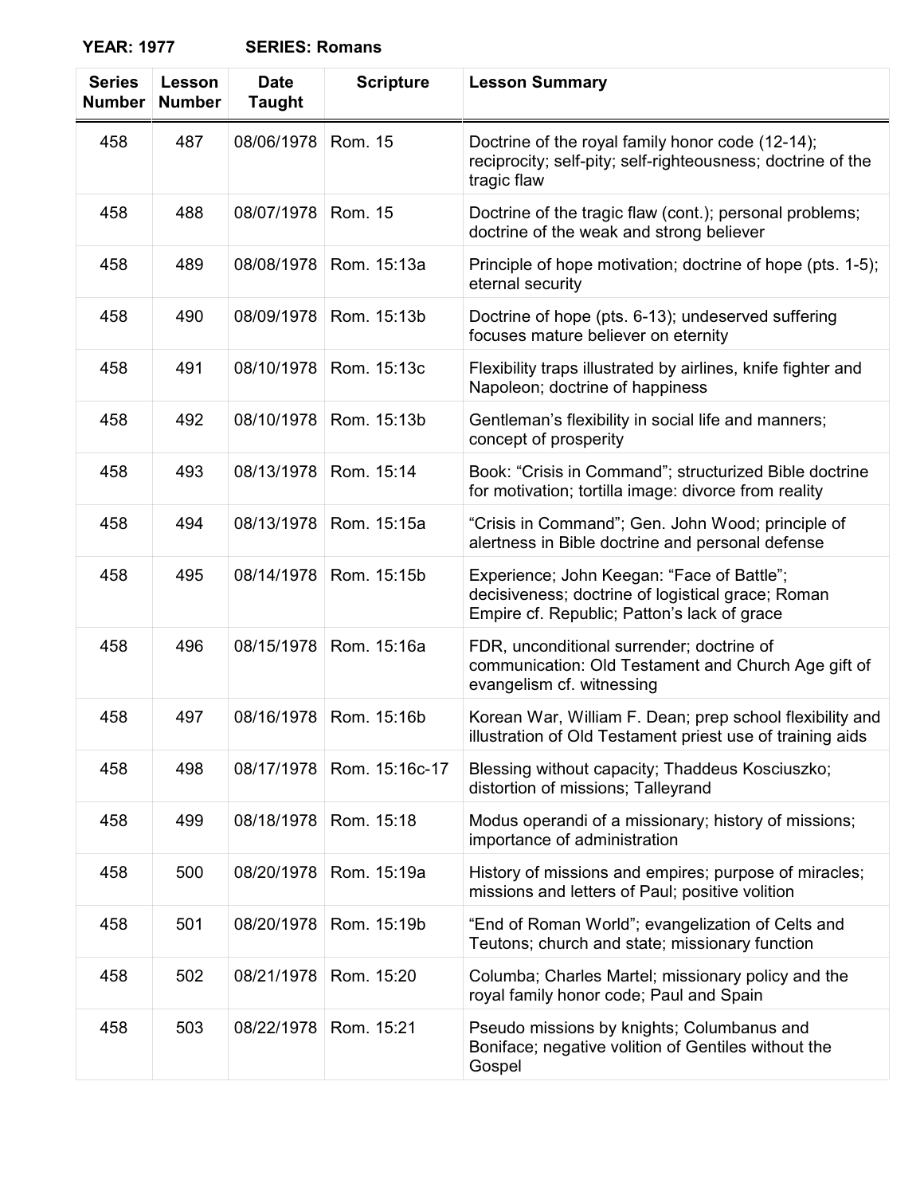**YEAR: 1977 SERIES: Romans**

| Series Number | Lesson Number | Date Taught | Scripture | Lesson Summary |
|---|---|---|---|---|
| 458 | 487 | 08/06/1978 | Rom. 15 | Doctrine of the royal family honor code (12-14); reciprocity; self-pity; self-righteousness; doctrine of the tragic flaw |
| 458 | 488 | 08/07/1978 | Rom. 15 | Doctrine of the tragic flaw (cont.); personal problems; doctrine of the weak and strong believer |
| 458 | 489 | 08/08/1978 | Rom. 15:13a | Principle of hope motivation; doctrine of hope (pts. 1-5); eternal security |
| 458 | 490 | 08/09/1978 | Rom. 15:13b | Doctrine of hope (pts. 6-13); undeserved suffering focuses mature believer on eternity |
| 458 | 491 | 08/10/1978 | Rom. 15:13c | Flexibility traps illustrated by airlines, knife fighter and Napoleon; doctrine of happiness |
| 458 | 492 | 08/10/1978 | Rom. 15:13b | Gentleman's flexibility in social life and manners; concept of prosperity |
| 458 | 493 | 08/13/1978 | Rom. 15:14 | Book: "Crisis in Command"; structurized Bible doctrine for motivation; tortilla image: divorce from reality |
| 458 | 494 | 08/13/1978 | Rom. 15:15a | "Crisis in Command"; Gen. John Wood; principle of alertness in Bible doctrine and personal defense |
| 458 | 495 | 08/14/1978 | Rom. 15:15b | Experience; John Keegan: "Face of Battle"; decisiveness; doctrine of logistical grace; Roman Empire cf. Republic; Patton's lack of grace |
| 458 | 496 | 08/15/1978 | Rom. 15:16a | FDR, unconditional surrender; doctrine of communication: Old Testament and Church Age gift of evangelism cf. witnessing |
| 458 | 497 | 08/16/1978 | Rom. 15:16b | Korean War, William F. Dean; prep school flexibility and illustration of Old Testament priest use of training aids |
| 458 | 498 | 08/17/1978 | Rom. 15:16c-17 | Blessing without capacity; Thaddeus Kosciuszko; distortion of missions; Talleyrand |
| 458 | 499 | 08/18/1978 | Rom. 15:18 | Modus operandi of a missionary; history of missions; importance of administration |
| 458 | 500 | 08/20/1978 | Rom. 15:19a | History of missions and empires; purpose of miracles; missions and letters of Paul; positive volition |
| 458 | 501 | 08/20/1978 | Rom. 15:19b | "End of Roman World"; evangelization of Celts and Teutons; church and state; missionary function |
| 458 | 502 | 08/21/1978 | Rom. 15:20 | Columba; Charles Martel; missionary policy and the royal family honor code; Paul and Spain |
| 458 | 503 | 08/22/1978 | Rom. 15:21 | Pseudo missions by knights; Columbanus and Boniface; negative volition of Gentiles without the Gospel |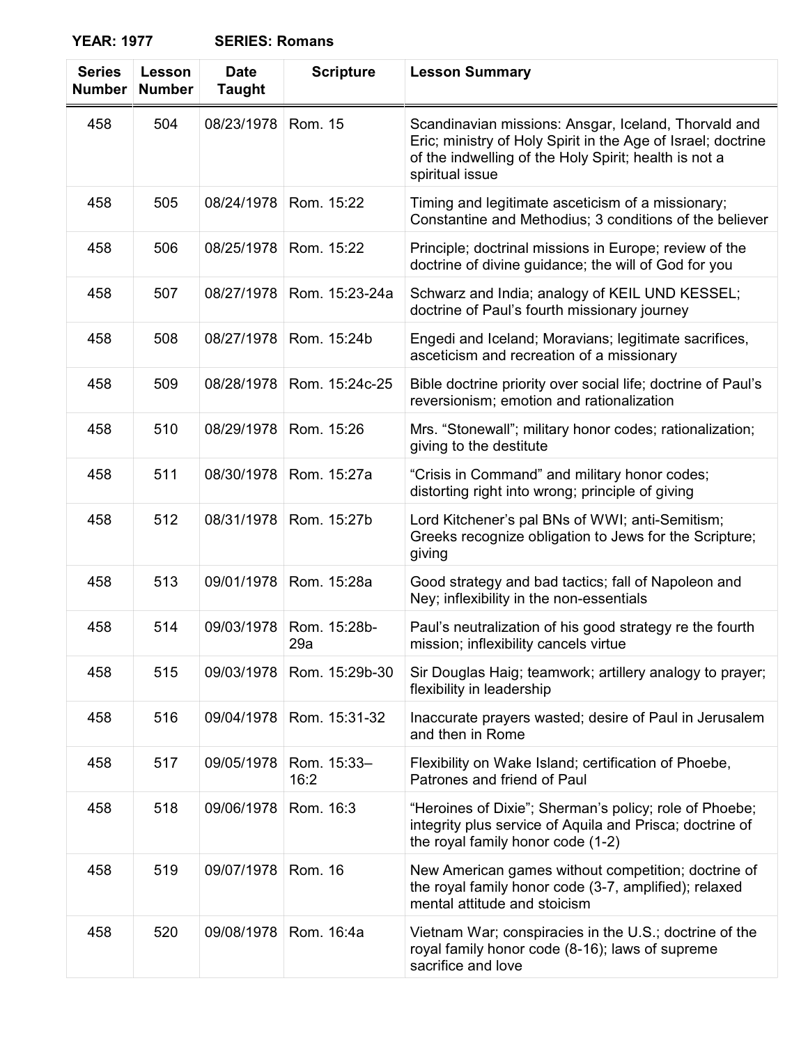**YEAR: 1977 SERIES: Romans**

| Series Number | Lesson Number | Date Taught | Scripture | Lesson Summary |
|---|---|---|---|---|
| 458 | 504 | 08/23/1978 | Rom. 15 | Scandinavian missions: Ansgar, Iceland, Thorvald and Eric; ministry of Holy Spirit in the Age of Israel; doctrine of the indwelling of the Holy Spirit; health is not a spiritual issue |
| 458 | 505 | 08/24/1978 | Rom. 15:22 | Timing and legitimate asceticism of a missionary; Constantine and Methodius; 3 conditions of the believer |
| 458 | 506 | 08/25/1978 | Rom. 15:22 | Principle; doctrinal missions in Europe; review of the doctrine of divine guidance; the will of God for you |
| 458 | 507 | 08/27/1978 | Rom. 15:23-24a | Schwarz and India; analogy of KEIL UND KESSEL; doctrine of Paul's fourth missionary journey |
| 458 | 508 | 08/27/1978 | Rom. 15:24b | Engedi and Iceland; Moravians; legitimate sacrifices, asceticism and recreation of a missionary |
| 458 | 509 | 08/28/1978 | Rom. 15:24c-25 | Bible doctrine priority over social life; doctrine of Paul's reversionism; emotion and rationalization |
| 458 | 510 | 08/29/1978 | Rom. 15:26 | Mrs. "Stonewall"; military honor codes; rationalization; giving to the destitute |
| 458 | 511 | 08/30/1978 | Rom. 15:27a | "Crisis in Command" and military honor codes; distorting right into wrong; principle of giving |
| 458 | 512 | 08/31/1978 | Rom. 15:27b | Lord Kitchener's pal BNs of WWI; anti-Semitism; Greeks recognize obligation to Jews for the Scripture; giving |
| 458 | 513 | 09/01/1978 | Rom. 15:28a | Good strategy and bad tactics; fall of Napoleon and Ney; inflexibility in the non-essentials |
| 458 | 514 | 09/03/1978 | Rom. 15:28b-29a | Paul's neutralization of his good strategy re the fourth mission; inflexibility cancels virtue |
| 458 | 515 | 09/03/1978 | Rom. 15:29b-30 | Sir Douglas Haig; teamwork; artillery analogy to prayer; flexibility in leadership |
| 458 | 516 | 09/04/1978 | Rom. 15:31-32 | Inaccurate prayers wasted; desire of Paul in Jerusalem and then in Rome |
| 458 | 517 | 09/05/1978 | Rom. 15:33–16:2 | Flexibility on Wake Island; certification of Phoebe, Patrones and friend of Paul |
| 458 | 518 | 09/06/1978 | Rom. 16:3 | "Heroines of Dixie"; Sherman's policy; role of Phoebe; integrity plus service of Aquila and Prisca; doctrine of the royal family honor code (1-2) |
| 458 | 519 | 09/07/1978 | Rom. 16 | New American games without competition; doctrine of the royal family honor code (3-7, amplified); relaxed mental attitude and stoicism |
| 458 | 520 | 09/08/1978 | Rom. 16:4a | Vietnam War; conspiracies in the U.S.; doctrine of the royal family honor code (8-16); laws of supreme sacrifice and love |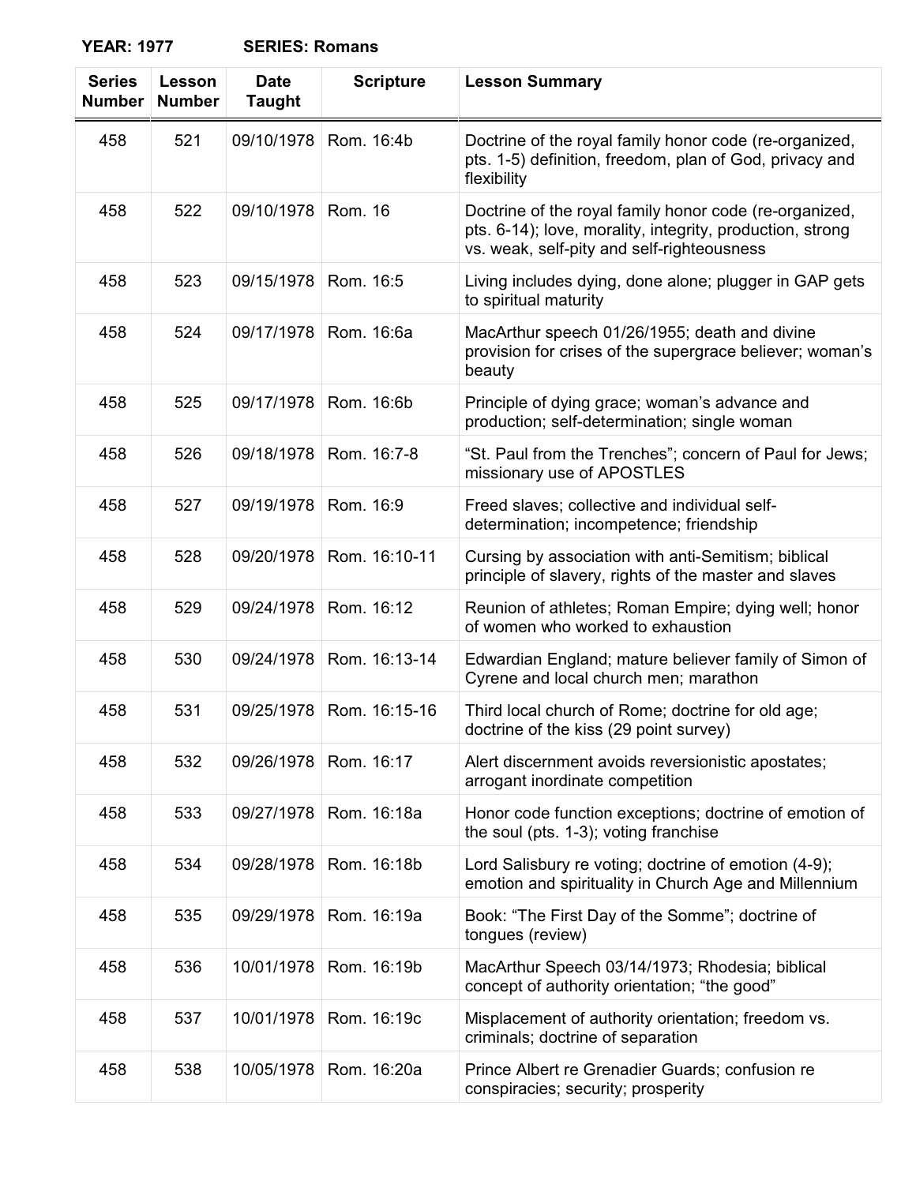**YEAR: 1977 SERIES: Romans**

| Series Number | Lesson Number | Date Taught | Scripture | Lesson Summary |
|---|---|---|---|---|
| 458 | 521 | 09/10/1978 | Rom. 16:4b | Doctrine of the royal family honor code (re-organized, pts. 1-5) definition, freedom, plan of God, privacy and flexibility |
| 458 | 522 | 09/10/1978 | Rom. 16 | Doctrine of the royal family honor code (re-organized, pts. 6-14); love, morality, integrity, production, strong vs. weak, self-pity and self-righteousness |
| 458 | 523 | 09/15/1978 | Rom. 16:5 | Living includes dying, done alone; plugger in GAP gets to spiritual maturity |
| 458 | 524 | 09/17/1978 | Rom. 16:6a | MacArthur speech 01/26/1955; death and divine provision for crises of the supergrace believer; woman's beauty |
| 458 | 525 | 09/17/1978 | Rom. 16:6b | Principle of dying grace; woman's advance and production; self-determination; single woman |
| 458 | 526 | 09/18/1978 | Rom. 16:7-8 | "St. Paul from the Trenches"; concern of Paul for Jews; missionary use of APOSTLES |
| 458 | 527 | 09/19/1978 | Rom. 16:9 | Freed slaves; collective and individual self-determination; incompetence; friendship |
| 458 | 528 | 09/20/1978 | Rom. 16:10-11 | Cursing by association with anti-Semitism; biblical principle of slavery, rights of the master and slaves |
| 458 | 529 | 09/24/1978 | Rom. 16:12 | Reunion of athletes; Roman Empire; dying well; honor of women who worked to exhaustion |
| 458 | 530 | 09/24/1978 | Rom. 16:13-14 | Edwardian England; mature believer family of Simon of Cyrene and local church men; marathon |
| 458 | 531 | 09/25/1978 | Rom. 16:15-16 | Third local church of Rome; doctrine for old age; doctrine of the kiss (29 point survey) |
| 458 | 532 | 09/26/1978 | Rom. 16:17 | Alert discernment avoids reversionistic apostates; arrogant inordinate competition |
| 458 | 533 | 09/27/1978 | Rom. 16:18a | Honor code function exceptions; doctrine of emotion of the soul (pts. 1-3); voting franchise |
| 458 | 534 | 09/28/1978 | Rom. 16:18b | Lord Salisbury re voting; doctrine of emotion (4-9); emotion and spirituality in Church Age and Millennium |
| 458 | 535 | 09/29/1978 | Rom. 16:19a | Book: "The First Day of the Somme"; doctrine of tongues (review) |
| 458 | 536 | 10/01/1978 | Rom. 16:19b | MacArthur Speech 03/14/1973; Rhodesia; biblical concept of authority orientation; "the good" |
| 458 | 537 | 10/01/1978 | Rom. 16:19c | Misplacement of authority orientation; freedom vs. criminals; doctrine of separation |
| 458 | 538 | 10/05/1978 | Rom. 16:20a | Prince Albert re Grenadier Guards; confusion re conspiracies; security; prosperity |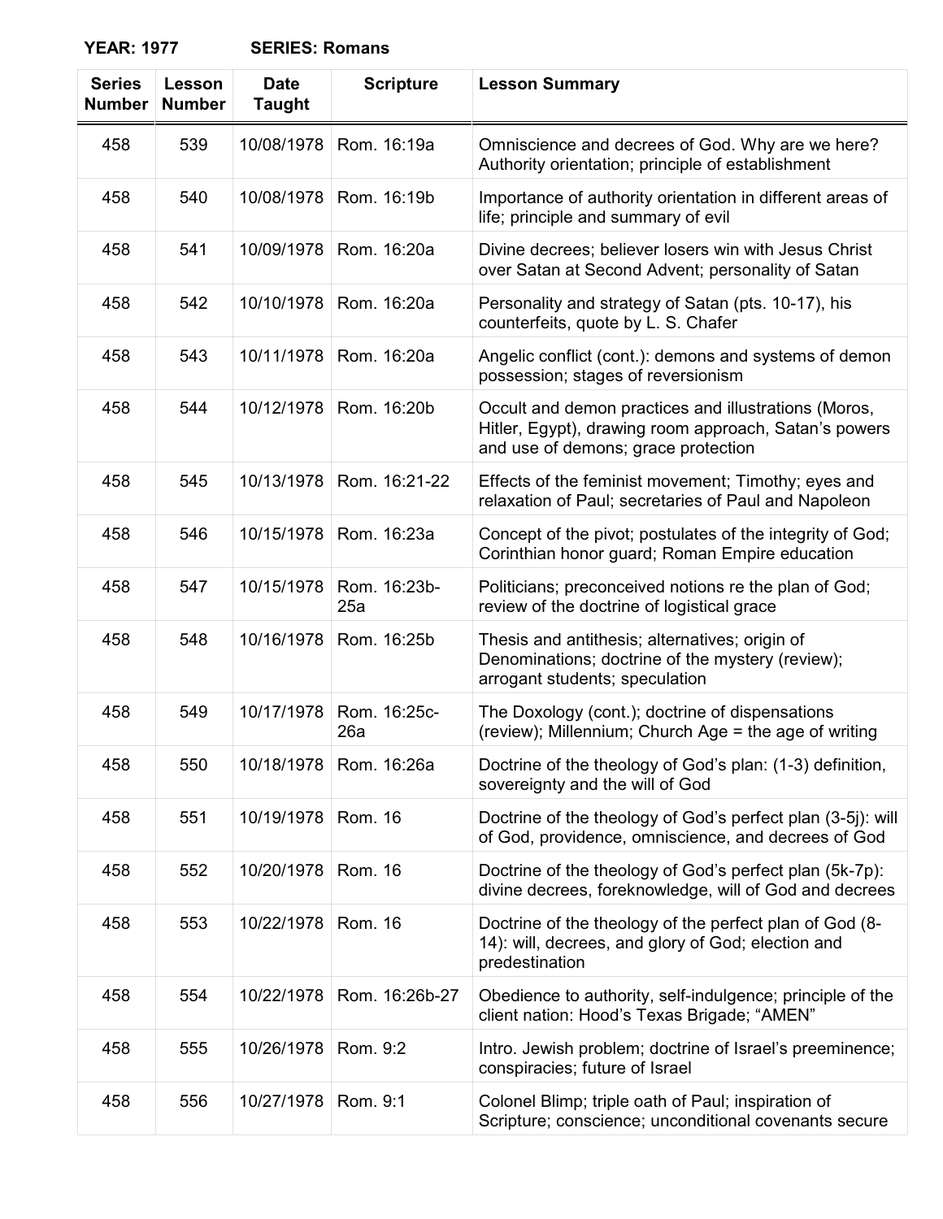**YEAR: 1977 SERIES: Romans**

| Series Number | Lesson Number | Date Taught | Scripture | Lesson Summary |
|---|---|---|---|---|
| 458 | 539 | 10/08/1978 | Rom. 16:19a | Omniscience and decrees of God. Why are we here? Authority orientation; principle of establishment |
| 458 | 540 | 10/08/1978 | Rom. 16:19b | Importance of authority orientation in different areas of life; principle and summary of evil |
| 458 | 541 | 10/09/1978 | Rom. 16:20a | Divine decrees; believer losers win with Jesus Christ over Satan at Second Advent; personality of Satan |
| 458 | 542 | 10/10/1978 | Rom. 16:20a | Personality and strategy of Satan (pts. 10-17), his counterfeits, quote by L. S. Chafer |
| 458 | 543 | 10/11/1978 | Rom. 16:20a | Angelic conflict (cont.): demons and systems of demon possession; stages of reversionism |
| 458 | 544 | 10/12/1978 | Rom. 16:20b | Occult and demon practices and illustrations (Moros, Hitler, Egypt), drawing room approach, Satan's powers and use of demons; grace protection |
| 458 | 545 | 10/13/1978 | Rom. 16:21-22 | Effects of the feminist movement; Timothy; eyes and relaxation of Paul; secretaries of Paul and Napoleon |
| 458 | 546 | 10/15/1978 | Rom. 16:23a | Concept of the pivot; postulates of the integrity of God; Corinthian honor guard; Roman Empire education |
| 458 | 547 | 10/15/1978 | Rom. 16:23b-25a | Politicians; preconceived notions re the plan of God; review of the doctrine of logistical grace |
| 458 | 548 | 10/16/1978 | Rom. 16:25b | Thesis and antithesis; alternatives; origin of Denominations; doctrine of the mystery (review); arrogant students; speculation |
| 458 | 549 | 10/17/1978 | Rom. 16:25c-26a | The Doxology (cont.); doctrine of dispensations (review); Millennium; Church Age = the age of writing |
| 458 | 550 | 10/18/1978 | Rom. 16:26a | Doctrine of the theology of God's plan: (1-3) definition, sovereignty and the will of God |
| 458 | 551 | 10/19/1978 | Rom. 16 | Doctrine of the theology of God's perfect plan (3-5j): will of God, providence, omniscience, and decrees of God |
| 458 | 552 | 10/20/1978 | Rom. 16 | Doctrine of the theology of God's perfect plan (5k-7p): divine decrees, foreknowledge, will of God and decrees |
| 458 | 553 | 10/22/1978 | Rom. 16 | Doctrine of the theology of the perfect plan of God (8-14): will, decrees, and glory of God; election and predestination |
| 458 | 554 | 10/22/1978 | Rom. 16:26b-27 | Obedience to authority, self-indulgence; principle of the client nation: Hood's Texas Brigade; "AMEN" |
| 458 | 555 | 10/26/1978 | Rom. 9:2 | Intro. Jewish problem; doctrine of Israel's preeminence; conspiracies; future of Israel |
| 458 | 556 | 10/27/1978 | Rom. 9:1 | Colonel Blimp; triple oath of Paul; inspiration of Scripture; conscience; unconditional covenants secure |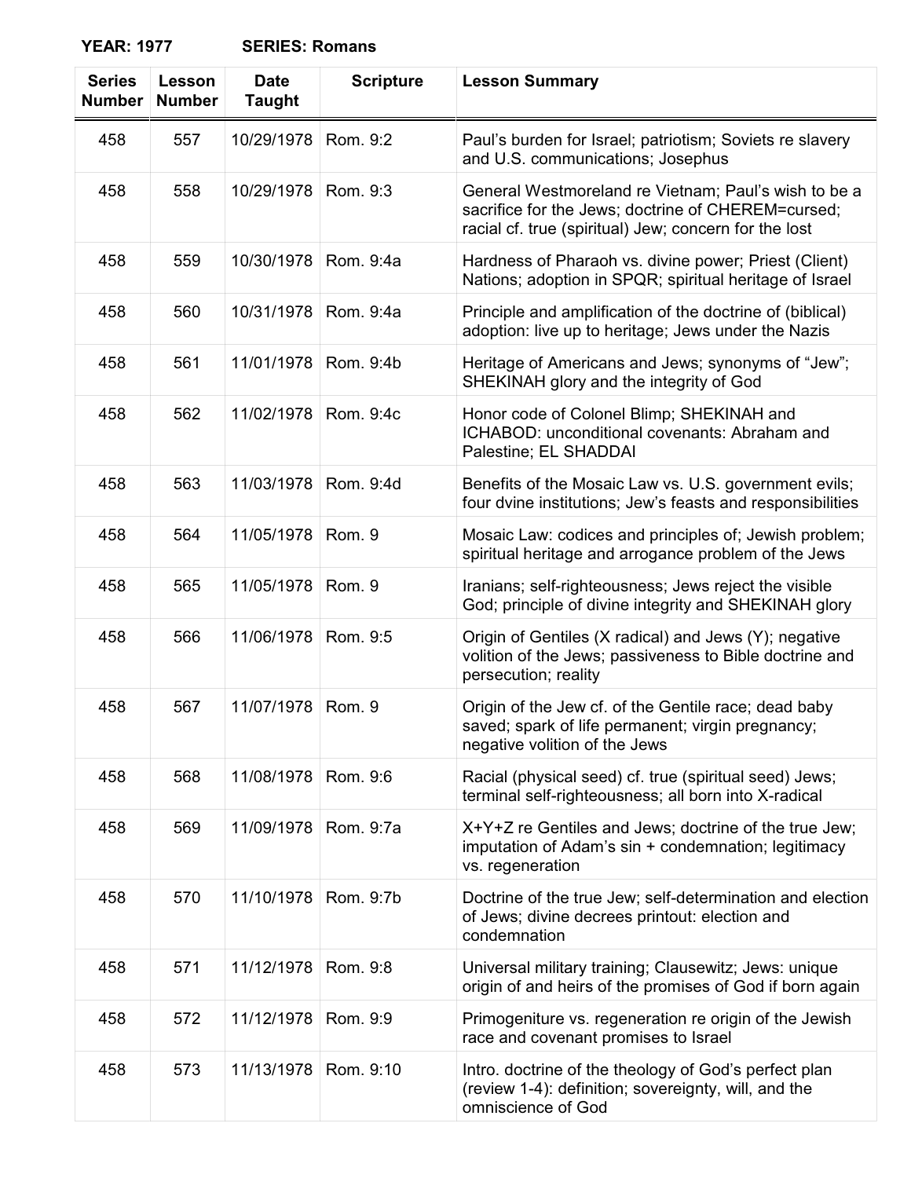**YEAR: 1977 SERIES: Romans**

| Series Number | Lesson Number | Date Taught | Scripture | Lesson Summary |
|---|---|---|---|---|
| 458 | 557 | 10/29/1978 | Rom. 9:2 | Paul's burden for Israel; patriotism; Soviets re slavery and U.S. communications; Josephus |
| 458 | 558 | 10/29/1978 | Rom. 9:3 | General Westmoreland re Vietnam; Paul's wish to be a sacrifice for the Jews; doctrine of CHEREM=cursed; racial cf. true (spiritual) Jew; concern for the lost |
| 458 | 559 | 10/30/1978 | Rom. 9:4a | Hardness of Pharaoh vs. divine power; Priest (Client) Nations; adoption in SPQR; spiritual heritage of Israel |
| 458 | 560 | 10/31/1978 | Rom. 9:4a | Principle and amplification of the doctrine of (biblical) adoption: live up to heritage; Jews under the Nazis |
| 458 | 561 | 11/01/1978 | Rom. 9:4b | Heritage of Americans and Jews; synonyms of "Jew"; SHEKINAH glory and the integrity of God |
| 458 | 562 | 11/02/1978 | Rom. 9:4c | Honor code of Colonel Blimp; SHEKINAH and ICHABOD: unconditional covenants: Abraham and Palestine; EL SHADDAI |
| 458 | 563 | 11/03/1978 | Rom. 9:4d | Benefits of the Mosaic Law vs. U.S. government evils; four dvine institutions; Jew's feasts and responsibilities |
| 458 | 564 | 11/05/1978 | Rom. 9 | Mosaic Law: codices and principles of; Jewish problem; spiritual heritage and arrogance problem of the Jews |
| 458 | 565 | 11/05/1978 | Rom. 9 | Iranians; self-righteousness; Jews reject the visible God; principle of divine integrity and SHEKINAH glory |
| 458 | 566 | 11/06/1978 | Rom. 9:5 | Origin of Gentiles (X radical) and Jews (Y); negative volition of the Jews; passiveness to Bible doctrine and persecution; reality |
| 458 | 567 | 11/07/1978 | Rom. 9 | Origin of the Jew cf. of the Gentile race; dead baby saved; spark of life permanent; virgin pregnancy; negative volition of the Jews |
| 458 | 568 | 11/08/1978 | Rom. 9:6 | Racial (physical seed) cf. true (spiritual seed) Jews; terminal self-righteousness; all born into X-radical |
| 458 | 569 | 11/09/1978 | Rom. 9:7a | X+Y+Z re Gentiles and Jews; doctrine of the true Jew; imputation of Adam's sin + condemnation; legitimacy vs. regeneration |
| 458 | 570 | 11/10/1978 | Rom. 9:7b | Doctrine of the true Jew; self-determination and election of Jews; divine decrees printout: election and condemnation |
| 458 | 571 | 11/12/1978 | Rom. 9:8 | Universal military training; Clausewitz; Jews: unique origin of and heirs of the promises of God if born again |
| 458 | 572 | 11/12/1978 | Rom. 9:9 | Primogeniture vs. regeneration re origin of the Jewish race and covenant promises to Israel |
| 458 | 573 | 11/13/1978 | Rom. 9:10 | Intro. doctrine of the theology of God's perfect plan (review 1-4): definition; sovereignty, will, and the omniscience of God |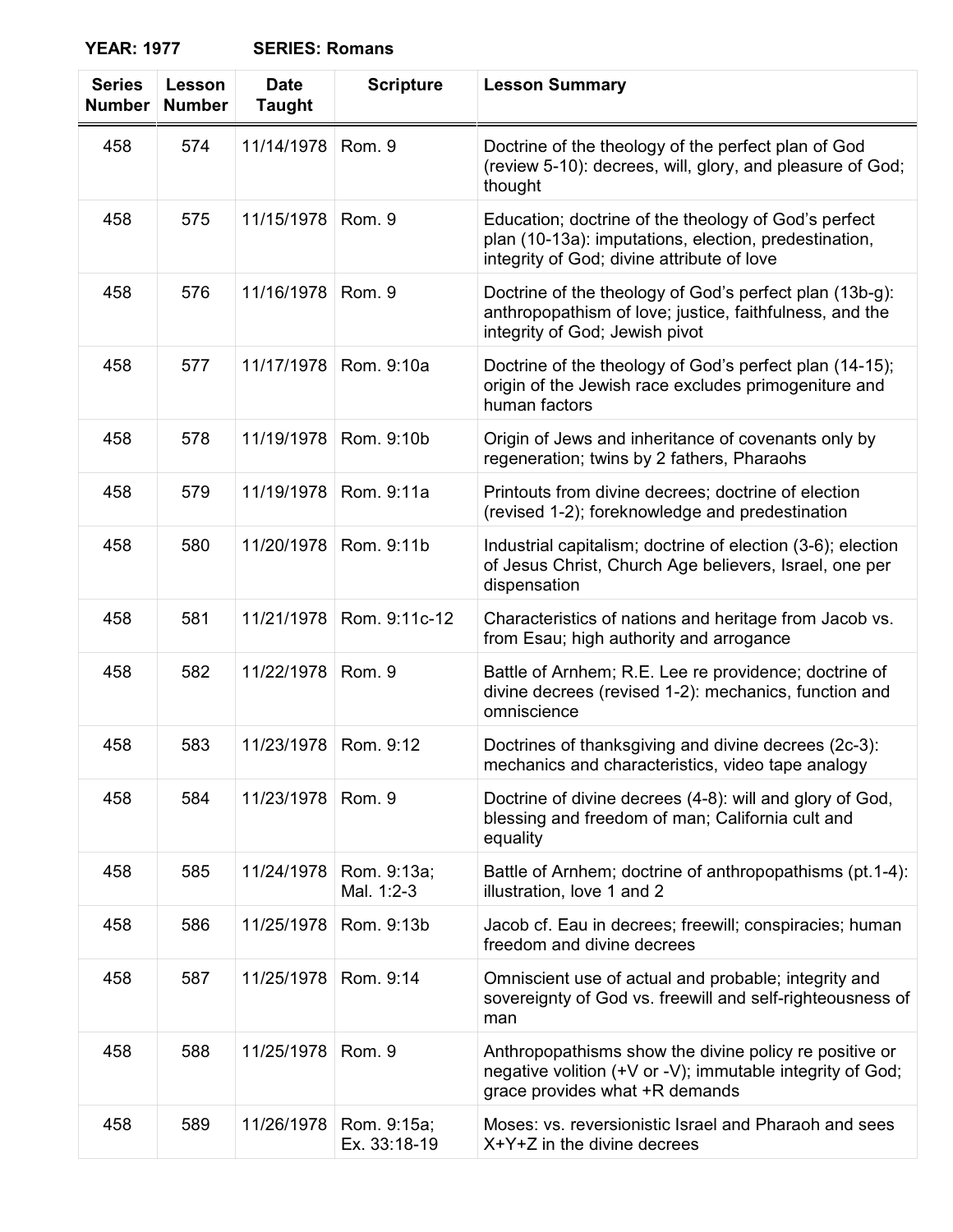**YEAR: 1977 SERIES: Romans**

| Series Number | Lesson Number | Date Taught | Scripture | Lesson Summary |
|---|---|---|---|---|
| 458 | 574 | 11/14/1978 | Rom. 9 | Doctrine of the theology of the perfect plan of God (review 5-10): decrees, will, glory, and pleasure of God; thought |
| 458 | 575 | 11/15/1978 | Rom. 9 | Education; doctrine of the theology of God's perfect plan (10-13a): imputations, election, predestination, integrity of God; divine attribute of love |
| 458 | 576 | 11/16/1978 | Rom. 9 | Doctrine of the theology of God's perfect plan (13b-g): anthropopathism of love; justice, faithfulness, and the integrity of God; Jewish pivot |
| 458 | 577 | 11/17/1978 | Rom. 9:10a | Doctrine of the theology of God's perfect plan (14-15); origin of the Jewish race excludes primogeniture and human factors |
| 458 | 578 | 11/19/1978 | Rom. 9:10b | Origin of Jews and inheritance of covenants only by regeneration; twins by 2 fathers, Pharaohs |
| 458 | 579 | 11/19/1978 | Rom. 9:11a | Printouts from divine decrees; doctrine of election (revised 1-2); foreknowledge and predestination |
| 458 | 580 | 11/20/1978 | Rom. 9:11b | Industrial capitalism; doctrine of election (3-6); election of Jesus Christ, Church Age believers, Israel, one per dispensation |
| 458 | 581 | 11/21/1978 | Rom. 9:11c-12 | Characteristics of nations and heritage from Jacob vs. from Esau; high authority and arrogance |
| 458 | 582 | 11/22/1978 | Rom. 9 | Battle of Arnhem; R.E. Lee re providence; doctrine of divine decrees (revised 1-2): mechanics, function and omniscience |
| 458 | 583 | 11/23/1978 | Rom. 9:12 | Doctrines of thanksgiving and divine decrees (2c-3): mechanics and characteristics, video tape analogy |
| 458 | 584 | 11/23/1978 | Rom. 9 | Doctrine of divine decrees (4-8): will and glory of God, blessing and freedom of man; California cult and equality |
| 458 | 585 | 11/24/1978 | Rom. 9:13a; Mal. 1:2-3 | Battle of Arnhem; doctrine of anthropopathisms (pt.1-4): illustration, love 1 and 2 |
| 458 | 586 | 11/25/1978 | Rom. 9:13b | Jacob cf. Eau in decrees; freewill; conspiracies; human freedom and divine decrees |
| 458 | 587 | 11/25/1978 | Rom. 9:14 | Omniscient use of actual and probable; integrity and sovereignty of God vs. freewill and self-righteousness of man |
| 458 | 588 | 11/25/1978 | Rom. 9 | Anthropopathisms show the divine policy re positive or negative volition (+V or -V); immutable integrity of God; grace provides what +R demands |
| 458 | 589 | 11/26/1978 | Rom. 9:15a; Ex. 33:18-19 | Moses: vs. reversionistic Israel and Pharaoh and sees X+Y+Z in the divine decrees |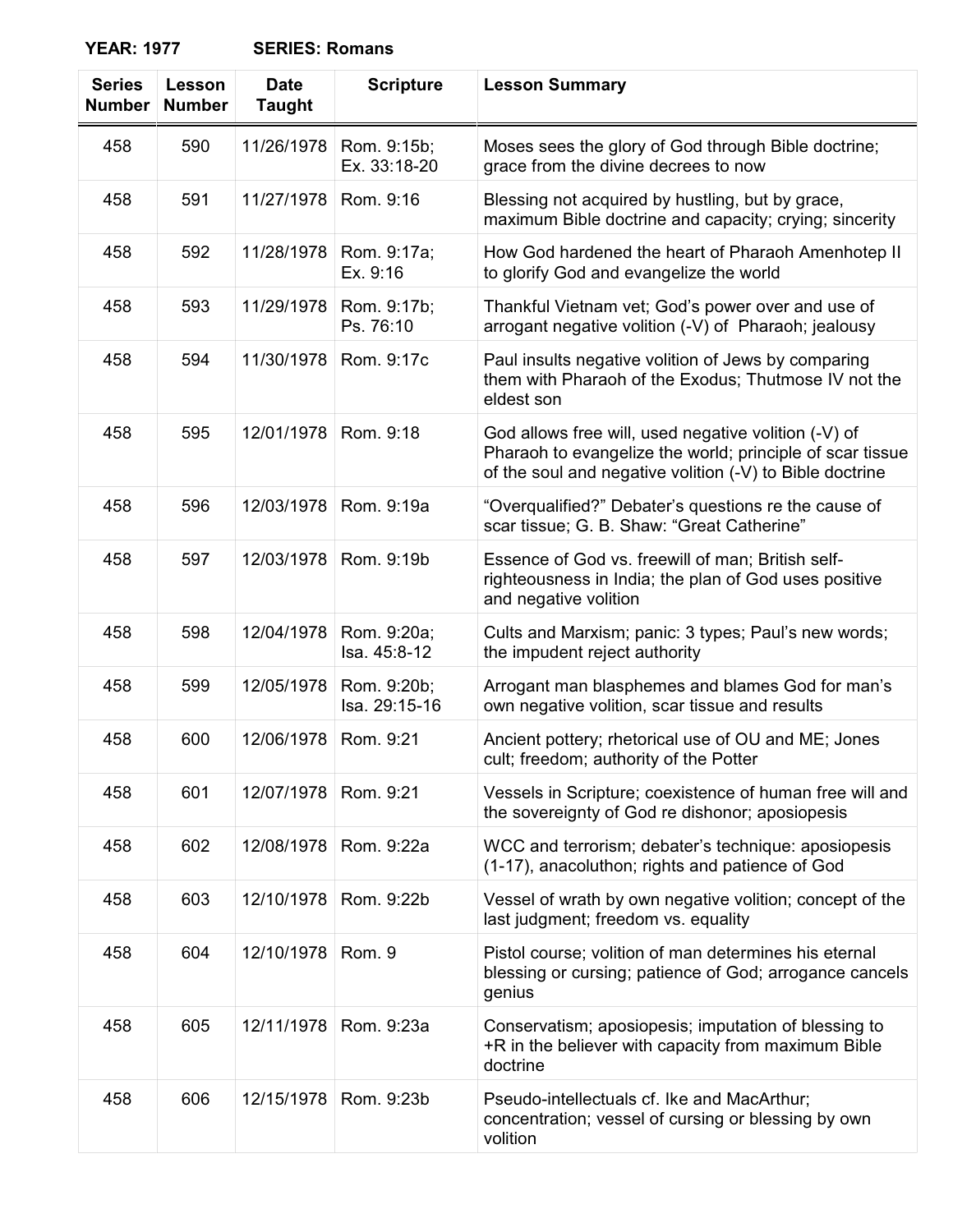**YEAR: 1977 SERIES: Romans**

| Series Number | Lesson Number | Date Taught | Scripture | Lesson Summary |
|---|---|---|---|---|
| 458 | 590 | 11/26/1978 | Rom. 9:15b; Ex. 33:18-20 | Moses sees the glory of God through Bible doctrine; grace from the divine decrees to now |
| 458 | 591 | 11/27/1978 | Rom. 9:16 | Blessing not acquired by hustling, but by grace, maximum Bible doctrine and capacity; crying; sincerity |
| 458 | 592 | 11/28/1978 | Rom. 9:17a; Ex. 9:16 | How God hardened the heart of Pharaoh Amenhotep II to glorify God and evangelize the world |
| 458 | 593 | 11/29/1978 | Rom. 9:17b; Ps. 76:10 | Thankful Vietnam vet; God's power over and use of arrogant negative volition (-V) of Pharaoh; jealousy |
| 458 | 594 | 11/30/1978 | Rom. 9:17c | Paul insults negative volition of Jews by comparing them with Pharaoh of the Exodus; Thutmose IV not the eldest son |
| 458 | 595 | 12/01/1978 | Rom. 9:18 | God allows free will, used negative volition (-V) of Pharaoh to evangelize the world; principle of scar tissue of the soul and negative volition (-V) to Bible doctrine |
| 458 | 596 | 12/03/1978 | Rom. 9:19a | "Overqualified?" Debater's questions re the cause of scar tissue; G. B. Shaw: "Great Catherine" |
| 458 | 597 | 12/03/1978 | Rom. 9:19b | Essence of God vs. freewill of man; British self-righteousness in India; the plan of God uses positive and negative volition |
| 458 | 598 | 12/04/1978 | Rom. 9:20a; Isa. 45:8-12 | Cults and Marxism; panic: 3 types; Paul's new words; the impudent reject authority |
| 458 | 599 | 12/05/1978 | Rom. 9:20b; Isa. 29:15-16 | Arrogant man blasphemes and blames God for man's own negative volition, scar tissue and results |
| 458 | 600 | 12/06/1978 | Rom. 9:21 | Ancient pottery; rhetorical use of OU and ME; Jones cult; freedom; authority of the Potter |
| 458 | 601 | 12/07/1978 | Rom. 9:21 | Vessels in Scripture; coexistence of human free will and the sovereignty of God re dishonor; aposiopesis |
| 458 | 602 | 12/08/1978 | Rom. 9:22a | WCC and terrorism; debater's technique: aposiopesis (1-17), anacoluthon; rights and patience of God |
| 458 | 603 | 12/10/1978 | Rom. 9:22b | Vessel of wrath by own negative volition; concept of the last judgment; freedom vs. equality |
| 458 | 604 | 12/10/1978 | Rom. 9 | Pistol course; volition of man determines his eternal blessing or cursing; patience of God; arrogance cancels genius |
| 458 | 605 | 12/11/1978 | Rom. 9:23a | Conservatism; aposiopesis; imputation of blessing to +R in the believer with capacity from maximum Bible doctrine |
| 458 | 606 | 12/15/1978 | Rom. 9:23b | Pseudo-intellectuals cf. Ike and MacArthur; concentration; vessel of cursing or blessing by own volition |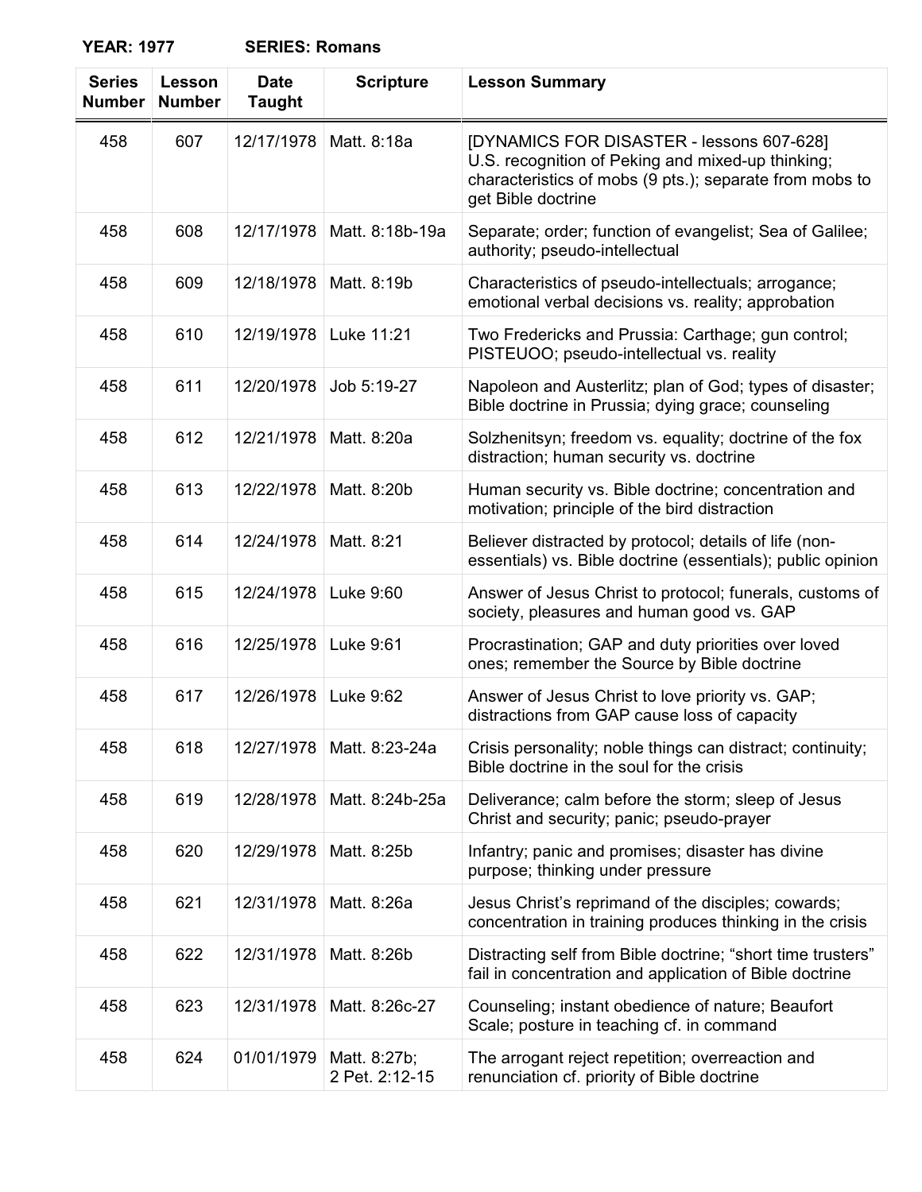**YEAR: 1977 SERIES: Romans**

| Series Number | Lesson Number | Date Taught | Scripture | Lesson Summary |
|---|---|---|---|---|
| 458 | 607 | 12/17/1978 | Matt. 8:18a | [DYNAMICS FOR DISASTER - lessons 607-628] U.S. recognition of Peking and mixed-up thinking; characteristics of mobs (9 pts.); separate from mobs to get Bible doctrine |
| 458 | 608 | 12/17/1978 | Matt. 8:18b-19a | Separate; order; function of evangelist; Sea of Galilee; authority; pseudo-intellectual |
| 458 | 609 | 12/18/1978 | Matt. 8:19b | Characteristics of pseudo-intellectuals; arrogance; emotional verbal decisions vs. reality; approbation |
| 458 | 610 | 12/19/1978 | Luke 11:21 | Two Fredericks and Prussia: Carthage; gun control; PISTEUOO; pseudo-intellectual vs. reality |
| 458 | 611 | 12/20/1978 | Job 5:19-27 | Napoleon and Austerlitz; plan of God; types of disaster; Bible doctrine in Prussia; dying grace; counseling |
| 458 | 612 | 12/21/1978 | Matt. 8:20a | Solzhenitsyn; freedom vs. equality; doctrine of the fox distraction; human security vs. doctrine |
| 458 | 613 | 12/22/1978 | Matt. 8:20b | Human security vs. Bible doctrine; concentration and motivation; principle of the bird distraction |
| 458 | 614 | 12/24/1978 | Matt. 8:21 | Believer distracted by protocol; details of life (non-essentials) vs. Bible doctrine (essentials); public opinion |
| 458 | 615 | 12/24/1978 | Luke 9:60 | Answer of Jesus Christ to protocol; funerals, customs of society, pleasures and human good vs. GAP |
| 458 | 616 | 12/25/1978 | Luke 9:61 | Procrastination; GAP and duty priorities over loved ones; remember the Source by Bible doctrine |
| 458 | 617 | 12/26/1978 | Luke 9:62 | Answer of Jesus Christ to love priority vs. GAP; distractions from GAP cause loss of capacity |
| 458 | 618 | 12/27/1978 | Matt. 8:23-24a | Crisis personality; noble things can distract; continuity; Bible doctrine in the soul for the crisis |
| 458 | 619 | 12/28/1978 | Matt. 8:24b-25a | Deliverance; calm before the storm; sleep of Jesus Christ and security; panic; pseudo-prayer |
| 458 | 620 | 12/29/1978 | Matt. 8:25b | Infantry; panic and promises; disaster has divine purpose; thinking under pressure |
| 458 | 621 | 12/31/1978 | Matt. 8:26a | Jesus Christ's reprimand of the disciples; cowards; concentration in training produces thinking in the crisis |
| 458 | 622 | 12/31/1978 | Matt. 8:26b | Distracting self from Bible doctrine; "short time trusters" fail in concentration and application of Bible doctrine |
| 458 | 623 | 12/31/1978 | Matt. 8:26c-27 | Counseling; instant obedience of nature; Beaufort Scale; posture in teaching cf. in command |
| 458 | 624 | 01/01/1979 | Matt. 8:27b; 2 Pet. 2:12-15 | The arrogant reject repetition; overreaction and renunciation cf. priority of Bible doctrine |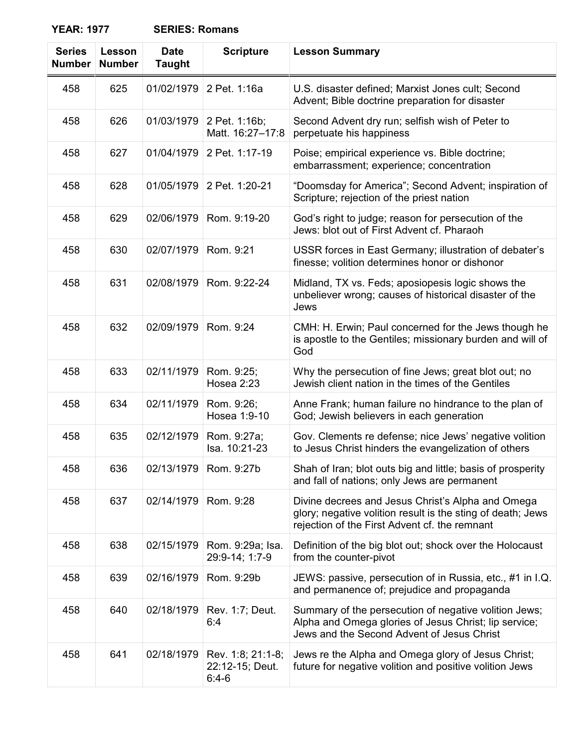**YEAR: 1977 SERIES: Romans**

| Series Number | Lesson Number | Date Taught | Scripture | Lesson Summary |
|---|---|---|---|---|
| 458 | 625 | 01/02/1979 | 2 Pet. 1:16a | U.S. disaster defined; Marxist Jones cult; Second Advent; Bible doctrine preparation for disaster |
| 458 | 626 | 01/03/1979 | 2 Pet. 1:16b; Matt. 16:27–17:8 | Second Advent dry run; selfish wish of Peter to perpetuate his happiness |
| 458 | 627 | 01/04/1979 | 2 Pet. 1:17-19 | Poise; empirical experience vs. Bible doctrine; embarrassment; experience; concentration |
| 458 | 628 | 01/05/1979 | 2 Pet. 1:20-21 | "Doomsday for America"; Second Advent; inspiration of Scripture; rejection of the priest nation |
| 458 | 629 | 02/06/1979 | Rom. 9:19-20 | God's right to judge; reason for persecution of the Jews: blot out of First Advent cf. Pharaoh |
| 458 | 630 | 02/07/1979 | Rom. 9:21 | USSR forces in East Germany; illustration of debater's finesse; volition determines honor or dishonor |
| 458 | 631 | 02/08/1979 | Rom. 9:22-24 | Midland, TX vs. Feds; aposiopesis logic shows the unbeliever wrong; causes of historical disaster of the Jews |
| 458 | 632 | 02/09/1979 | Rom. 9:24 | CMH: H. Erwin; Paul concerned for the Jews though he is apostle to the Gentiles; missionary burden and will of God |
| 458 | 633 | 02/11/1979 | Rom. 9:25; Hosea 2:23 | Why the persecution of fine Jews; great blot out; no Jewish client nation in the times of the Gentiles |
| 458 | 634 | 02/11/1979 | Rom. 9:26; Hosea 1:9-10 | Anne Frank; human failure no hindrance to the plan of God; Jewish believers in each generation |
| 458 | 635 | 02/12/1979 | Rom. 9:27a; Isa. 10:21-23 | Gov. Clements re defense; nice Jews' negative volition to Jesus Christ hinders the evangelization of others |
| 458 | 636 | 02/13/1979 | Rom. 9:27b | Shah of Iran; blot outs big and little; basis of prosperity and fall of nations; only Jews are permanent |
| 458 | 637 | 02/14/1979 | Rom. 9:28 | Divine decrees and Jesus Christ's Alpha and Omega glory; negative volition result is the sting of death; Jews rejection of the First Advent cf. the remnant |
| 458 | 638 | 02/15/1979 | Rom. 9:29a; Isa. 29:9-14; 1:7-9 | Definition of the big blot out; shock over the Holocaust from the counter-pivot |
| 458 | 639 | 02/16/1979 | Rom. 9:29b | JEWS: passive, persecution of in Russia, etc., #1 in I.Q. and permanence of; prejudice and propaganda |
| 458 | 640 | 02/18/1979 | Rev. 1:7; Deut. 6:4 | Summary of the persecution of negative volition Jews; Alpha and Omega glories of Jesus Christ; lip service; Jews and the Second Advent of Jesus Christ |
| 458 | 641 | 02/18/1979 | Rev. 1:8; 21:1-8; 22:12-15; Deut. 6:4-6 | Jews re the Alpha and Omega glory of Jesus Christ; future for negative volition and positive volition Jews |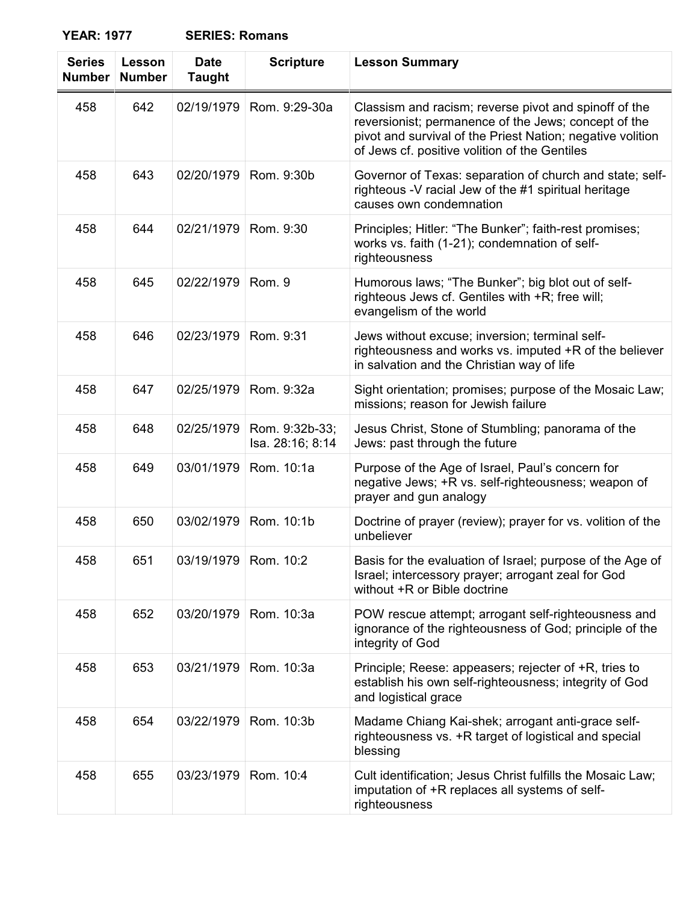**YEAR: 1977 SERIES: Romans**

| Series Number | Lesson Number | Date Taught | Scripture | Lesson Summary |
|---|---|---|---|---|
| 458 | 642 | 02/19/1979 | Rom. 9:29-30a | Classism and racism; reverse pivot and spinoff of the reversionist; permanence of the Jews; concept of the pivot and survival of the Priest Nation; negative volition of Jews cf. positive volition of the Gentiles |
| 458 | 643 | 02/20/1979 | Rom. 9:30b | Governor of Texas: separation of church and state; self-righteous -V racial Jew of the #1 spiritual heritage causes own condemnation |
| 458 | 644 | 02/21/1979 | Rom. 9:30 | Principles; Hitler: "The Bunker"; faith-rest promises; works vs. faith (1-21); condemnation of self-righteousness |
| 458 | 645 | 02/22/1979 | Rom. 9 | Humorous laws; "The Bunker"; big blot out of self-righteous Jews cf. Gentiles with +R; free will; evangelism of the world |
| 458 | 646 | 02/23/1979 | Rom. 9:31 | Jews without excuse; inversion; terminal self-righteousness and works vs. imputed +R of the believer in salvation and the Christian way of life |
| 458 | 647 | 02/25/1979 | Rom. 9:32a | Sight orientation; promises; purpose of the Mosaic Law; missions; reason for Jewish failure |
| 458 | 648 | 02/25/1979 | Rom. 9:32b-33; Isa. 28:16; 8:14 | Jesus Christ, Stone of Stumbling; panorama of the Jews: past through the future |
| 458 | 649 | 03/01/1979 | Rom. 10:1a | Purpose of the Age of Israel, Paul's concern for negative Jews; +R vs. self-righteousness; weapon of prayer and gun analogy |
| 458 | 650 | 03/02/1979 | Rom. 10:1b | Doctrine of prayer (review); prayer for vs. volition of the unbeliever |
| 458 | 651 | 03/19/1979 | Rom. 10:2 | Basis for the evaluation of Israel; purpose of the Age of Israel; intercessory prayer; arrogant zeal for God without +R or Bible doctrine |
| 458 | 652 | 03/20/1979 | Rom. 10:3a | POW rescue attempt; arrogant self-righteousness and ignorance of the righteousness of God; principle of the integrity of God |
| 458 | 653 | 03/21/1979 | Rom. 10:3a | Principle; Reese: appeasers; rejecter of +R, tries to establish his own self-righteousness; integrity of God and logistical grace |
| 458 | 654 | 03/22/1979 | Rom. 10:3b | Madame Chiang Kai-shek; arrogant anti-grace self-righteousness vs. +R target of logistical and special blessing |
| 458 | 655 | 03/23/1979 | Rom. 10:4 | Cult identification; Jesus Christ fulfills the Mosaic Law; imputation of +R replaces all systems of self-righteousness |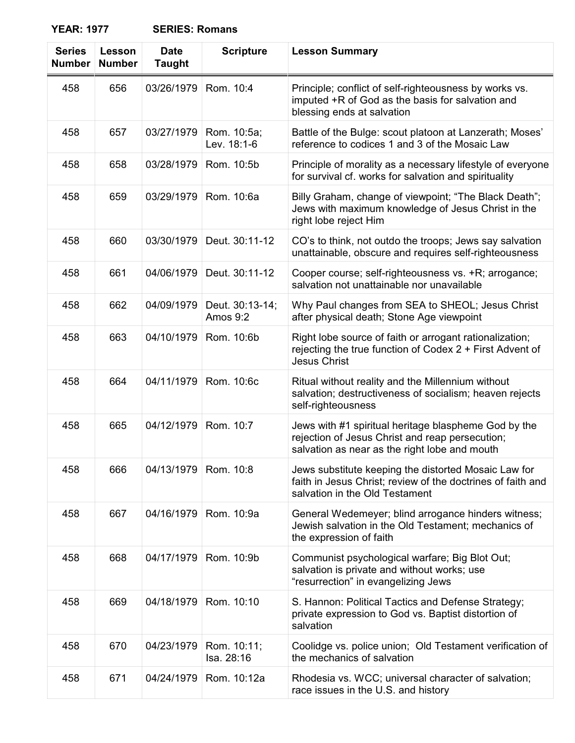**YEAR: 1977 SERIES: Romans**

| Series Number | Lesson Number | Date Taught | Scripture | Lesson Summary |
|---|---|---|---|---|
| 458 | 656 | 03/26/1979 | Rom. 10:4 | Principle; conflict of self-righteousness by works vs. imputed +R of God as the basis for salvation and blessing ends at salvation |
| 458 | 657 | 03/27/1979 | Rom. 10:5a; Lev. 18:1-6 | Battle of the Bulge: scout platoon at Lanzerath; Moses' reference to codices 1 and 3 of the Mosaic Law |
| 458 | 658 | 03/28/1979 | Rom. 10:5b | Principle of morality as a necessary lifestyle of everyone for survival cf. works for salvation and spirituality |
| 458 | 659 | 03/29/1979 | Rom. 10:6a | Billy Graham, change of viewpoint; "The Black Death"; Jews with maximum knowledge of Jesus Christ in the right lobe reject Him |
| 458 | 660 | 03/30/1979 | Deut. 30:11-12 | CO's to think, not outdo the troops; Jews say salvation unattainable, obscure and requires self-righteousness |
| 458 | 661 | 04/06/1979 | Deut. 30:11-12 | Cooper course; self-righteousness vs. +R; arrogance; salvation not unattainable nor unavailable |
| 458 | 662 | 04/09/1979 | Deut. 30:13-14; Amos 9:2 | Why Paul changes from SEA to SHEOL; Jesus Christ after physical death; Stone Age viewpoint |
| 458 | 663 | 04/10/1979 | Rom. 10:6b | Right lobe source of faith or arrogant rationalization; rejecting the true function of Codex 2 + First Advent of Jesus Christ |
| 458 | 664 | 04/11/1979 | Rom. 10:6c | Ritual without reality and the Millennium without salvation; destructiveness of socialism; heaven rejects self-righteousness |
| 458 | 665 | 04/12/1979 | Rom. 10:7 | Jews with #1 spiritual heritage blaspheme God by the rejection of Jesus Christ and reap persecution; salvation as near as the right lobe and mouth |
| 458 | 666 | 04/13/1979 | Rom. 10:8 | Jews substitute keeping the distorted Mosaic Law for faith in Jesus Christ; review of the doctrines of faith and salvation in the Old Testament |
| 458 | 667 | 04/16/1979 | Rom. 10:9a | General Wedemeyer; blind arrogance hinders witness; Jewish salvation in the Old Testament; mechanics of the expression of faith |
| 458 | 668 | 04/17/1979 | Rom. 10:9b | Communist psychological warfare; Big Blot Out; salvation is private and without works; use "resurrection" in evangelizing Jews |
| 458 | 669 | 04/18/1979 | Rom. 10:10 | S. Hannon: Political Tactics and Defense Strategy; private expression to God vs. Baptist distortion of salvation |
| 458 | 670 | 04/23/1979 | Rom. 10:11; Isa. 28:16 | Coolidge vs. police union; Old Testament verification of the mechanics of salvation |
| 458 | 671 | 04/24/1979 | Rom. 10:12a | Rhodesia vs. WCC; universal character of salvation; race issues in the U.S. and history |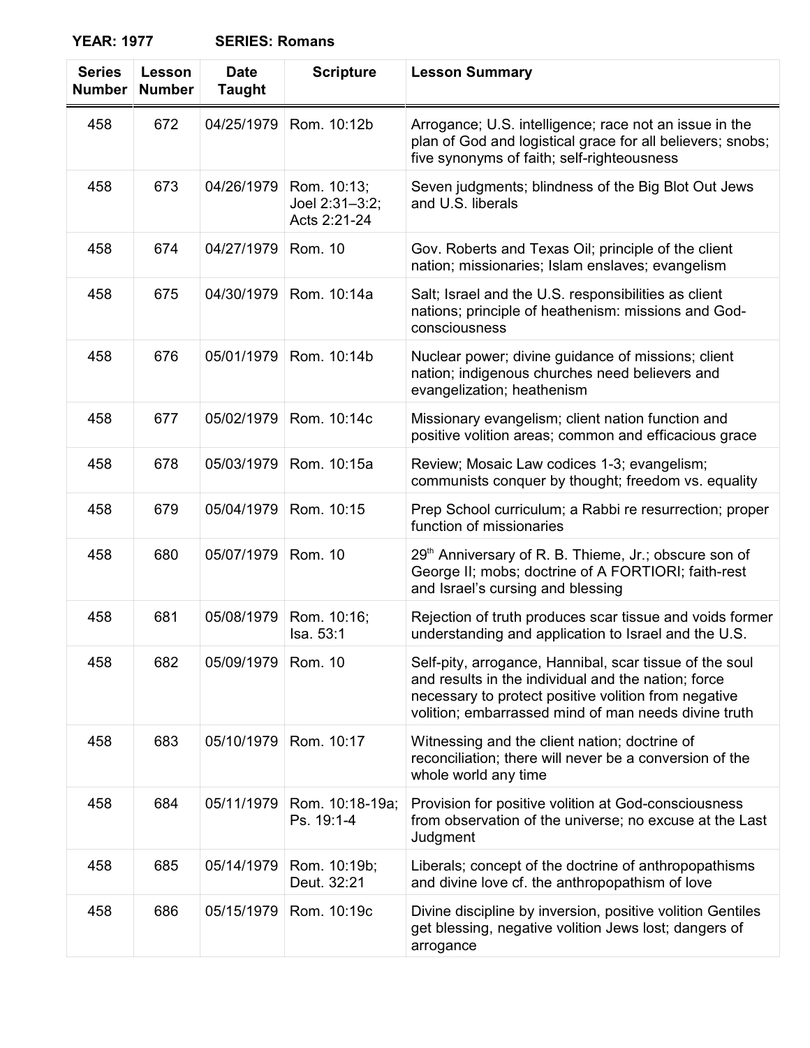**YEAR: 1977 SERIES: Romans**

| Series Number | Lesson Number | Date Taught | Scripture | Lesson Summary |
|---|---|---|---|---|
| 458 | 672 | 04/25/1979 | Rom. 10:12b | Arrogance; U.S. intelligence; race not an issue in the plan of God and logistical grace for all believers; snobs; five synonyms of faith; self-righteousness |
| 458 | 673 | 04/26/1979 | Rom. 10:13; Joel 2:31–3:2; Acts 2:21-24 | Seven judgments; blindness of the Big Blot Out Jews and U.S. liberals |
| 458 | 674 | 04/27/1979 | Rom. 10 | Gov. Roberts and Texas Oil; principle of the client nation; missionaries; Islam enslaves; evangelism |
| 458 | 675 | 04/30/1979 | Rom. 10:14a | Salt; Israel and the U.S. responsibilities as client nations; principle of heathenism: missions and God-consciousness |
| 458 | 676 | 05/01/1979 | Rom. 10:14b | Nuclear power; divine guidance of missions; client nation; indigenous churches need believers and evangelization; heathenism |
| 458 | 677 | 05/02/1979 | Rom. 10:14c | Missionary evangelism; client nation function and positive volition areas; common and efficacious grace |
| 458 | 678 | 05/03/1979 | Rom. 10:15a | Review; Mosaic Law codices 1-3; evangelism; communists conquer by thought; freedom vs. equality |
| 458 | 679 | 05/04/1979 | Rom. 10:15 | Prep School curriculum; a Rabbi re resurrection; proper function of missionaries |
| 458 | 680 | 05/07/1979 | Rom. 10 | 29th Anniversary of R. B. Thieme, Jr.; obscure son of George II; mobs; doctrine of A FORTIORI; faith-rest and Israel's cursing and blessing |
| 458 | 681 | 05/08/1979 | Rom. 10:16; Isa. 53:1 | Rejection of truth produces scar tissue and voids former understanding and application to Israel and the U.S. |
| 458 | 682 | 05/09/1979 | Rom. 10 | Self-pity, arrogance, Hannibal, scar tissue of the soul and results in the individual and the nation; force necessary to protect positive volition from negative volition; embarrassed mind of man needs divine truth |
| 458 | 683 | 05/10/1979 | Rom. 10:17 | Witnessing and the client nation; doctrine of reconciliation; there will never be a conversion of the whole world any time |
| 458 | 684 | 05/11/1979 | Rom. 10:18-19a; Ps. 19:1-4 | Provision for positive volition at God-consciousness from observation of the universe; no excuse at the Last Judgment |
| 458 | 685 | 05/14/1979 | Rom. 10:19b; Deut. 32:21 | Liberals; concept of the doctrine of anthropopathisms and divine love cf. the anthropopathism of love |
| 458 | 686 | 05/15/1979 | Rom. 10:19c | Divine discipline by inversion, positive volition Gentiles get blessing, negative volition Jews lost; dangers of arrogance |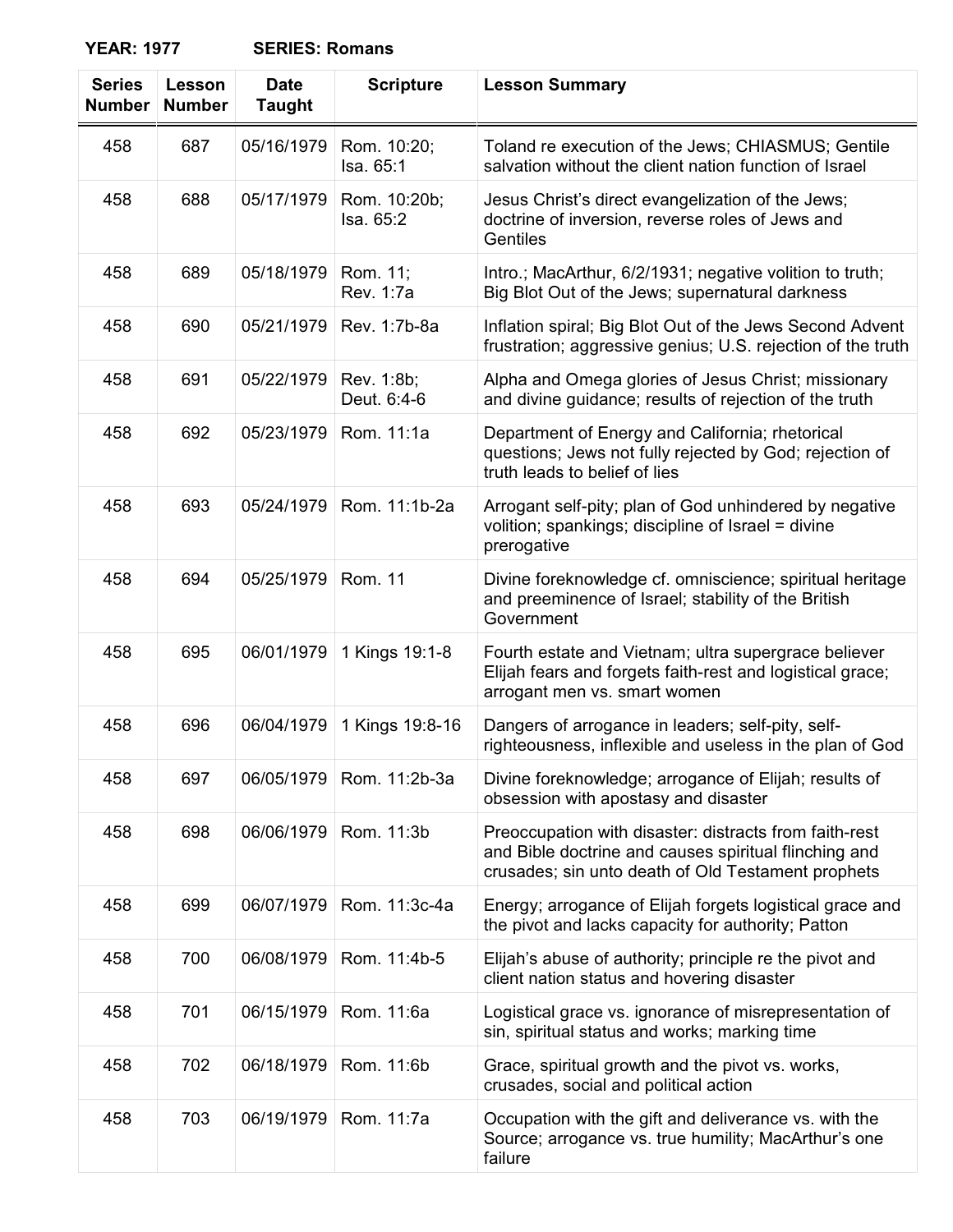**YEAR: 1977 SERIES: Romans**

| Series Number | Lesson Number | Date Taught | Scripture | Lesson Summary |
|---|---|---|---|---|
| 458 | 687 | 05/16/1979 | Rom. 10:20; Isa. 65:1 | Toland re execution of the Jews; CHIASMUS; Gentile salvation without the client nation function of Israel |
| 458 | 688 | 05/17/1979 | Rom. 10:20b; Isa. 65:2 | Jesus Christ's direct evangelization of the Jews; doctrine of inversion, reverse roles of Jews and Gentiles |
| 458 | 689 | 05/18/1979 | Rom. 11; Rev. 1:7a | Intro.; MacArthur, 6/2/1931; negative volition to truth; Big Blot Out of the Jews; supernatural darkness |
| 458 | 690 | 05/21/1979 | Rev. 1:7b-8a | Inflation spiral; Big Blot Out of the Jews Second Advent frustration; aggressive genius; U.S. rejection of the truth |
| 458 | 691 | 05/22/1979 | Rev. 1:8b; Deut. 6:4-6 | Alpha and Omega glories of Jesus Christ; missionary and divine guidance; results of rejection of the truth |
| 458 | 692 | 05/23/1979 | Rom. 11:1a | Department of Energy and California; rhetorical questions; Jews not fully rejected by God; rejection of truth leads to belief of lies |
| 458 | 693 | 05/24/1979 | Rom. 11:1b-2a | Arrogant self-pity; plan of God unhindered by negative volition; spankings; discipline of Israel = divine prerogative |
| 458 | 694 | 05/25/1979 | Rom. 11 | Divine foreknowledge cf. omniscience; spiritual heritage and preeminence of Israel; stability of the British Government |
| 458 | 695 | 06/01/1979 | 1 Kings 19:1-8 | Fourth estate and Vietnam; ultra supergrace believer Elijah fears and forgets faith-rest and logistical grace; arrogant men vs. smart women |
| 458 | 696 | 06/04/1979 | 1 Kings 19:8-16 | Dangers of arrogance in leaders; self-pity, self-righteousness, inflexible and useless in the plan of God |
| 458 | 697 | 06/05/1979 | Rom. 11:2b-3a | Divine foreknowledge; arrogance of Elijah; results of obsession with apostasy and disaster |
| 458 | 698 | 06/06/1979 | Rom. 11:3b | Preoccupation with disaster: distracts from faith-rest and Bible doctrine and causes spiritual flinching and crusades; sin unto death of Old Testament prophets |
| 458 | 699 | 06/07/1979 | Rom. 11:3c-4a | Energy; arrogance of Elijah forgets logistical grace and the pivot and lacks capacity for authority; Patton |
| 458 | 700 | 06/08/1979 | Rom. 11:4b-5 | Elijah's abuse of authority; principle re the pivot and client nation status and hovering disaster |
| 458 | 701 | 06/15/1979 | Rom. 11:6a | Logistical grace vs. ignorance of misrepresentation of sin, spiritual status and works; marking time |
| 458 | 702 | 06/18/1979 | Rom. 11:6b | Grace, spiritual growth and the pivot vs. works, crusades, social and political action |
| 458 | 703 | 06/19/1979 | Rom. 11:7a | Occupation with the gift and deliverance vs. with the Source; arrogance vs. true humility; MacArthur's one failure |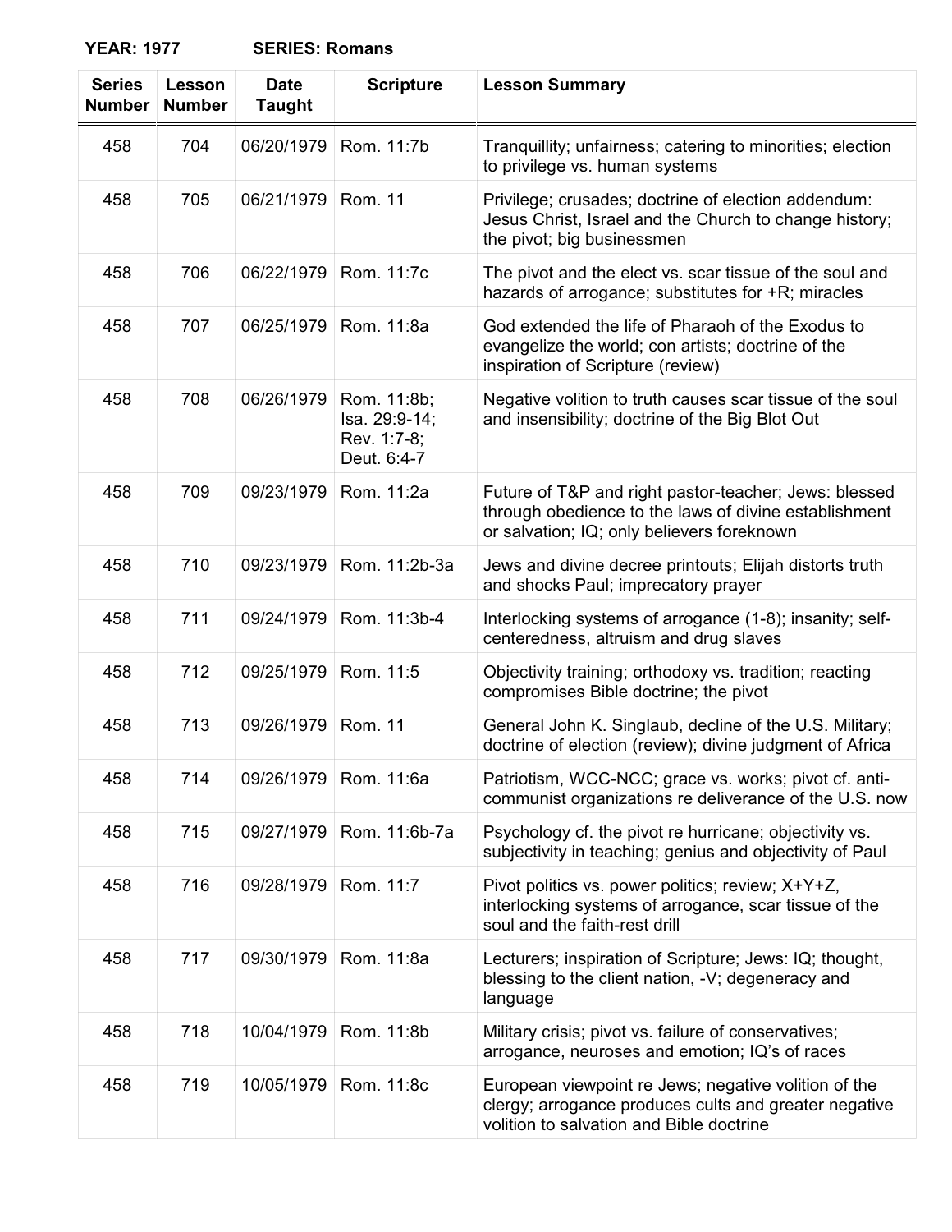**YEAR: 1977  SERIES: Romans**

| Series Number | Lesson Number | Date Taught | Scripture | Lesson Summary |
|---|---|---|---|---|
| 458 | 704 | 06/20/1979 | Rom. 11:7b | Tranquillity; unfairness; catering to minorities; election to privilege vs. human systems |
| 458 | 705 | 06/21/1979 | Rom. 11 | Privilege; crusades; doctrine of election addendum: Jesus Christ, Israel and the Church to change history; the pivot; big businessmen |
| 458 | 706 | 06/22/1979 | Rom. 11:7c | The pivot and the elect vs. scar tissue of the soul and hazards of arrogance; substitutes for +R; miracles |
| 458 | 707 | 06/25/1979 | Rom. 11:8a | God extended the life of Pharaoh of the Exodus to evangelize the world; con artists; doctrine of the inspiration of Scripture (review) |
| 458 | 708 | 06/26/1979 | Rom. 11:8b; Isa. 29:9-14; Rev. 1:7-8; Deut. 6:4-7 | Negative volition to truth causes scar tissue of the soul and insensibility; doctrine of the Big Blot Out |
| 458 | 709 | 09/23/1979 | Rom. 11:2a | Future of T&P and right pastor-teacher; Jews: blessed through obedience to the laws of divine establishment or salvation; IQ; only believers foreknown |
| 458 | 710 | 09/23/1979 | Rom. 11:2b-3a | Jews and divine decree printouts; Elijah distorts truth and shocks Paul; imprecatory prayer |
| 458 | 711 | 09/24/1979 | Rom. 11:3b-4 | Interlocking systems of arrogance (1-8); insanity; self-centeredness, altruism and drug slaves |
| 458 | 712 | 09/25/1979 | Rom. 11:5 | Objectivity training; orthodoxy vs. tradition; reacting compromises Bible doctrine; the pivot |
| 458 | 713 | 09/26/1979 | Rom. 11 | General John K. Singlaub, decline of the U.S. Military; doctrine of election (review); divine judgment of Africa |
| 458 | 714 | 09/26/1979 | Rom. 11:6a | Patriotism, WCC-NCC; grace vs. works; pivot cf. anti-communist organizations re deliverance of the U.S. now |
| 458 | 715 | 09/27/1979 | Rom. 11:6b-7a | Psychology cf. the pivot re hurricane; objectivity vs. subjectivity in teaching; genius and objectivity of Paul |
| 458 | 716 | 09/28/1979 | Rom. 11:7 | Pivot politics vs. power politics; review; X+Y+Z, interlocking systems of arrogance, scar tissue of the soul and the faith-rest drill |
| 458 | 717 | 09/30/1979 | Rom. 11:8a | Lecturers; inspiration of Scripture; Jews: IQ; thought, blessing to the client nation, -V; degeneracy and language |
| 458 | 718 | 10/04/1979 | Rom. 11:8b | Military crisis; pivot vs. failure of conservatives; arrogance, neuroses and emotion; IQ's of races |
| 458 | 719 | 10/05/1979 | Rom. 11:8c | European viewpoint re Jews; negative volition of the clergy; arrogance produces cults and greater negative volition to salvation and Bible doctrine |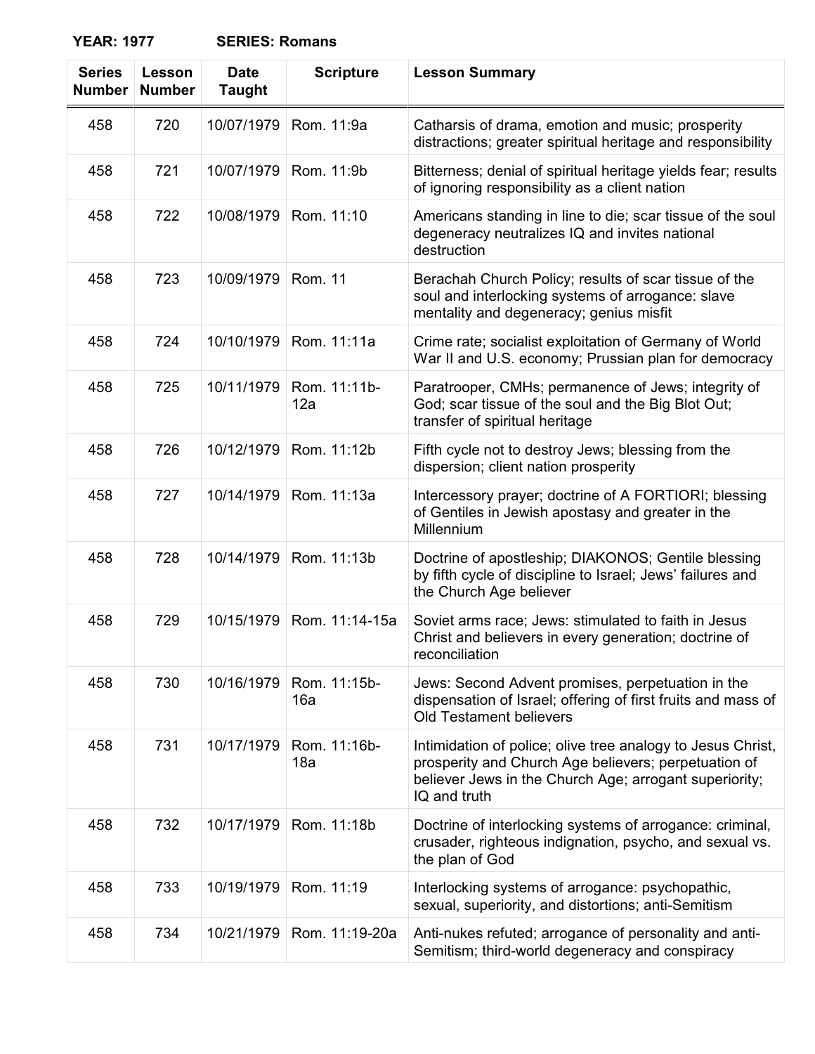**YEAR: 1977　　　　SERIES: Romans**

| Series Number | Lesson Number | Date Taught | Scripture | Lesson Summary |
|---|---|---|---|---|
| 458 | 720 | 10/07/1979 | Rom. 11:9a | Catharsis of drama, emotion and music; prosperity distractions; greater spiritual heritage and responsibility |
| 458 | 721 | 10/07/1979 | Rom. 11:9b | Bitterness; denial of spiritual heritage yields fear; results of ignoring responsibility as a client nation |
| 458 | 722 | 10/08/1979 | Rom. 11:10 | Americans standing in line to die; scar tissue of the soul degeneracy neutralizes IQ and invites national destruction |
| 458 | 723 | 10/09/1979 | Rom. 11 | Berachah Church Policy; results of scar tissue of the soul and interlocking systems of arrogance: slave mentality and degeneracy; genius misfit |
| 458 | 724 | 10/10/1979 | Rom. 11:11a | Crime rate; socialist exploitation of Germany of World War II and U.S. economy; Prussian plan for democracy |
| 458 | 725 | 10/11/1979 | Rom. 11:11b-12a | Paratrooper, CMHs; permanence of Jews; integrity of God; scar tissue of the soul and the Big Blot Out; transfer of spiritual heritage |
| 458 | 726 | 10/12/1979 | Rom. 11:12b | Fifth cycle not to destroy Jews; blessing from the dispersion; client nation prosperity |
| 458 | 727 | 10/14/1979 | Rom. 11:13a | Intercessory prayer; doctrine of A FORTIORI; blessing of Gentiles in Jewish apostasy and greater in the Millennium |
| 458 | 728 | 10/14/1979 | Rom. 11:13b | Doctrine of apostleship; DIAKONOS; Gentile blessing by fifth cycle of discipline to Israel; Jews' failures and the Church Age believer |
| 458 | 729 | 10/15/1979 | Rom. 11:14-15a | Soviet arms race; Jews: stimulated to faith in Jesus Christ and believers in every generation; doctrine of reconciliation |
| 458 | 730 | 10/16/1979 | Rom. 11:15b-16a | Jews: Second Advent promises, perpetuation in the dispensation of Israel; offering of first fruits and mass of Old Testament believers |
| 458 | 731 | 10/17/1979 | Rom. 11:16b-18a | Intimidation of police; olive tree analogy to Jesus Christ, prosperity and Church Age believers; perpetuation of believer Jews in the Church Age; arrogant superiority; IQ and truth |
| 458 | 732 | 10/17/1979 | Rom. 11:18b | Doctrine of interlocking systems of arrogance: criminal, crusader, righteous indignation, psycho, and sexual vs. the plan of God |
| 458 | 733 | 10/19/1979 | Rom. 11:19 | Interlocking systems of arrogance: psychopathic, sexual, superiority, and distortions; anti-Semitism |
| 458 | 734 | 10/21/1979 | Rom. 11:19-20a | Anti-nukes refuted; arrogance of personality and anti-Semitism; third-world degeneracy and conspiracy |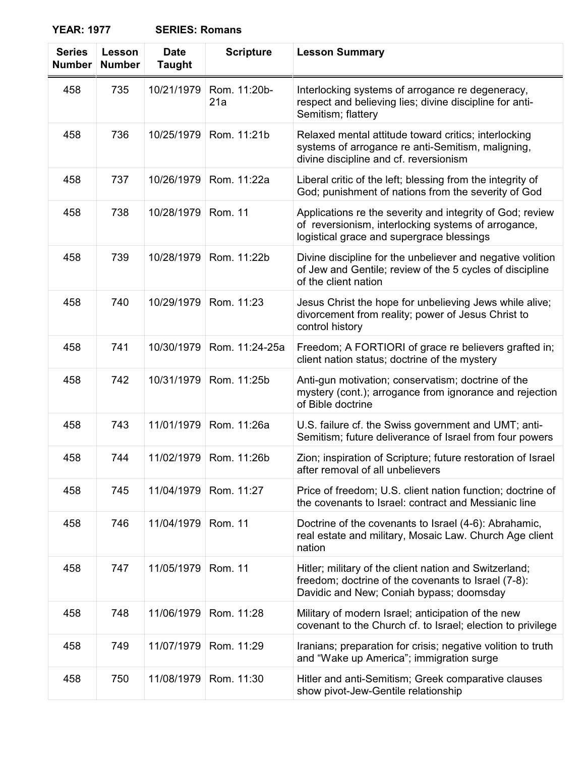**YEAR: 1977 SERIES: Romans**

| Series Number | Lesson Number | Date Taught | Scripture | Lesson Summary |
|---|---|---|---|---|
| 458 | 735 | 10/21/1979 | Rom. 11:20b-21a | Interlocking systems of arrogance re degeneracy, respect and believing lies; divine discipline for anti-Semitism; flattery |
| 458 | 736 | 10/25/1979 | Rom. 11:21b | Relaxed mental attitude toward critics; interlocking systems of arrogance re anti-Semitism, maligning, divine discipline and cf. reversionism |
| 458 | 737 | 10/26/1979 | Rom. 11:22a | Liberal critic of the left; blessing from the integrity of God; punishment of nations from the severity of God |
| 458 | 738 | 10/28/1979 | Rom. 11 | Applications re the severity and integrity of God; review of reversionism, interlocking systems of arrogance, logistical grace and supergrace blessings |
| 458 | 739 | 10/28/1979 | Rom. 11:22b | Divine discipline for the unbeliever and negative volition of Jew and Gentile; review of the 5 cycles of discipline of the client nation |
| 458 | 740 | 10/29/1979 | Rom. 11:23 | Jesus Christ the hope for unbelieving Jews while alive; divorcement from reality; power of Jesus Christ to control history |
| 458 | 741 | 10/30/1979 | Rom. 11:24-25a | Freedom; A FORTIORI of grace re believers grafted in; client nation status; doctrine of the mystery |
| 458 | 742 | 10/31/1979 | Rom. 11:25b | Anti-gun motivation; conservatism; doctrine of the mystery (cont.); arrogance from ignorance and rejection of Bible doctrine |
| 458 | 743 | 11/01/1979 | Rom. 11:26a | U.S. failure cf. the Swiss government and UMT; anti-Semitism; future deliverance of Israel from four powers |
| 458 | 744 | 11/02/1979 | Rom. 11:26b | Zion; inspiration of Scripture; future restoration of Israel after removal of all unbelievers |
| 458 | 745 | 11/04/1979 | Rom. 11:27 | Price of freedom; U.S. client nation function; doctrine of the covenants to Israel: contract and Messianic line |
| 458 | 746 | 11/04/1979 | Rom. 11 | Doctrine of the covenants to Israel (4-6): Abrahamic, real estate and military, Mosaic Law. Church Age client nation |
| 458 | 747 | 11/05/1979 | Rom. 11 | Hitler; military of the client nation and Switzerland; freedom; doctrine of the covenants to Israel (7-8): Davidic and New; Coniah bypass; doomsday |
| 458 | 748 | 11/06/1979 | Rom. 11:28 | Military of modern Israel; anticipation of the new covenant to the Church cf. to Israel; election to privilege |
| 458 | 749 | 11/07/1979 | Rom. 11:29 | Iranians; preparation for crisis; negative volition to truth and "Wake up America"; immigration surge |
| 458 | 750 | 11/08/1979 | Rom. 11:30 | Hitler and anti-Semitism; Greek comparative clauses show pivot-Jew-Gentile relationship |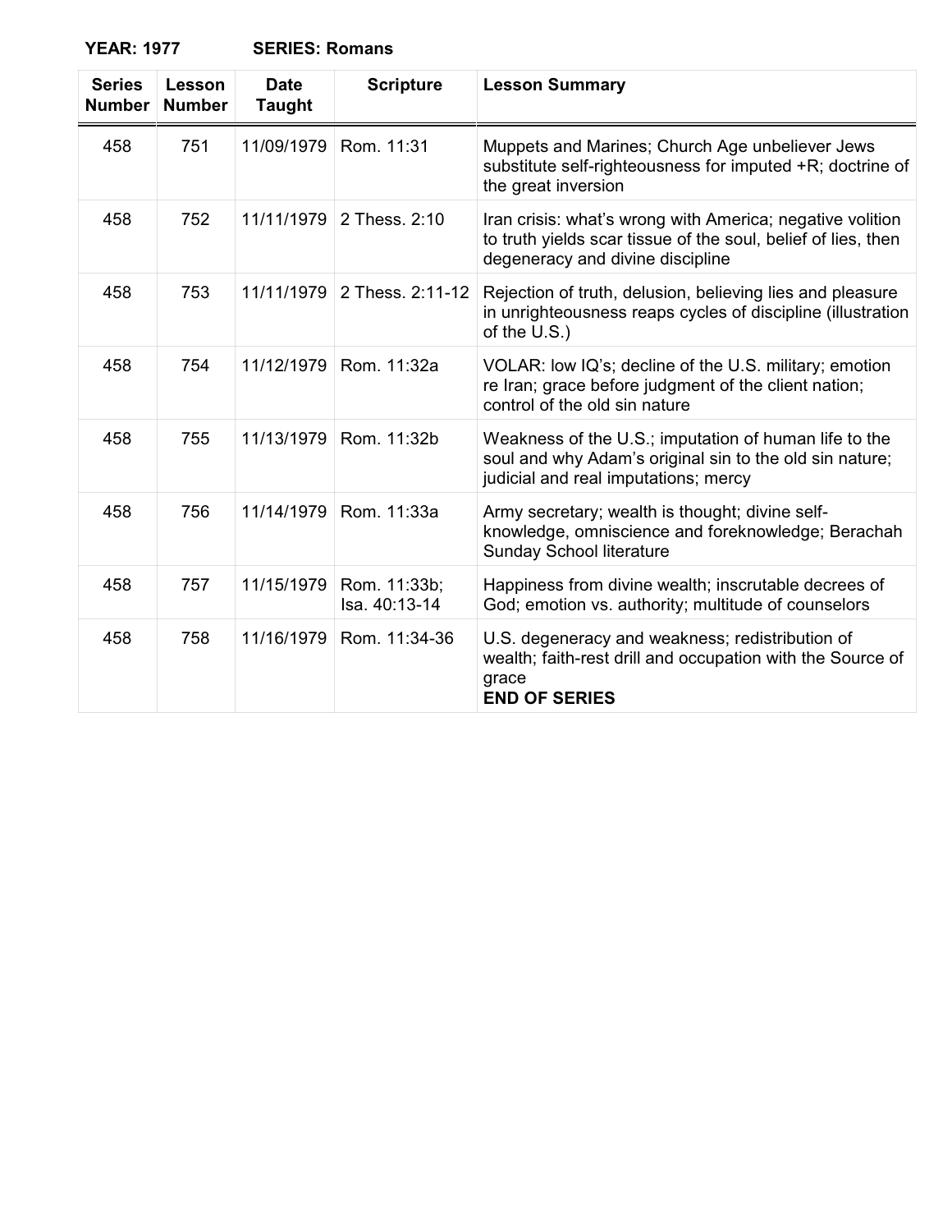**YEAR: 1977 SERIES: Romans**

| Series Number | Lesson Number | Date Taught | Scripture | Lesson Summary |
|---|---|---|---|---|
| 458 | 751 | 11/09/1979 | Rom. 11:31 | Muppets and Marines; Church Age unbeliever Jews substitute self-righteousness for imputed +R; doctrine of the great inversion |
| 458 | 752 | 11/11/1979 | 2 Thess. 2:10 | Iran crisis: what's wrong with America; negative volition to truth yields scar tissue of the soul, belief of lies, then degeneracy and divine discipline |
| 458 | 753 | 11/11/1979 | 2 Thess. 2:11-12 | Rejection of truth, delusion, believing lies and pleasure in unrighteousness reaps cycles of discipline (illustration of the U.S.) |
| 458 | 754 | 11/12/1979 | Rom. 11:32a | VOLAR: low IQ's; decline of the U.S. military; emotion re Iran; grace before judgment of the client nation; control of the old sin nature |
| 458 | 755 | 11/13/1979 | Rom. 11:32b | Weakness of the U.S.; imputation of human life to the soul and why Adam's original sin to the old sin nature; judicial and real imputations; mercy |
| 458 | 756 | 11/14/1979 | Rom. 11:33a | Army secretary; wealth is thought; divine self-knowledge, omniscience and foreknowledge; Berachah Sunday School literature |
| 458 | 757 | 11/15/1979 | Rom. 11:33b; Isa. 40:13-14 | Happiness from divine wealth; inscrutable decrees of God; emotion vs. authority; multitude of counselors |
| 458 | 758 | 11/16/1979 | Rom. 11:34-36 | U.S. degeneracy and weakness; redistribution of wealth; faith-rest drill and occupation with the Source of grace **END OF SERIES** |